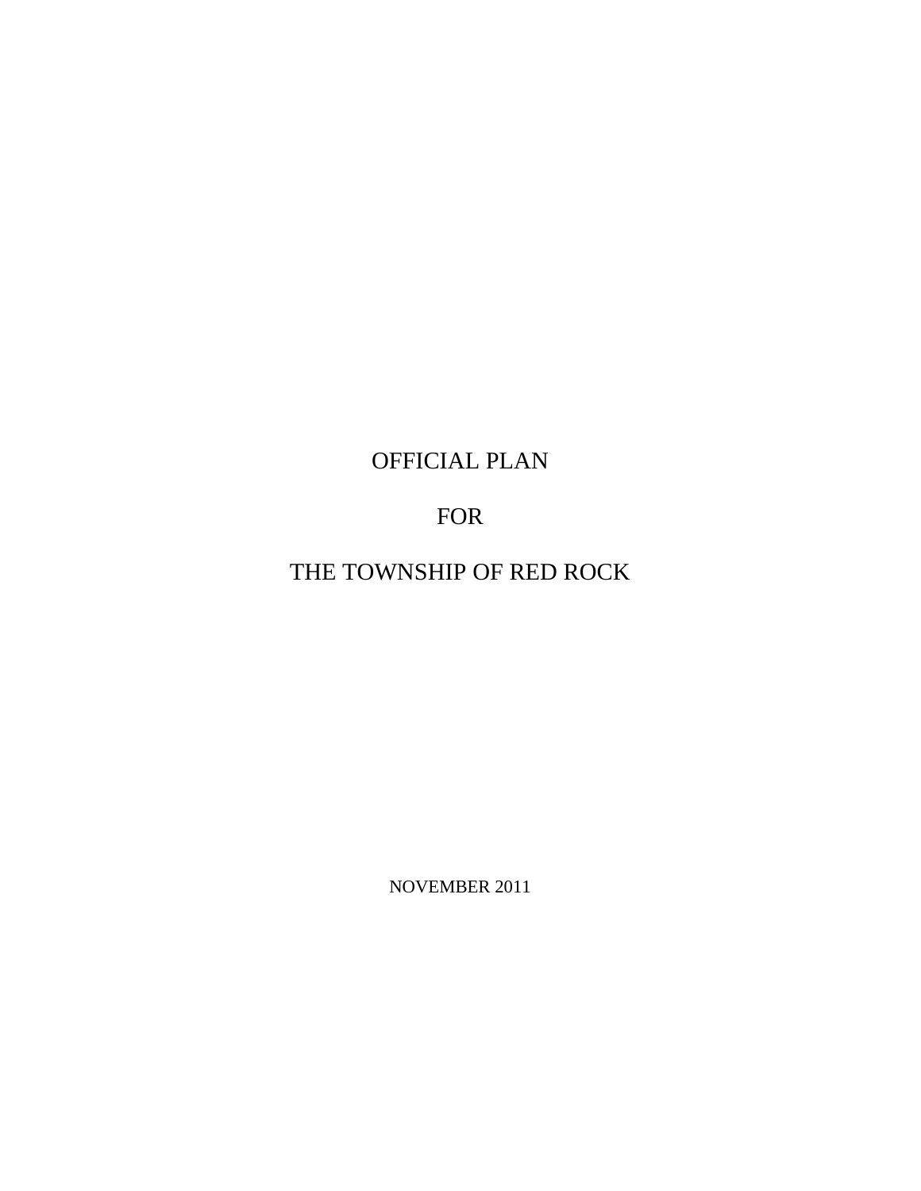# OFFICIAL PLAN

# FOR

# THE TOWNSHIP OF RED ROCK

NOVEMBER 2011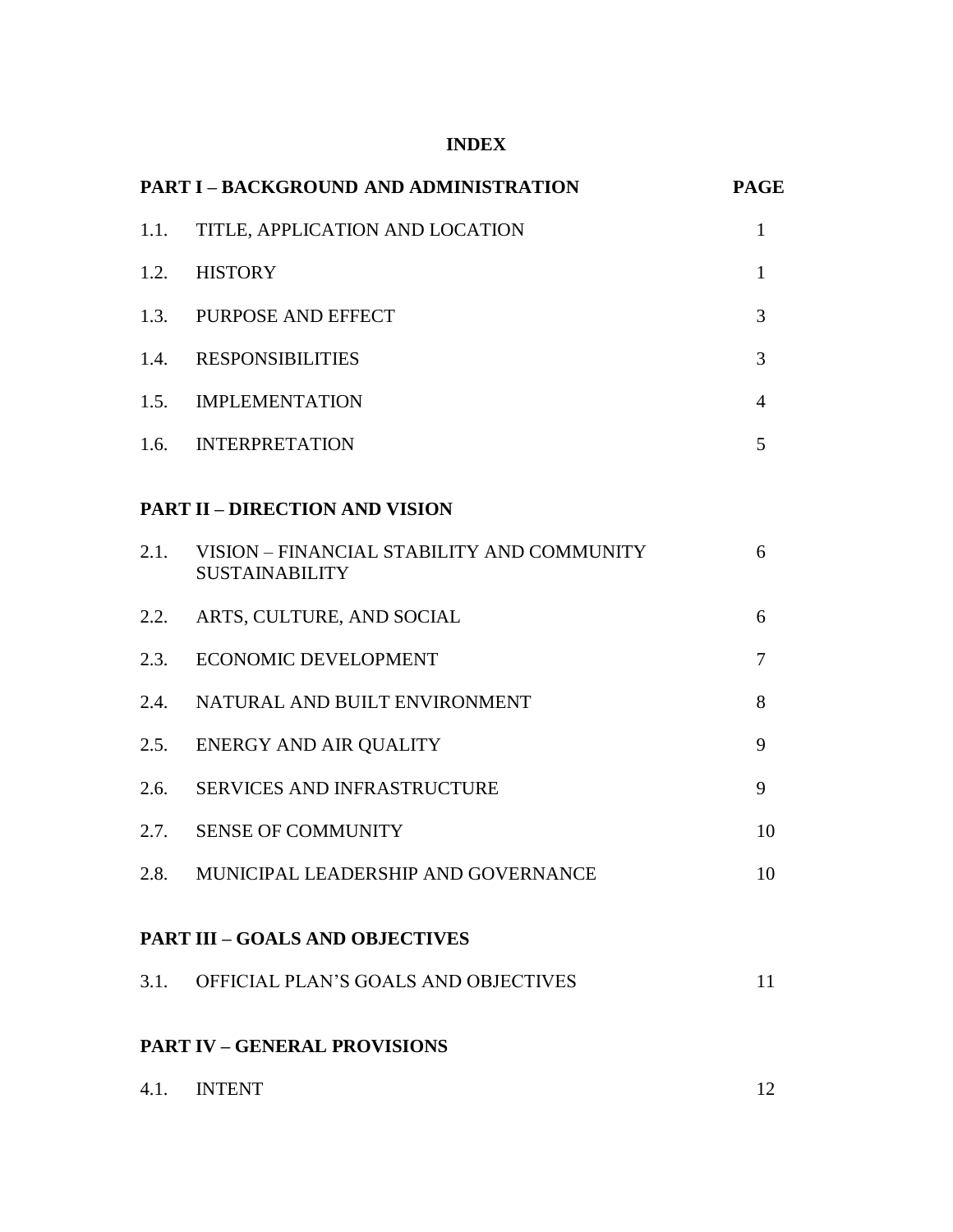# INDEX

| PART I – BACKGROUND AND ADMINISTRATION | | PAGE |
|---|---|---|
| 1.1. | TITLE, APPLICATION AND LOCATION | 1 |
| 1.2. | HISTORY | 1 |
| 1.3. | PURPOSE AND EFFECT | 3 |
| 1.4. | RESPONSIBILITIES | 3 |
| 1.5. | IMPLEMENTATION | 4 |
| 1.6. | INTERPRETATION | 5 |
| **PART II – DIRECTION AND VISION** | | |
| 2.1. | VISION – FINANCIAL STABILITY AND COMMUNITY SUSTAINABILITY | 6 |
| 2.2. | ARTS, CULTURE, AND SOCIAL | 6 |
| 2.3. | ECONOMIC DEVELOPMENT | 7 |
| 2.4. | NATURAL AND BUILT ENVIRONMENT | 8 |
| 2.5. | ENERGY AND AIR QUALITY | 9 |
| 2.6. | SERVICES AND INFRASTRUCTURE | 9 |
| 2.7. | SENSE OF COMMUNITY | 10 |
| 2.8. | MUNICIPAL LEADERSHIP AND GOVERNANCE | 10 |
| **PART III – GOALS AND OBJECTIVES** | | |
| 3.1. | OFFICIAL PLAN'S GOALS AND OBJECTIVES | 11 |
| **PART IV – GENERAL PROVISIONS** | | |
| 4.1. | INTENT | 12 |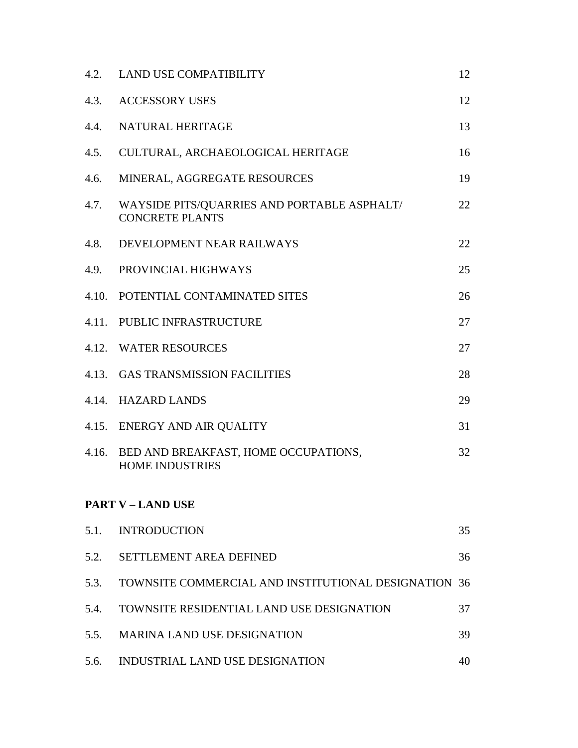| | | |
|---|---|---|
| 4.2. | LAND USE COMPATIBILITY | 12 |
| 4.3. | ACCESSORY USES | 12 |
| 4.4. | NATURAL HERITAGE | 13 |
| 4.5. | CULTURAL, ARCHAEOLOGICAL HERITAGE | 16 |
| 4.6. | MINERAL, AGGREGATE RESOURCES | 19 |
| 4.7. | WAYSIDE PITS/QUARRIES AND PORTABLE ASPHALT/ CONCRETE PLANTS | 22 |
| 4.8. | DEVELOPMENT NEAR RAILWAYS | 22 |
| 4.9. | PROVINCIAL HIGHWAYS | 25 |
| 4.10. | POTENTIAL CONTAMINATED SITES | 26 |
| 4.11. | PUBLIC INFRASTRUCTURE | 27 |
| 4.12. | WATER RESOURCES | 27 |
| 4.13. | GAS TRANSMISSION FACILITIES | 28 |
| 4.14. | HAZARD LANDS | 29 |
| 4.15. | ENERGY AND AIR QUALITY | 31 |
| 4.16. | BED AND BREAKFAST, HOME OCCUPATIONS, HOME INDUSTRIES | 32 |

**PART V – LAND USE**

| | | |
|---|---|---|
| 5.1. | INTRODUCTION | 35 |
| 5.2. | SETTLEMENT AREA DEFINED | 36 |
| 5.3. | TOWNSITE COMMERCIAL AND INSTITUTIONAL DESIGNATION | 36 |
| 5.4. | TOWNSITE RESIDENTIAL LAND USE DESIGNATION | 37 |
| 5.5. | MARINA LAND USE DESIGNATION | 39 |
| 5.6. | INDUSTRIAL LAND USE DESIGNATION | 40 |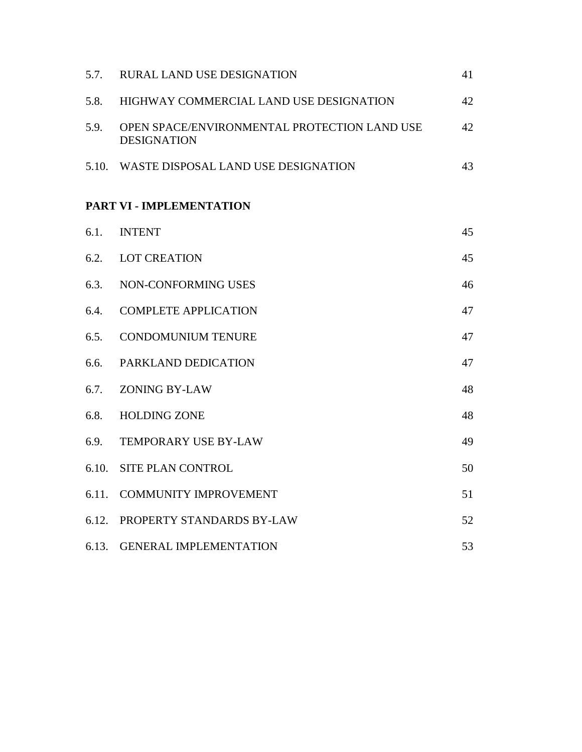| | | |
|---|---|---|
| 5.7. | RURAL LAND USE DESIGNATION | 41 |
| 5.8. | HIGHWAY COMMERCIAL LAND USE DESIGNATION | 42 |
| 5.9. | OPEN SPACE/ENVIRONMENTAL PROTECTION LAND USE DESIGNATION | 42 |
| 5.10. | WASTE DISPOSAL LAND USE DESIGNATION | 43 |

**PART VI - IMPLEMENTATION**

| | | |
|---|---|---|
| 6.1. | INTENT | 45 |
| 6.2. | LOT CREATION | 45 |
| 6.3. | NON-CONFORMING USES | 46 |
| 6.4. | COMPLETE APPLICATION | 47 |
| 6.5. | CONDOMUNIUM TENURE | 47 |
| 6.6. | PARKLAND DEDICATION | 47 |
| 6.7. | ZONING BY-LAW | 48 |
| 6.8. | HOLDING ZONE | 48 |
| 6.9. | TEMPORARY USE BY-LAW | 49 |
| 6.10. | SITE PLAN CONTROL | 50 |
| 6.11. | COMMUNITY IMPROVEMENT | 51 |
| 6.12. | PROPERTY STANDARDS BY-LAW | 52 |
| 6.13. | GENERAL IMPLEMENTATION | 53 |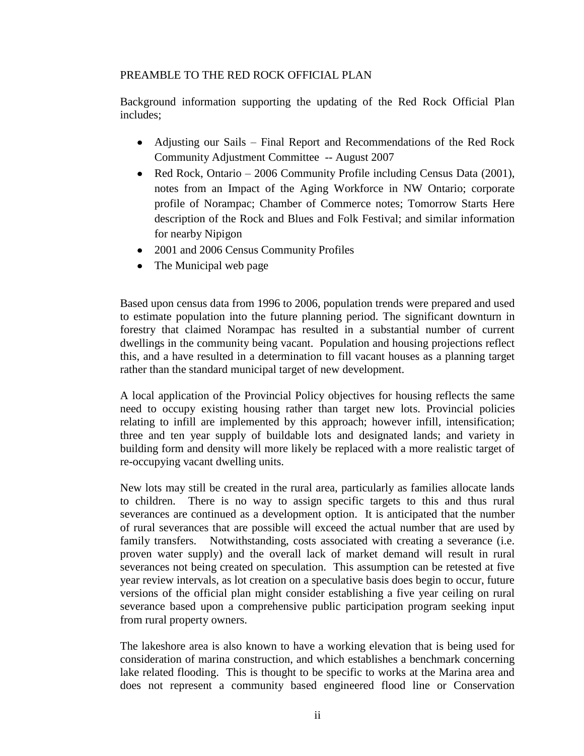PREAMBLE TO THE RED ROCK OFFICIAL PLAN

Background information supporting the updating of the Red Rock Official Plan includes;

- Adjusting our Sails – Final Report and Recommendations of the Red Rock Community Adjustment Committee -- August 2007
- Red Rock, Ontario – 2006 Community Profile including Census Data (2001), notes from an Impact of the Aging Workforce in NW Ontario; corporate profile of Norampac; Chamber of Commerce notes; Tomorrow Starts Here description of the Rock and Blues and Folk Festival; and similar information for nearby Nipigon
- 2001 and 2006 Census Community Profiles
- The Municipal web page

Based upon census data from 1996 to 2006, population trends were prepared and used to estimate population into the future planning period. The significant downturn in forestry that claimed Norampac has resulted in a substantial number of current dwellings in the community being vacant. Population and housing projections reflect this, and a have resulted in a determination to fill vacant houses as a planning target rather than the standard municipal target of new development.

A local application of the Provincial Policy objectives for housing reflects the same need to occupy existing housing rather than target new lots. Provincial policies relating to infill are implemented by this approach; however infill, intensification; three and ten year supply of buildable lots and designated lands; and variety in building form and density will more likely be replaced with a more realistic target of re-occupying vacant dwelling units.

New lots may still be created in the rural area, particularly as families allocate lands to children. There is no way to assign specific targets to this and thus rural severances are continued as a development option. It is anticipated that the number of rural severances that are possible will exceed the actual number that are used by family transfers. Notwithstanding, costs associated with creating a severance (i.e. proven water supply) and the overall lack of market demand will result in rural severances not being created on speculation. This assumption can be retested at five year review intervals, as lot creation on a speculative basis does begin to occur, future versions of the official plan might consider establishing a five year ceiling on rural severance based upon a comprehensive public participation program seeking input from rural property owners.

The lakeshore area is also known to have a working elevation that is being used for consideration of marina construction, and which establishes a benchmark concerning lake related flooding. This is thought to be specific to works at the Marina area and does not represent a community based engineered flood line or Conservation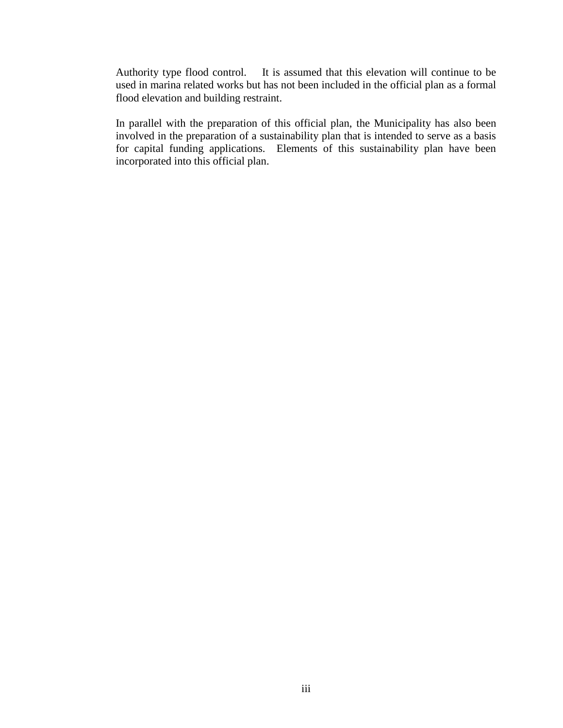Authority type flood control. It is assumed that this elevation will continue to be used in marina related works but has not been included in the official plan as a formal flood elevation and building restraint.

In parallel with the preparation of this official plan, the Municipality has also been involved in the preparation of a sustainability plan that is intended to serve as a basis for capital funding applications. Elements of this sustainability plan have been incorporated into this official plan.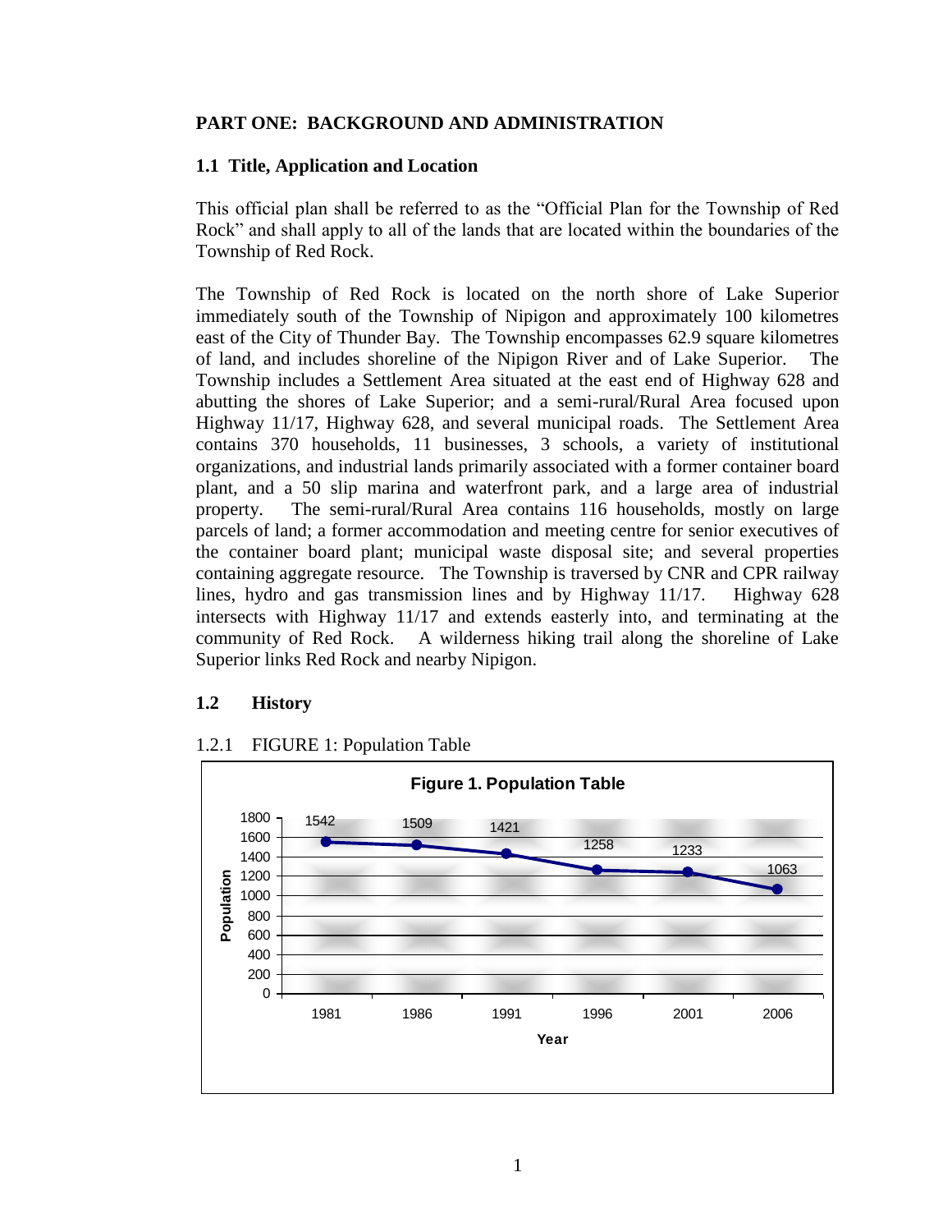## PART ONE: BACKGROUND AND ADMINISTRATION

### 1.1 Title, Application and Location

This official plan shall be referred to as the "Official Plan for the Township of Red Rock" and shall apply to all of the lands that are located within the boundaries of the Township of Red Rock.

The Township of Red Rock is located on the north shore of Lake Superior immediately south of the Township of Nipigon and approximately 100 kilometres east of the City of Thunder Bay. The Township encompasses 62.9 square kilometres of land, and includes shoreline of the Nipigon River and of Lake Superior. The Township includes a Settlement Area situated at the east end of Highway 628 and abutting the shores of Lake Superior; and a semi-rural/Rural Area focused upon Highway 11/17, Highway 628, and several municipal roads. The Settlement Area contains 370 households, 11 businesses, 3 schools, a variety of institutional organizations, and industrial lands primarily associated with a former container board plant, and a 50 slip marina and waterfront park, and a large area of industrial property. The semi-rural/Rural Area contains 116 households, mostly on large parcels of land; a former accommodation and meeting centre for senior executives of the container board plant; municipal waste disposal site; and several properties containing aggregate resource. The Township is traversed by CNR and CPR railway lines, hydro and gas transmission lines and by Highway 11/17. Highway 628 intersects with Highway 11/17 and extends easterly into, and terminating at the community of Red Rock. A wilderness hiking trail along the shoreline of Lake Superior links Red Rock and nearby Nipigon.

### 1.2 History

1.2.1 FIGURE 1: Population Table

**Figure 1. Population Table**

Population

0
200
400
600
800
1000
1200
1400
1600
1800

1542
1509
1421
1258
1233
1063

1981
1986
1991
1996
2001
2006

Year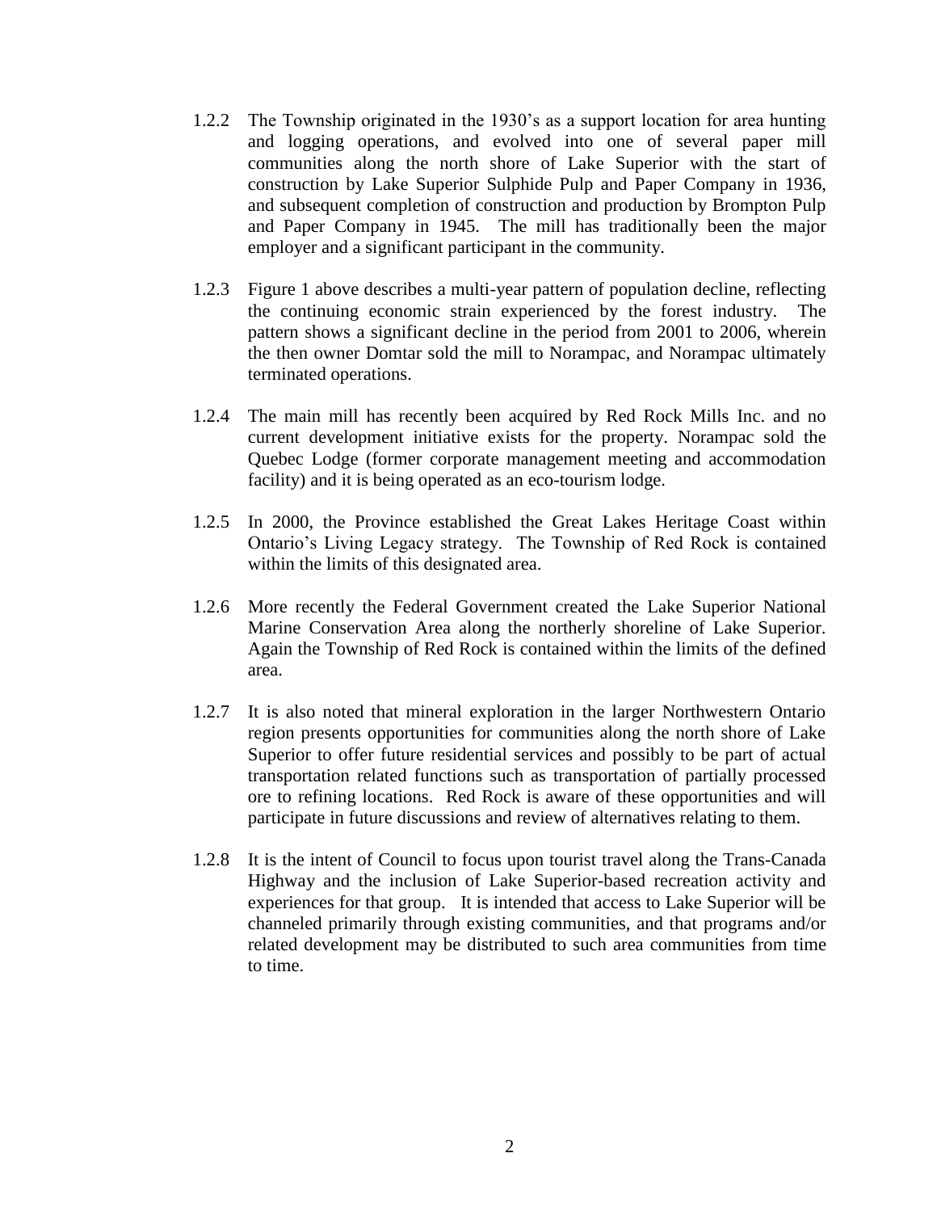1.2.2 The Township originated in the 1930's as a support location for area hunting and logging operations, and evolved into one of several paper mill communities along the north shore of Lake Superior with the start of construction by Lake Superior Sulphide Pulp and Paper Company in 1936, and subsequent completion of construction and production by Brompton Pulp and Paper Company in 1945. The mill has traditionally been the major employer and a significant participant in the community.

1.2.3 Figure 1 above describes a multi-year pattern of population decline, reflecting the continuing economic strain experienced by the forest industry. The pattern shows a significant decline in the period from 2001 to 2006, wherein the then owner Domtar sold the mill to Norampac, and Norampac ultimately terminated operations.

1.2.4 The main mill has recently been acquired by Red Rock Mills Inc. and no current development initiative exists for the property. Norampac sold the Quebec Lodge (former corporate management meeting and accommodation facility) and it is being operated as an eco-tourism lodge.

1.2.5 In 2000, the Province established the Great Lakes Heritage Coast within Ontario's Living Legacy strategy. The Township of Red Rock is contained within the limits of this designated area.

1.2.6 More recently the Federal Government created the Lake Superior National Marine Conservation Area along the northerly shoreline of Lake Superior. Again the Township of Red Rock is contained within the limits of the defined area.

1.2.7 It is also noted that mineral exploration in the larger Northwestern Ontario region presents opportunities for communities along the north shore of Lake Superior to offer future residential services and possibly to be part of actual transportation related functions such as transportation of partially processed ore to refining locations. Red Rock is aware of these opportunities and will participate in future discussions and review of alternatives relating to them.

1.2.8 It is the intent of Council to focus upon tourist travel along the Trans-Canada Highway and the inclusion of Lake Superior-based recreation activity and experiences for that group. It is intended that access to Lake Superior will be channeled primarily through existing communities, and that programs and/or related development may be distributed to such area communities from time to time.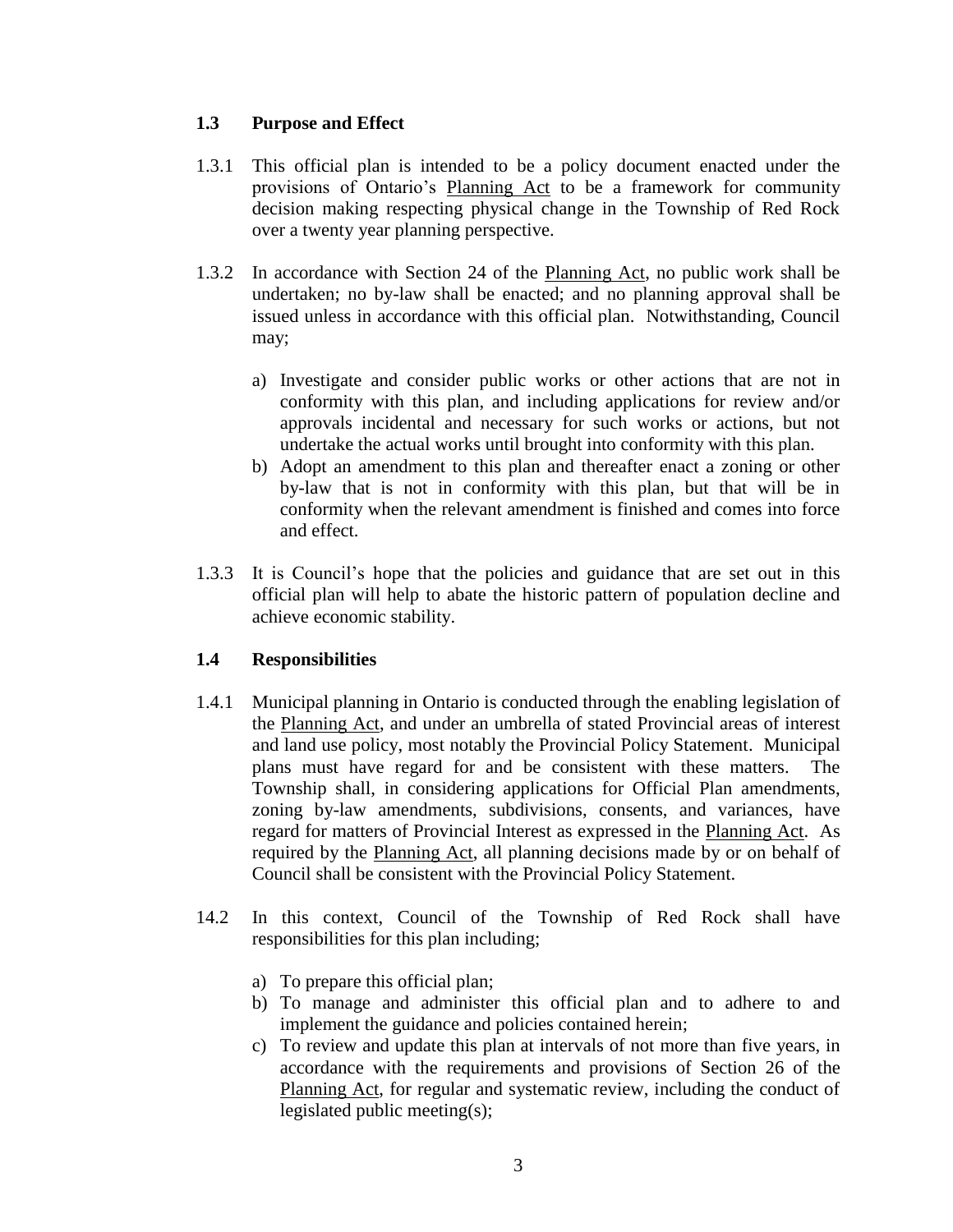### 1.3 Purpose and Effect

1.3.1 This official plan is intended to be a policy document enacted under the provisions of Ontario's Planning Act to be a framework for community decision making respecting physical change in the Township of Red Rock over a twenty year planning perspective.

1.3.2 In accordance with Section 24 of the Planning Act, no public work shall be undertaken; no by-law shall be enacted; and no planning approval shall be issued unless in accordance with this official plan. Notwithstanding, Council may;

a) Investigate and consider public works or other actions that are not in conformity with this plan, and including applications for review and/or approvals incidental and necessary for such works or actions, but not undertake the actual works until brought into conformity with this plan.
b) Adopt an amendment to this plan and thereafter enact a zoning or other by-law that is not in conformity with this plan, but that will be in conformity when the relevant amendment is finished and comes into force and effect.

1.3.3 It is Council's hope that the policies and guidance that are set out in this official plan will help to abate the historic pattern of population decline and achieve economic stability.

### 1.4 Responsibilities

1.4.1 Municipal planning in Ontario is conducted through the enabling legislation of the Planning Act, and under an umbrella of stated Provincial areas of interest and land use policy, most notably the Provincial Policy Statement. Municipal plans must have regard for and be consistent with these matters. The Township shall, in considering applications for Official Plan amendments, zoning by-law amendments, subdivisions, consents, and variances, have regard for matters of Provincial Interest as expressed in the Planning Act. As required by the Planning Act, all planning decisions made by or on behalf of Council shall be consistent with the Provincial Policy Statement.

14.2 In this context, Council of the Township of Red Rock shall have responsibilities for this plan including;

a) To prepare this official plan;
b) To manage and administer this official plan and to adhere to and implement the guidance and policies contained herein;
c) To review and update this plan at intervals of not more than five years, in accordance with the requirements and provisions of Section 26 of the Planning Act, for regular and systematic review, including the conduct of legislated public meeting(s);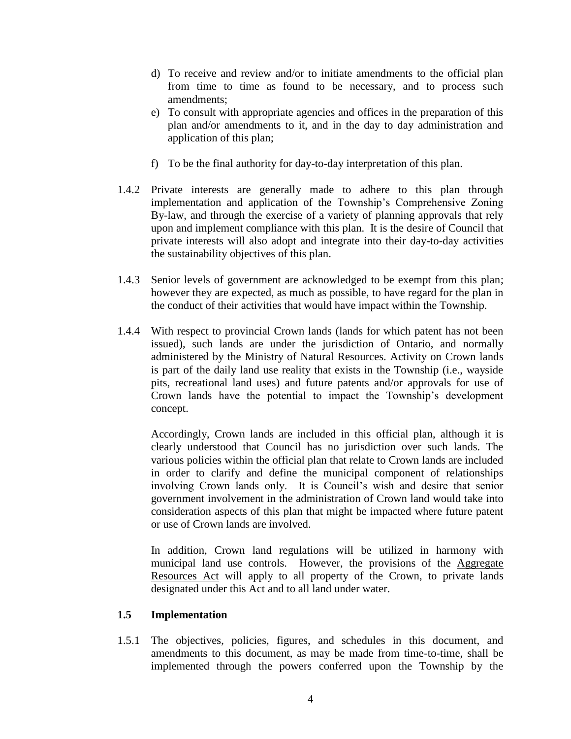d) To receive and review and/or to initiate amendments to the official plan from time to time as found to be necessary, and to process such amendments;
e) To consult with appropriate agencies and offices in the preparation of this plan and/or amendments to it, and in the day to day administration and application of this plan;
f) To be the final authority for day-to-day interpretation of this plan.

1.4.2 Private interests are generally made to adhere to this plan through implementation and application of the Township's Comprehensive Zoning By-law, and through the exercise of a variety of planning approvals that rely upon and implement compliance with this plan. It is the desire of Council that private interests will also adopt and integrate into their day-to-day activities the sustainability objectives of this plan.

1.4.3 Senior levels of government are acknowledged to be exempt from this plan; however they are expected, as much as possible, to have regard for the plan in the conduct of their activities that would have impact within the Township.

1.4.4 With respect to provincial Crown lands (lands for which patent has not been issued), such lands are under the jurisdiction of Ontario, and normally administered by the Ministry of Natural Resources. Activity on Crown lands is part of the daily land use reality that exists in the Township (i.e., wayside pits, recreational land uses) and future patents and/or approvals for use of Crown lands have the potential to impact the Township's development concept.

Accordingly, Crown lands are included in this official plan, although it is clearly understood that Council has no jurisdiction over such lands. The various policies within the official plan that relate to Crown lands are included in order to clarify and define the municipal component of relationships involving Crown lands only. It is Council's wish and desire that senior government involvement in the administration of Crown land would take into consideration aspects of this plan that might be impacted where future patent or use of Crown lands are involved.

In addition, Crown land regulations will be utilized in harmony with municipal land use controls. However, the provisions of the Aggregate Resources Act will apply to all property of the Crown, to private lands designated under this Act and to all land under water.

### 1.5 Implementation

1.5.1 The objectives, policies, figures, and schedules in this document, and amendments to this document, as may be made from time-to-time, shall be implemented through the powers conferred upon the Township by the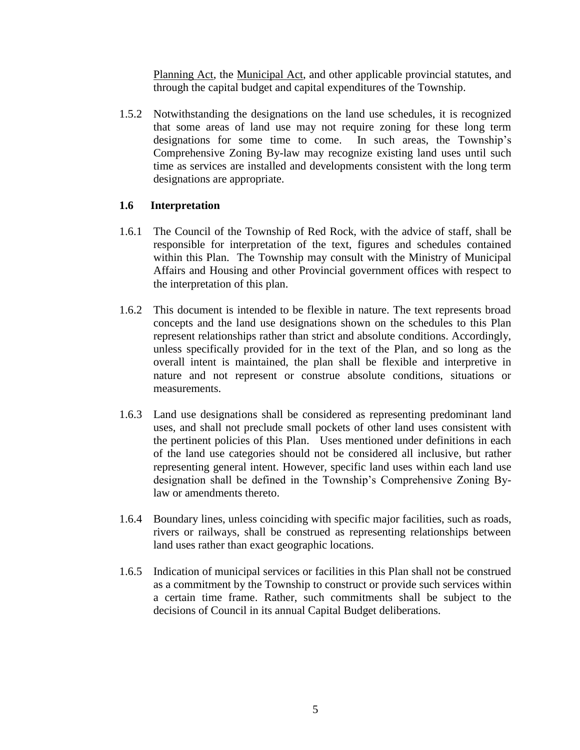Planning Act, the Municipal Act, and other applicable provincial statutes, and through the capital budget and capital expenditures of the Township.

1.5.2 Notwithstanding the designations on the land use schedules, it is recognized that some areas of land use may not require zoning for these long term designations for some time to come. In such areas, the Township's Comprehensive Zoning By-law may recognize existing land uses until such time as services are installed and developments consistent with the long term designations are appropriate.

### 1.6 Interpretation

1.6.1 The Council of the Township of Red Rock, with the advice of staff, shall be responsible for interpretation of the text, figures and schedules contained within this Plan. The Township may consult with the Ministry of Municipal Affairs and Housing and other Provincial government offices with respect to the interpretation of this plan.

1.6.2 This document is intended to be flexible in nature. The text represents broad concepts and the land use designations shown on the schedules to this Plan represent relationships rather than strict and absolute conditions. Accordingly, unless specifically provided for in the text of the Plan, and so long as the overall intent is maintained, the plan shall be flexible and interpretive in nature and not represent or construe absolute conditions, situations or measurements.

1.6.3 Land use designations shall be considered as representing predominant land uses, and shall not preclude small pockets of other land uses consistent with the pertinent policies of this Plan. Uses mentioned under definitions in each of the land use categories should not be considered all inclusive, but rather representing general intent. However, specific land uses within each land use designation shall be defined in the Township's Comprehensive Zoning By-law or amendments thereto.

1.6.4 Boundary lines, unless coinciding with specific major facilities, such as roads, rivers or railways, shall be construed as representing relationships between land uses rather than exact geographic locations.

1.6.5 Indication of municipal services or facilities in this Plan shall not be construed as a commitment by the Township to construct or provide such services within a certain time frame. Rather, such commitments shall be subject to the decisions of Council in its annual Capital Budget deliberations.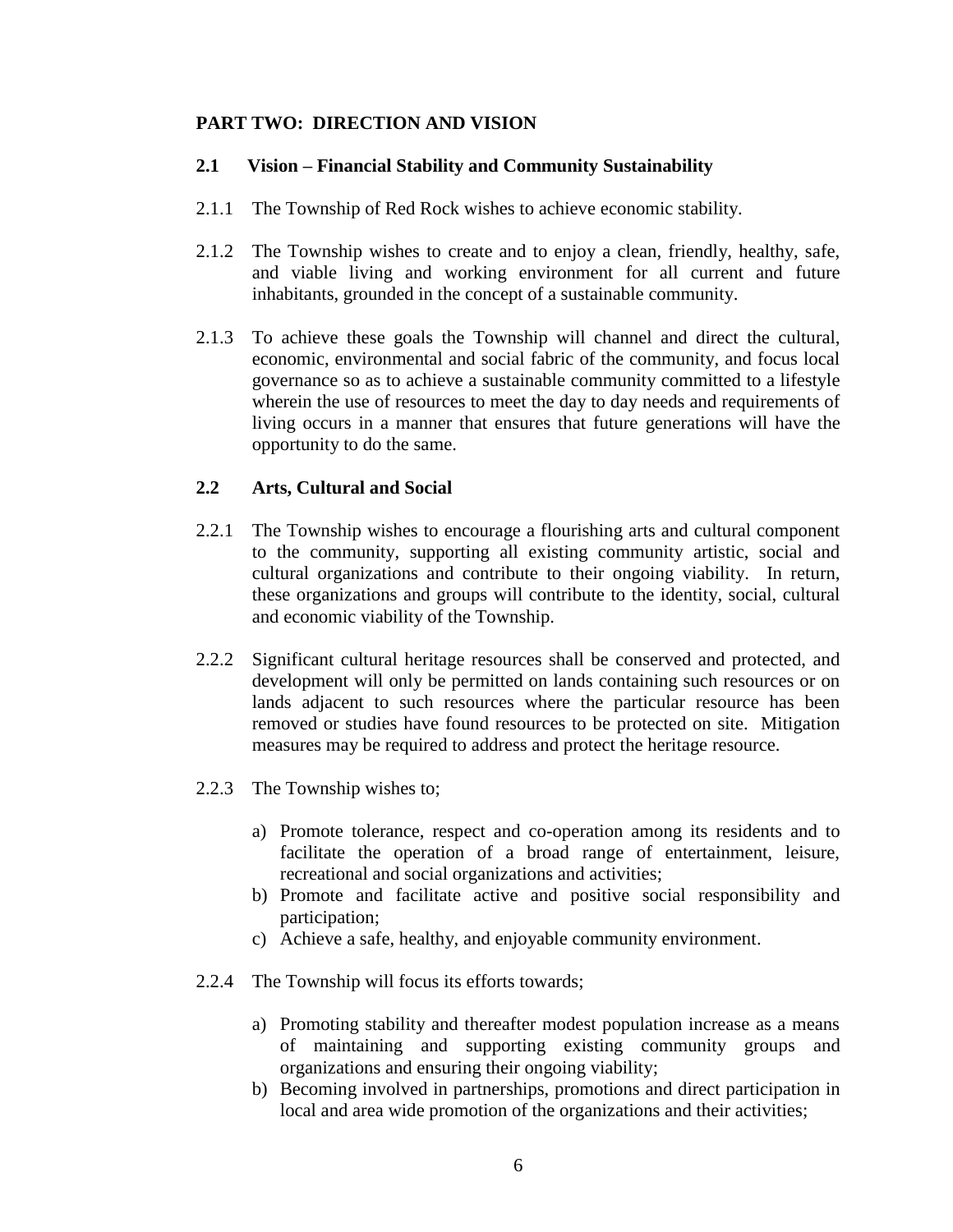## PART TWO: DIRECTION AND VISION

### 2.1 Vision – Financial Stability and Community Sustainability

2.1.1 The Township of Red Rock wishes to achieve economic stability.

2.1.2 The Township wishes to create and to enjoy a clean, friendly, healthy, safe, and viable living and working environment for all current and future inhabitants, grounded in the concept of a sustainable community.

2.1.3 To achieve these goals the Township will channel and direct the cultural, economic, environmental and social fabric of the community, and focus local governance so as to achieve a sustainable community committed to a lifestyle wherein the use of resources to meet the day to day needs and requirements of living occurs in a manner that ensures that future generations will have the opportunity to do the same.

### 2.2 Arts, Cultural and Social

2.2.1 The Township wishes to encourage a flourishing arts and cultural component to the community, supporting all existing community artistic, social and cultural organizations and contribute to their ongoing viability. In return, these organizations and groups will contribute to the identity, social, cultural and economic viability of the Township.

2.2.2 Significant cultural heritage resources shall be conserved and protected, and development will only be permitted on lands containing such resources or on lands adjacent to such resources where the particular resource has been removed or studies have found resources to be protected on site. Mitigation measures may be required to address and protect the heritage resource.

2.2.3 The Township wishes to;

a) Promote tolerance, respect and co-operation among its residents and to facilitate the operation of a broad range of entertainment, leisure, recreational and social organizations and activities;
b) Promote and facilitate active and positive social responsibility and participation;
c) Achieve a safe, healthy, and enjoyable community environment.

2.2.4 The Township will focus its efforts towards;

a) Promoting stability and thereafter modest population increase as a means of maintaining and supporting existing community groups and organizations and ensuring their ongoing viability;
b) Becoming involved in partnerships, promotions and direct participation in local and area wide promotion of the organizations and their activities;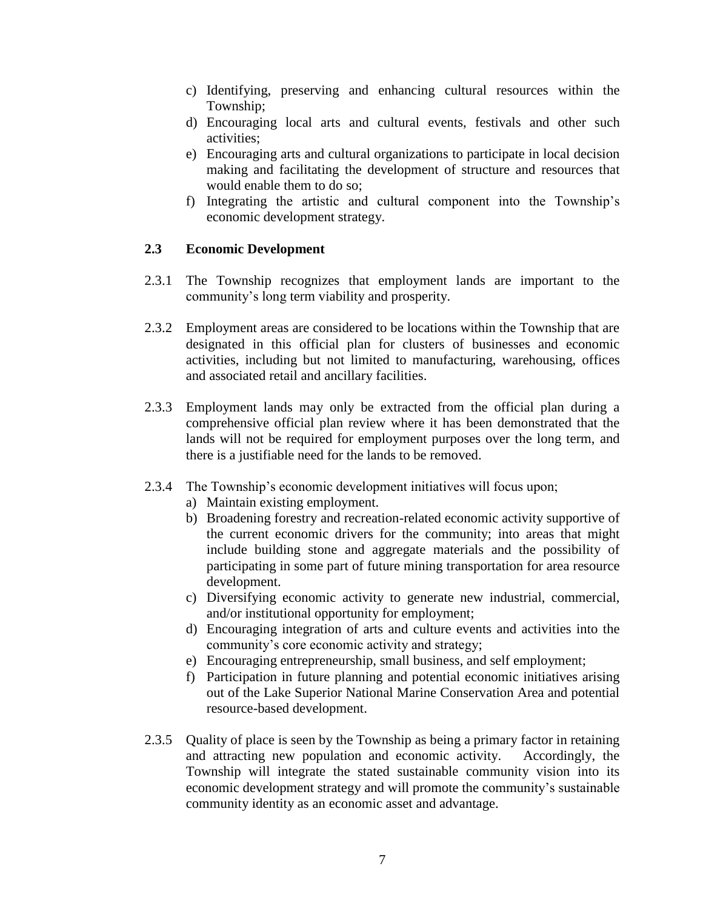c) Identifying, preserving and enhancing cultural resources within the Township;
d) Encouraging local arts and cultural events, festivals and other such activities;
e) Encouraging arts and cultural organizations to participate in local decision making and facilitating the development of structure and resources that would enable them to do so;
f) Integrating the artistic and cultural component into the Township's economic development strategy.

## 2.3 Economic Development

2.3.1 The Township recognizes that employment lands are important to the community's long term viability and prosperity.

2.3.2 Employment areas are considered to be locations within the Township that are designated in this official plan for clusters of businesses and economic activities, including but not limited to manufacturing, warehousing, offices and associated retail and ancillary facilities.

2.3.3 Employment lands may only be extracted from the official plan during a comprehensive official plan review where it has been demonstrated that the lands will not be required for employment purposes over the long term, and there is a justifiable need for the lands to be removed.

2.3.4 The Township's economic development initiatives will focus upon;

a) Maintain existing employment.
b) Broadening forestry and recreation-related economic activity supportive of the current economic drivers for the community; into areas that might include building stone and aggregate materials and the possibility of participating in some part of future mining transportation for area resource development.
c) Diversifying economic activity to generate new industrial, commercial, and/or institutional opportunity for employment;
d) Encouraging integration of arts and culture events and activities into the community's core economic activity and strategy;
e) Encouraging entrepreneurship, small business, and self employment;
f) Participation in future planning and potential economic initiatives arising out of the Lake Superior National Marine Conservation Area and potential resource-based development.

2.3.5 Quality of place is seen by the Township as being a primary factor in retaining and attracting new population and economic activity. Accordingly, the Township will integrate the stated sustainable community vision into its economic development strategy and will promote the community's sustainable community identity as an economic asset and advantage.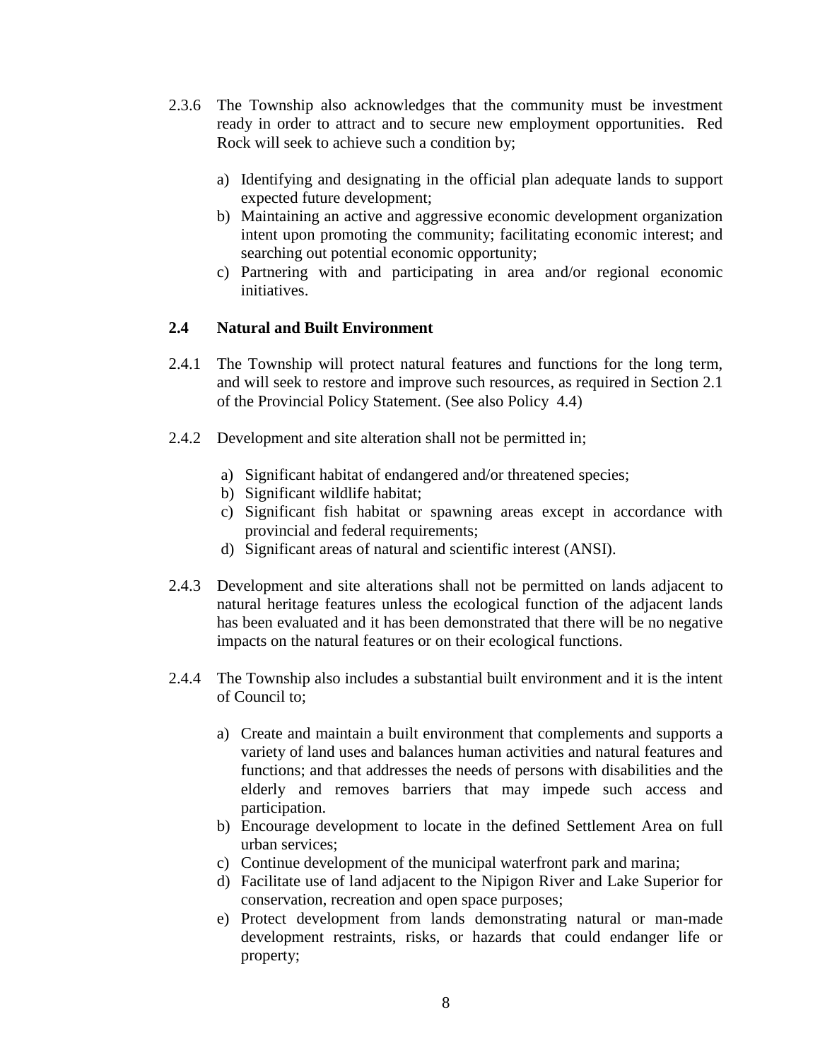2.3.6 The Township also acknowledges that the community must be investment ready in order to attract and to secure new employment opportunities. Red Rock will seek to achieve such a condition by;

a) Identifying and designating in the official plan adequate lands to support expected future development;
b) Maintaining an active and aggressive economic development organization intent upon promoting the community; facilitating economic interest; and searching out potential economic opportunity;
c) Partnering with and participating in area and/or regional economic initiatives.

## 2.4 Natural and Built Environment

2.4.1 The Township will protect natural features and functions for the long term, and will seek to restore and improve such resources, as required in Section 2.1 of the Provincial Policy Statement. (See also Policy 4.4)

2.4.2 Development and site alteration shall not be permitted in;

a) Significant habitat of endangered and/or threatened species;
b) Significant wildlife habitat;
c) Significant fish habitat or spawning areas except in accordance with provincial and federal requirements;
d) Significant areas of natural and scientific interest (ANSI).

2.4.3 Development and site alterations shall not be permitted on lands adjacent to natural heritage features unless the ecological function of the adjacent lands has been evaluated and it has been demonstrated that there will be no negative impacts on the natural features or on their ecological functions.

2.4.4 The Township also includes a substantial built environment and it is the intent of Council to;

a) Create and maintain a built environment that complements and supports a variety of land uses and balances human activities and natural features and functions; and that addresses the needs of persons with disabilities and the elderly and removes barriers that may impede such access and participation.
b) Encourage development to locate in the defined Settlement Area on full urban services;
c) Continue development of the municipal waterfront park and marina;
d) Facilitate use of land adjacent to the Nipigon River and Lake Superior for conservation, recreation and open space purposes;
e) Protect development from lands demonstrating natural or man-made development restraints, risks, or hazards that could endanger life or property;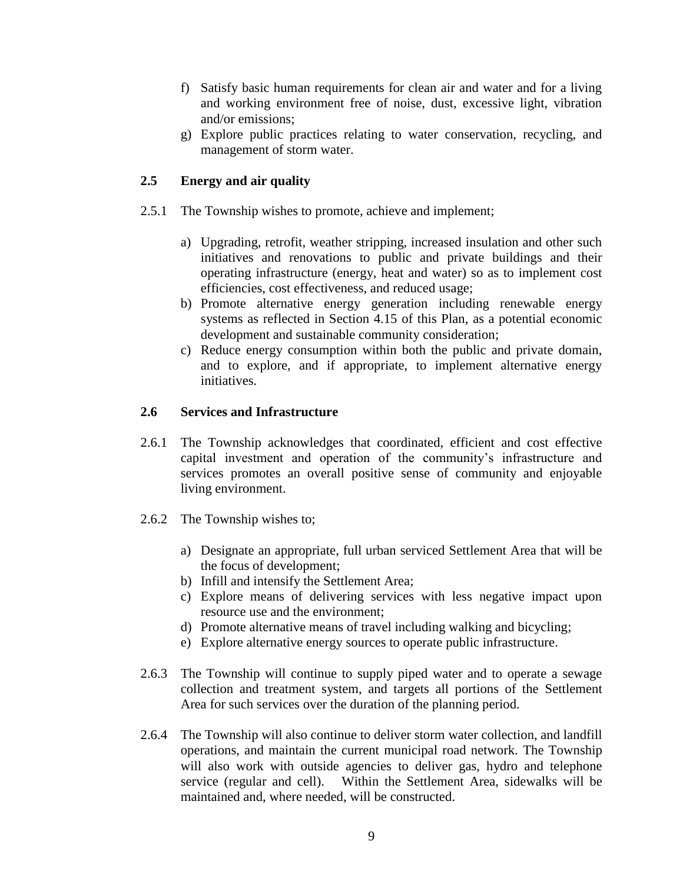f) Satisfy basic human requirements for clean air and water and for a living and working environment free of noise, dust, excessive light, vibration and/or emissions;
g) Explore public practices relating to water conservation, recycling, and management of storm water.

## 2.5 Energy and air quality

2.5.1 The Township wishes to promote, achieve and implement;

a) Upgrading, retrofit, weather stripping, increased insulation and other such initiatives and renovations to public and private buildings and their operating infrastructure (energy, heat and water) so as to implement cost efficiencies, cost effectiveness, and reduced usage;
b) Promote alternative energy generation including renewable energy systems as reflected in Section 4.15 of this Plan, as a potential economic development and sustainable community consideration;
c) Reduce energy consumption within both the public and private domain, and to explore, and if appropriate, to implement alternative energy initiatives.

## 2.6 Services and Infrastructure

2.6.1 The Township acknowledges that coordinated, efficient and cost effective capital investment and operation of the community's infrastructure and services promotes an overall positive sense of community and enjoyable living environment.

2.6.2 The Township wishes to;

a) Designate an appropriate, full urban serviced Settlement Area that will be the focus of development;
b) Infill and intensify the Settlement Area;
c) Explore means of delivering services with less negative impact upon resource use and the environment;
d) Promote alternative means of travel including walking and bicycling;
e) Explore alternative energy sources to operate public infrastructure.

2.6.3 The Township will continue to supply piped water and to operate a sewage collection and treatment system, and targets all portions of the Settlement Area for such services over the duration of the planning period.

2.6.4 The Township will also continue to deliver storm water collection, and landfill operations, and maintain the current municipal road network. The Township will also work with outside agencies to deliver gas, hydro and telephone service (regular and cell). Within the Settlement Area, sidewalks will be maintained and, where needed, will be constructed.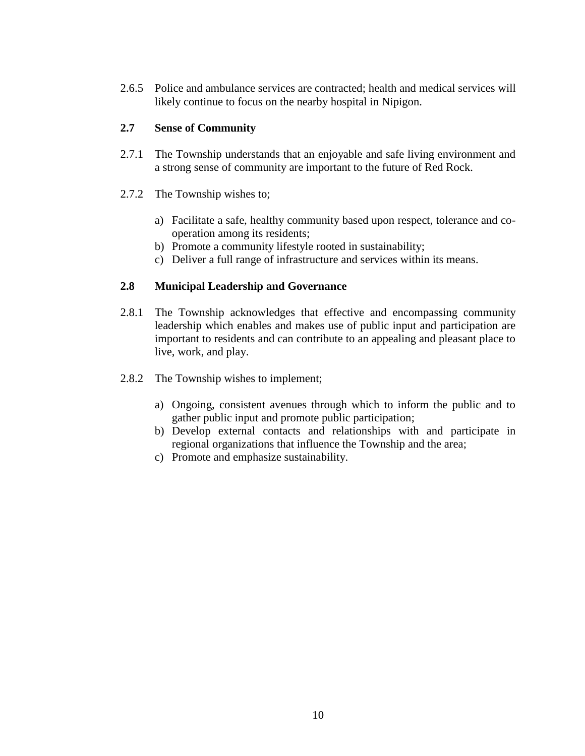2.6.5 Police and ambulance services are contracted; health and medical services will likely continue to focus on the nearby hospital in Nipigon.

### 2.7 Sense of Community

2.7.1 The Township understands that an enjoyable and safe living environment and a strong sense of community are important to the future of Red Rock.

2.7.2 The Township wishes to;

a) Facilitate a safe, healthy community based upon respect, tolerance and co-operation among its residents;
b) Promote a community lifestyle rooted in sustainability;
c) Deliver a full range of infrastructure and services within its means.

### 2.8 Municipal Leadership and Governance

2.8.1 The Township acknowledges that effective and encompassing community leadership which enables and makes use of public input and participation are important to residents and can contribute to an appealing and pleasant place to live, work, and play.

2.8.2 The Township wishes to implement;

a) Ongoing, consistent avenues through which to inform the public and to gather public input and promote public participation;
b) Develop external contacts and relationships with and participate in regional organizations that influence the Township and the area;
c) Promote and emphasize sustainability.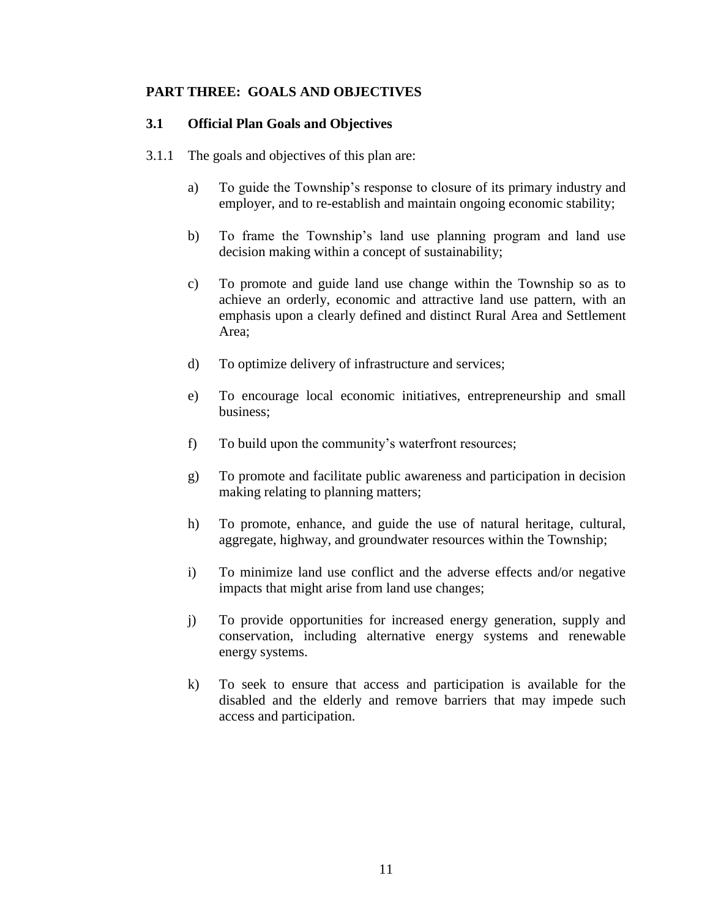# PART THREE: GOALS AND OBJECTIVES

## 3.1 Official Plan Goals and Objectives

3.1.1 The goals and objectives of this plan are:

a) To guide the Township's response to closure of its primary industry and employer, and to re-establish and maintain ongoing economic stability;

b) To frame the Township's land use planning program and land use decision making within a concept of sustainability;

c) To promote and guide land use change within the Township so as to achieve an orderly, economic and attractive land use pattern, with an emphasis upon a clearly defined and distinct Rural Area and Settlement Area;

d) To optimize delivery of infrastructure and services;

e) To encourage local economic initiatives, entrepreneurship and small business;

f) To build upon the community's waterfront resources;

g) To promote and facilitate public awareness and participation in decision making relating to planning matters;

h) To promote, enhance, and guide the use of natural heritage, cultural, aggregate, highway, and groundwater resources within the Township;

i) To minimize land use conflict and the adverse effects and/or negative impacts that might arise from land use changes;

j) To provide opportunities for increased energy generation, supply and conservation, including alternative energy systems and renewable energy systems.

k) To seek to ensure that access and participation is available for the disabled and the elderly and remove barriers that may impede such access and participation.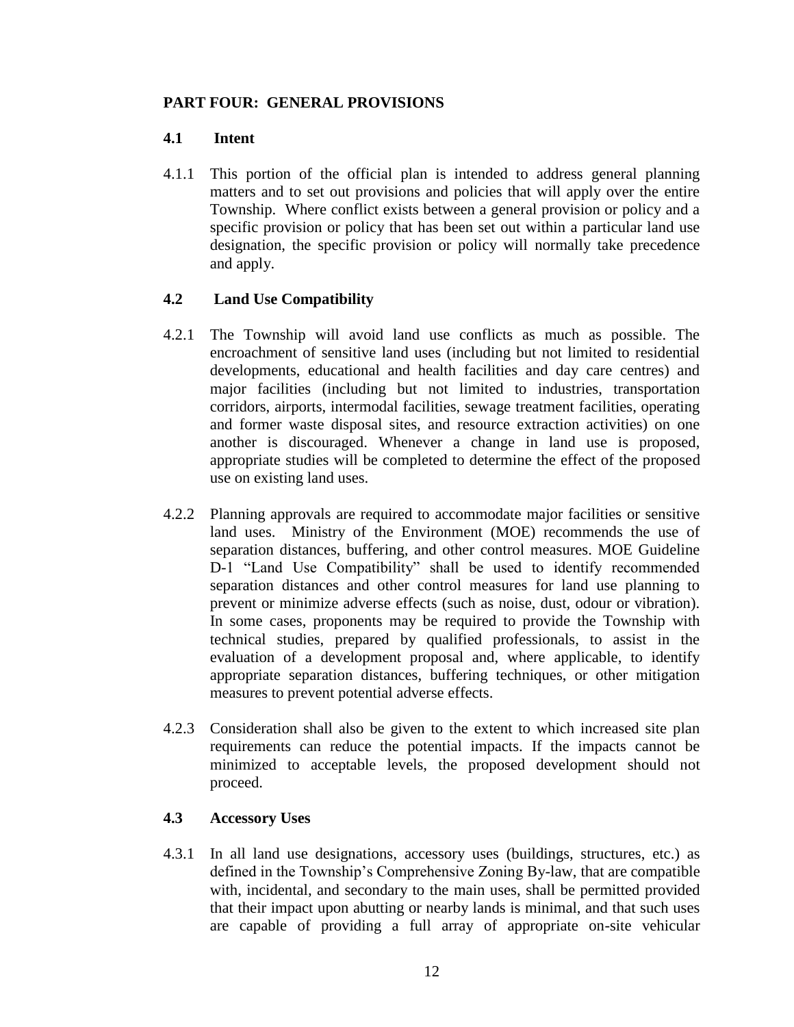## PART FOUR: GENERAL PROVISIONS

### 4.1 Intent

4.1.1 This portion of the official plan is intended to address general planning matters and to set out provisions and policies that will apply over the entire Township. Where conflict exists between a general provision or policy and a specific provision or policy that has been set out within a particular land use designation, the specific provision or policy will normally take precedence and apply.

### 4.2 Land Use Compatibility

4.2.1 The Township will avoid land use conflicts as much as possible. The encroachment of sensitive land uses (including but not limited to residential developments, educational and health facilities and day care centres) and major facilities (including but not limited to industries, transportation corridors, airports, intermodal facilities, sewage treatment facilities, operating and former waste disposal sites, and resource extraction activities) on one another is discouraged. Whenever a change in land use is proposed, appropriate studies will be completed to determine the effect of the proposed use on existing land uses.

4.2.2 Planning approvals are required to accommodate major facilities or sensitive land uses. Ministry of the Environment (MOE) recommends the use of separation distances, buffering, and other control measures. MOE Guideline D-1 "Land Use Compatibility" shall be used to identify recommended separation distances and other control measures for land use planning to prevent or minimize adverse effects (such as noise, dust, odour or vibration). In some cases, proponents may be required to provide the Township with technical studies, prepared by qualified professionals, to assist in the evaluation of a development proposal and, where applicable, to identify appropriate separation distances, buffering techniques, or other mitigation measures to prevent potential adverse effects.

4.2.3 Consideration shall also be given to the extent to which increased site plan requirements can reduce the potential impacts. If the impacts cannot be minimized to acceptable levels, the proposed development should not proceed.

### 4.3 Accessory Uses

4.3.1 In all land use designations, accessory uses (buildings, structures, etc.) as defined in the Township's Comprehensive Zoning By-law, that are compatible with, incidental, and secondary to the main uses, shall be permitted provided that their impact upon abutting or nearby lands is minimal, and that such uses are capable of providing a full array of appropriate on-site vehicular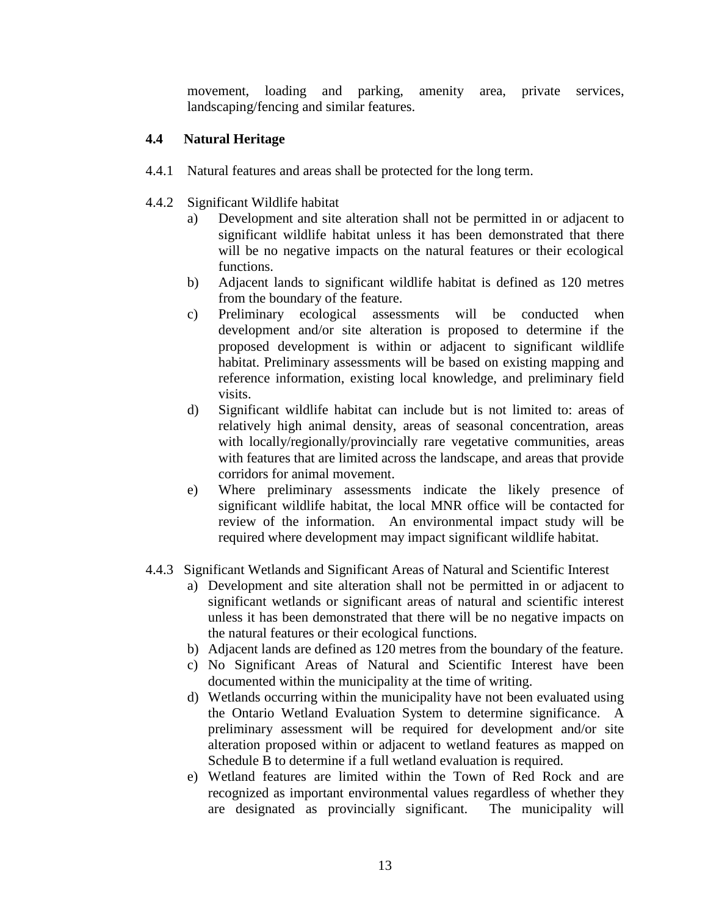movement, loading and parking, amenity area, private services, landscaping/fencing and similar features.

## 4.4 Natural Heritage

4.4.1 Natural features and areas shall be protected for the long term.

4.4.2 Significant Wildlife habitat

a) Development and site alteration shall not be permitted in or adjacent to significant wildlife habitat unless it has been demonstrated that there will be no negative impacts on the natural features or their ecological functions.

b) Adjacent lands to significant wildlife habitat is defined as 120 metres from the boundary of the feature.

c) Preliminary ecological assessments will be conducted when development and/or site alteration is proposed to determine if the proposed development is within or adjacent to significant wildlife habitat. Preliminary assessments will be based on existing mapping and reference information, existing local knowledge, and preliminary field visits.

d) Significant wildlife habitat can include but is not limited to: areas of relatively high animal density, areas of seasonal concentration, areas with locally/regionally/provincially rare vegetative communities, areas with features that are limited across the landscape, and areas that provide corridors for animal movement.

e) Where preliminary assessments indicate the likely presence of significant wildlife habitat, the local MNR office will be contacted for review of the information. An environmental impact study will be required where development may impact significant wildlife habitat.

4.4.3 Significant Wetlands and Significant Areas of Natural and Scientific Interest

a) Development and site alteration shall not be permitted in or adjacent to significant wetlands or significant areas of natural and scientific interest unless it has been demonstrated that there will be no negative impacts on the natural features or their ecological functions.

b) Adjacent lands are defined as 120 metres from the boundary of the feature.

c) No Significant Areas of Natural and Scientific Interest have been documented within the municipality at the time of writing.

d) Wetlands occurring within the municipality have not been evaluated using the Ontario Wetland Evaluation System to determine significance. A preliminary assessment will be required for development and/or site alteration proposed within or adjacent to wetland features as mapped on Schedule B to determine if a full wetland evaluation is required.

e) Wetland features are limited within the Town of Red Rock and are recognized as important environmental values regardless of whether they are designated as provincially significant. The municipality will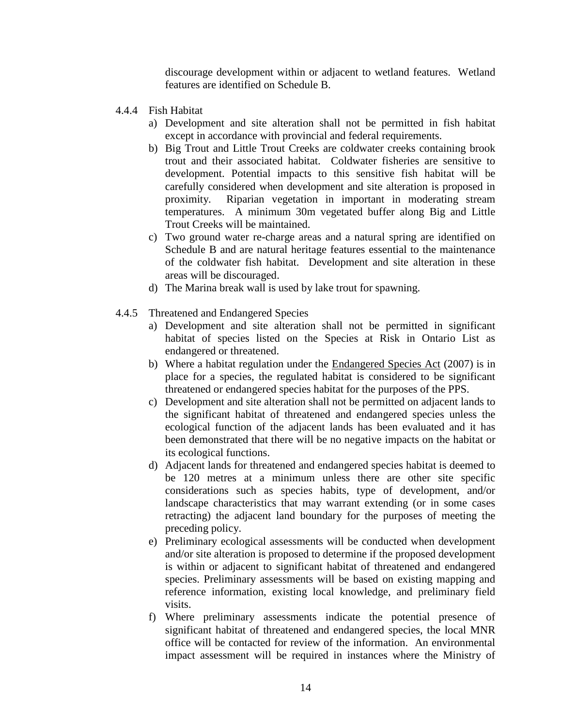discourage development within or adjacent to wetland features. Wetland features are identified on Schedule B.

4.4.4 Fish Habitat

a) Development and site alteration shall not be permitted in fish habitat except in accordance with provincial and federal requirements.
b) Big Trout and Little Trout Creeks are coldwater creeks containing brook trout and their associated habitat. Coldwater fisheries are sensitive to development. Potential impacts to this sensitive fish habitat will be carefully considered when development and site alteration is proposed in proximity. Riparian vegetation in important in moderating stream temperatures. A minimum 30m vegetated buffer along Big and Little Trout Creeks will be maintained.
c) Two ground water re-charge areas and a natural spring are identified on Schedule B and are natural heritage features essential to the maintenance of the coldwater fish habitat. Development and site alteration in these areas will be discouraged.
d) The Marina break wall is used by lake trout for spawning.

4.4.5 Threatened and Endangered Species

a) Development and site alteration shall not be permitted in significant habitat of species listed on the Species at Risk in Ontario List as endangered or threatened.
b) Where a habitat regulation under the Endangered Species Act (2007) is in place for a species, the regulated habitat is considered to be significant threatened or endangered species habitat for the purposes of the PPS.
c) Development and site alteration shall not be permitted on adjacent lands to the significant habitat of threatened and endangered species unless the ecological function of the adjacent lands has been evaluated and it has been demonstrated that there will be no negative impacts on the habitat or its ecological functions.
d) Adjacent lands for threatened and endangered species habitat is deemed to be 120 metres at a minimum unless there are other site specific considerations such as species habits, type of development, and/or landscape characteristics that may warrant extending (or in some cases retracting) the adjacent land boundary for the purposes of meeting the preceding policy.
e) Preliminary ecological assessments will be conducted when development and/or site alteration is proposed to determine if the proposed development is within or adjacent to significant habitat of threatened and endangered species. Preliminary assessments will be based on existing mapping and reference information, existing local knowledge, and preliminary field visits.
f) Where preliminary assessments indicate the potential presence of significant habitat of threatened and endangered species, the local MNR office will be contacted for review of the information. An environmental impact assessment will be required in instances where the Ministry of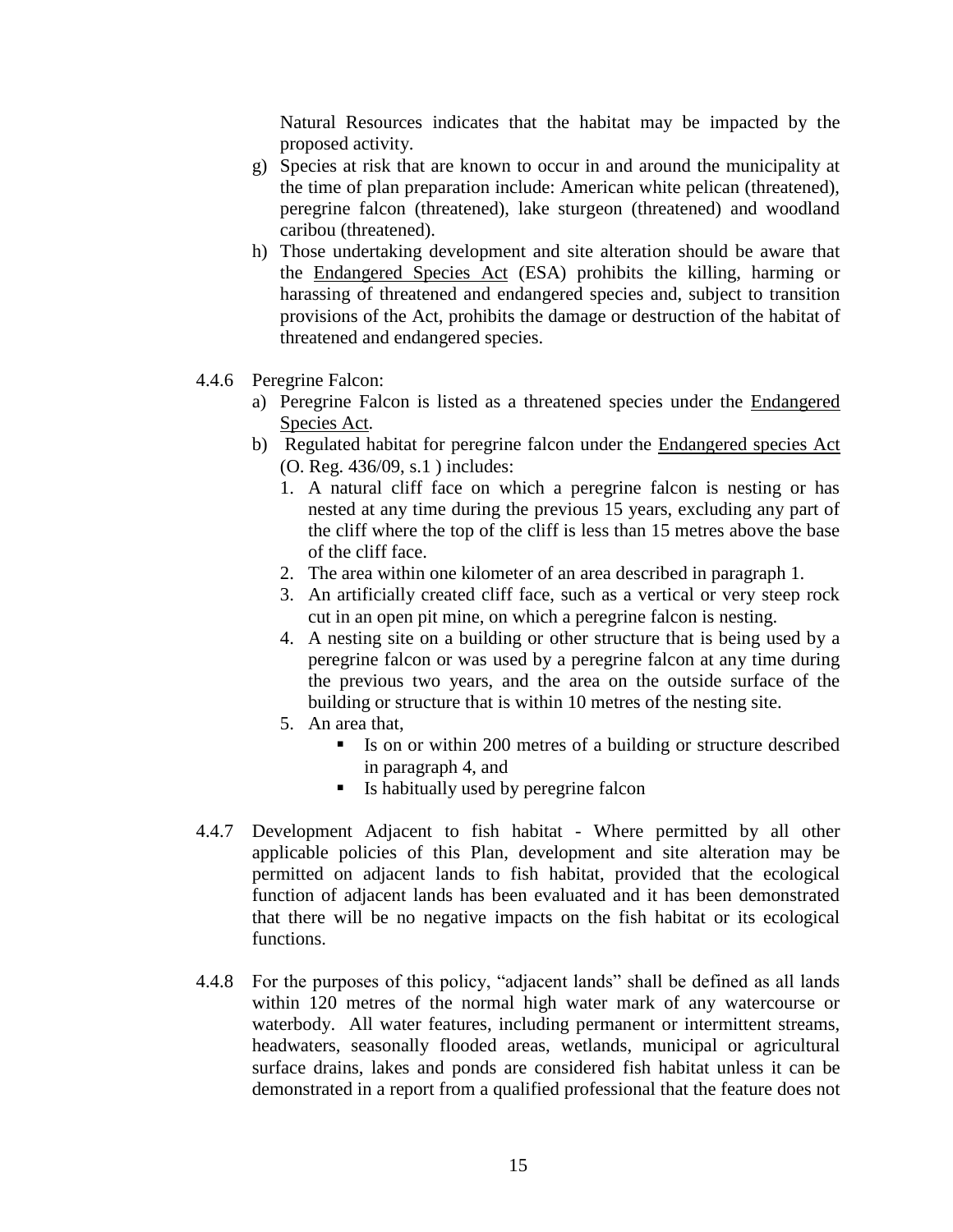Natural Resources indicates that the habitat may be impacted by the proposed activity.

g) Species at risk that are known to occur in and around the municipality at the time of plan preparation include: American white pelican (threatened), peregrine falcon (threatened), lake sturgeon (threatened) and woodland caribou (threatened).

h) Those undertaking development and site alteration should be aware that the Endangered Species Act (ESA) prohibits the killing, harming or harassing of threatened and endangered species and, subject to transition provisions of the Act, prohibits the damage or destruction of the habitat of threatened and endangered species.

4.4.6 Peregrine Falcon:

a) Peregrine Falcon is listed as a threatened species under the Endangered Species Act.

b) Regulated habitat for peregrine falcon under the Endangered species Act (O. Reg. 436/09, s.1 ) includes:

1. A natural cliff face on which a peregrine falcon is nesting or has nested at any time during the previous 15 years, excluding any part of the cliff where the top of the cliff is less than 15 metres above the base of the cliff face.
2. The area within one kilometer of an area described in paragraph 1.
3. An artificially created cliff face, such as a vertical or very steep rock cut in an open pit mine, on which a peregrine falcon is nesting.
4. A nesting site on a building or other structure that is being used by a peregrine falcon or was used by a peregrine falcon at any time during the previous two years, and the area on the outside surface of the building or structure that is within 10 metres of the nesting site.
5. An area that,
   - Is on or within 200 metres of a building or structure described in paragraph 4, and
   - Is habitually used by peregrine falcon

4.4.7 Development Adjacent to fish habitat - Where permitted by all other applicable policies of this Plan, development and site alteration may be permitted on adjacent lands to fish habitat, provided that the ecological function of adjacent lands has been evaluated and it has been demonstrated that there will be no negative impacts on the fish habitat or its ecological functions.

4.4.8 For the purposes of this policy, "adjacent lands" shall be defined as all lands within 120 metres of the normal high water mark of any watercourse or waterbody. All water features, including permanent or intermittent streams, headwaters, seasonally flooded areas, wetlands, municipal or agricultural surface drains, lakes and ponds are considered fish habitat unless it can be demonstrated in a report from a qualified professional that the feature does not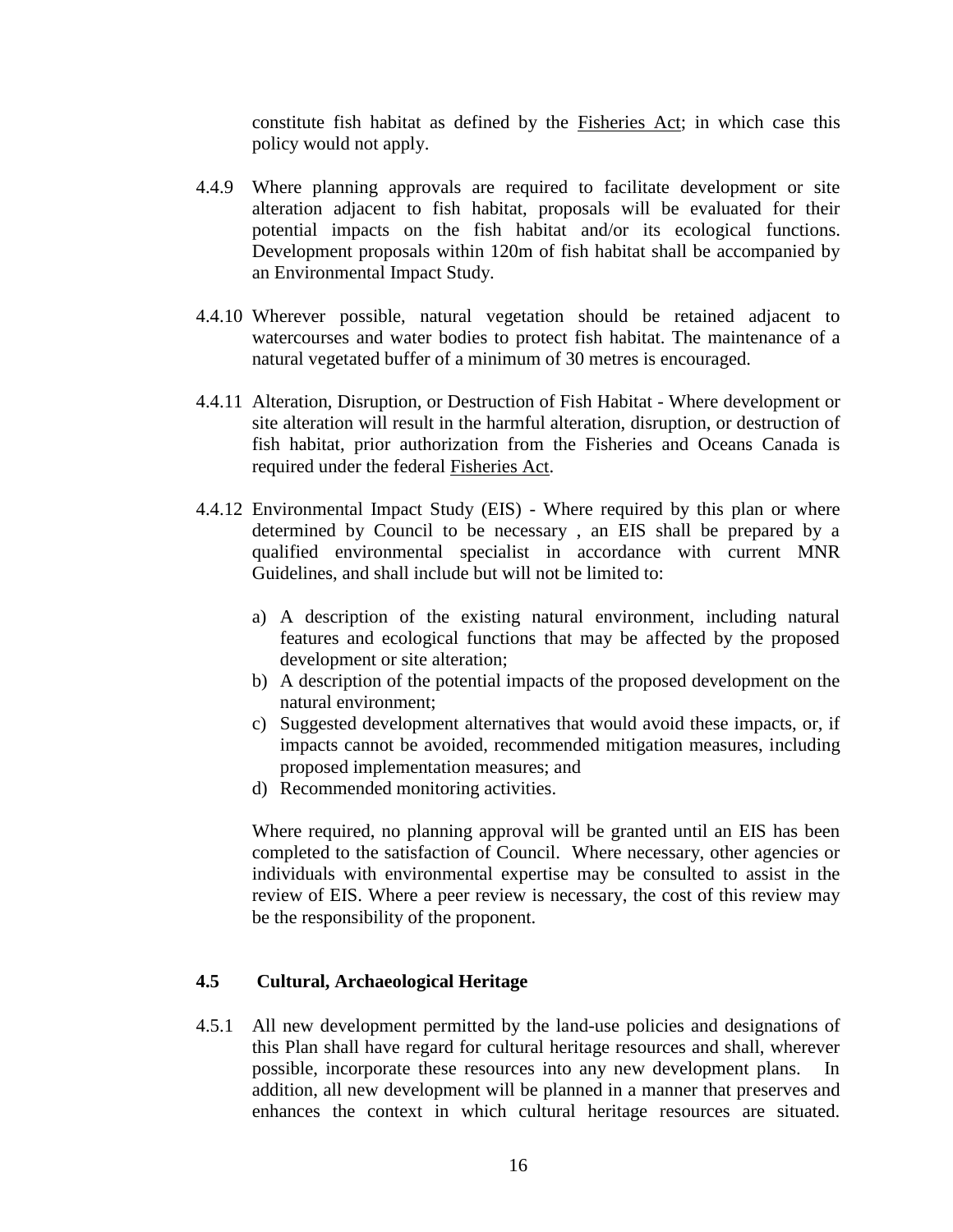constitute fish habitat as defined by the Fisheries Act; in which case this policy would not apply.

4.4.9 Where planning approvals are required to facilitate development or site alteration adjacent to fish habitat, proposals will be evaluated for their potential impacts on the fish habitat and/or its ecological functions. Development proposals within 120m of fish habitat shall be accompanied by an Environmental Impact Study.

4.4.10 Wherever possible, natural vegetation should be retained adjacent to watercourses and water bodies to protect fish habitat. The maintenance of a natural vegetated buffer of a minimum of 30 metres is encouraged.

4.4.11 Alteration, Disruption, or Destruction of Fish Habitat - Where development or site alteration will result in the harmful alteration, disruption, or destruction of fish habitat, prior authorization from the Fisheries and Oceans Canada is required under the federal Fisheries Act.

4.4.12 Environmental Impact Study (EIS) - Where required by this plan or where determined by Council to be necessary , an EIS shall be prepared by a qualified environmental specialist in accordance with current MNR Guidelines, and shall include but will not be limited to:

a) A description of the existing natural environment, including natural features and ecological functions that may be affected by the proposed development or site alteration;
b) A description of the potential impacts of the proposed development on the natural environment;
c) Suggested development alternatives that would avoid these impacts, or, if impacts cannot be avoided, recommended mitigation measures, including proposed implementation measures; and
d) Recommended monitoring activities.

Where required, no planning approval will be granted until an EIS has been completed to the satisfaction of Council. Where necessary, other agencies or individuals with environmental expertise may be consulted to assist in the review of EIS. Where a peer review is necessary, the cost of this review may be the responsibility of the proponent.

### 4.5 Cultural, Archaeological Heritage

4.5.1 All new development permitted by the land-use policies and designations of this Plan shall have regard for cultural heritage resources and shall, wherever possible, incorporate these resources into any new development plans. In addition, all new development will be planned in a manner that preserves and enhances the context in which cultural heritage resources are situated.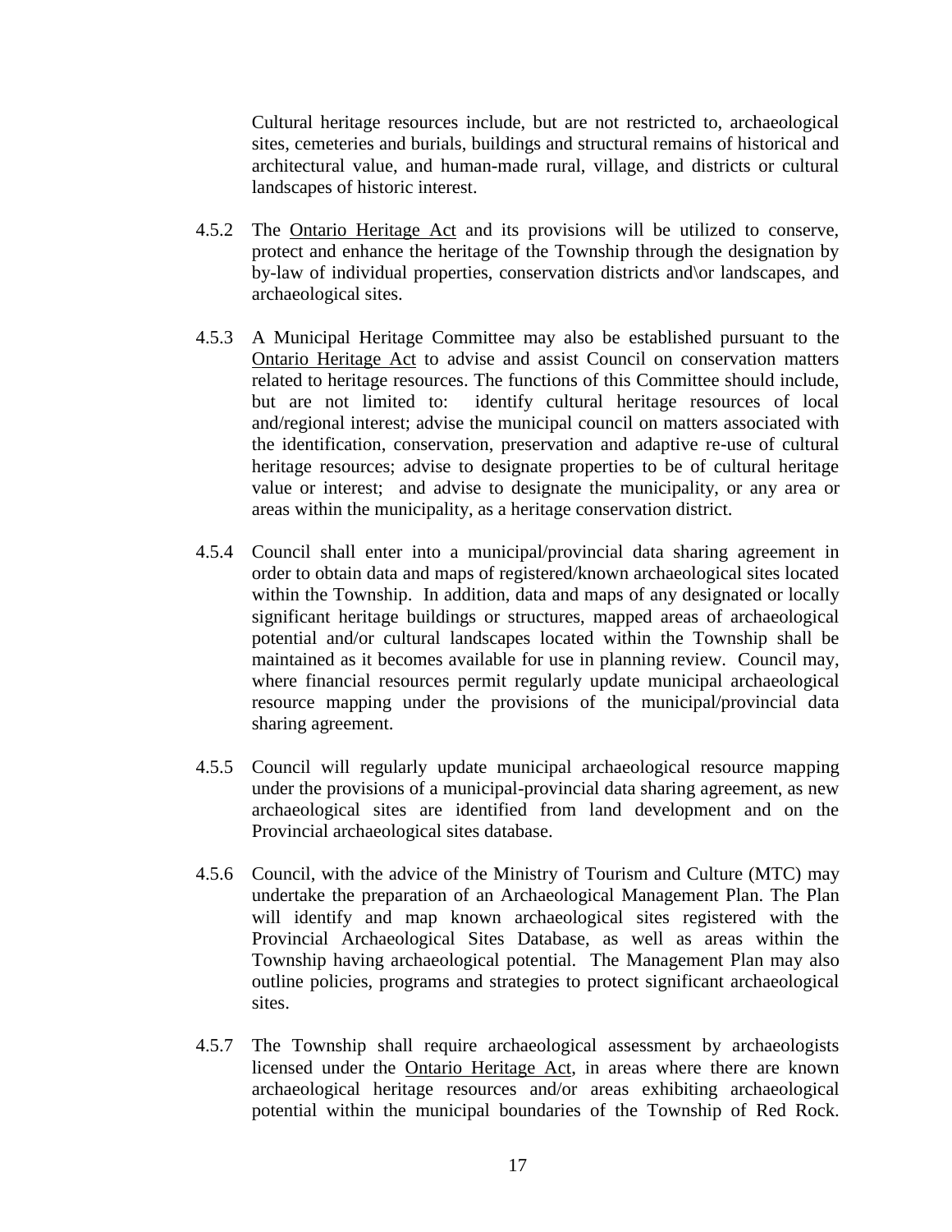Cultural heritage resources include, but are not restricted to, archaeological sites, cemeteries and burials, buildings and structural remains of historical and architectural value, and human-made rural, village, and districts or cultural landscapes of historic interest.

4.5.2 The Ontario Heritage Act and its provisions will be utilized to conserve, protect and enhance the heritage of the Township through the designation by by-law of individual properties, conservation districts and\or landscapes, and archaeological sites.

4.5.3 A Municipal Heritage Committee may also be established pursuant to the Ontario Heritage Act to advise and assist Council on conservation matters related to heritage resources. The functions of this Committee should include, but are not limited to: identify cultural heritage resources of local and/regional interest; advise the municipal council on matters associated with the identification, conservation, preservation and adaptive re-use of cultural heritage resources; advise to designate properties to be of cultural heritage value or interest; and advise to designate the municipality, or any area or areas within the municipality, as a heritage conservation district.

4.5.4 Council shall enter into a municipal/provincial data sharing agreement in order to obtain data and maps of registered/known archaeological sites located within the Township. In addition, data and maps of any designated or locally significant heritage buildings or structures, mapped areas of archaeological potential and/or cultural landscapes located within the Township shall be maintained as it becomes available for use in planning review. Council may, where financial resources permit regularly update municipal archaeological resource mapping under the provisions of the municipal/provincial data sharing agreement.

4.5.5 Council will regularly update municipal archaeological resource mapping under the provisions of a municipal-provincial data sharing agreement, as new archaeological sites are identified from land development and on the Provincial archaeological sites database.

4.5.6 Council, with the advice of the Ministry of Tourism and Culture (MTC) may undertake the preparation of an Archaeological Management Plan. The Plan will identify and map known archaeological sites registered with the Provincial Archaeological Sites Database, as well as areas within the Township having archaeological potential. The Management Plan may also outline policies, programs and strategies to protect significant archaeological sites.

4.5.7 The Township shall require archaeological assessment by archaeologists licensed under the Ontario Heritage Act, in areas where there are known archaeological heritage resources and/or areas exhibiting archaeological potential within the municipal boundaries of the Township of Red Rock.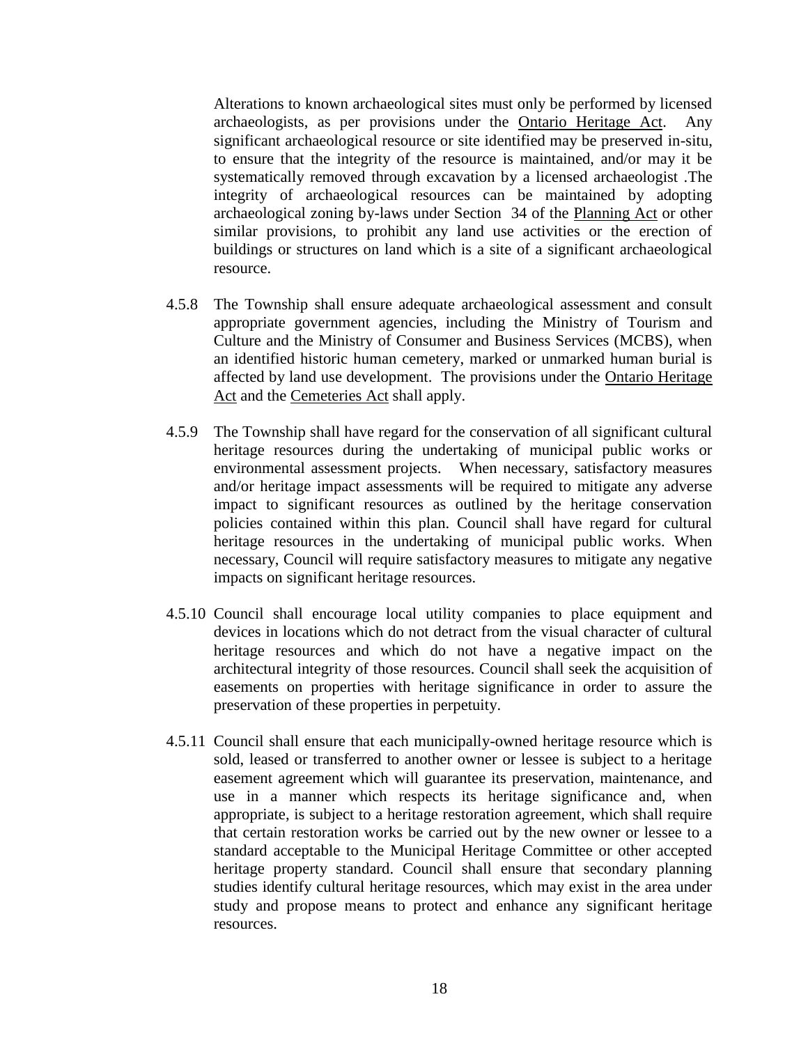Alterations to known archaeological sites must only be performed by licensed archaeologists, as per provisions under the Ontario Heritage Act. Any significant archaeological resource or site identified may be preserved in-situ, to ensure that the integrity of the resource is maintained, and/or may it be systematically removed through excavation by a licensed archaeologist .The integrity of archaeological resources can be maintained by adopting archaeological zoning by-laws under Section 34 of the Planning Act or other similar provisions, to prohibit any land use activities or the erection of buildings or structures on land which is a site of a significant archaeological resource.

4.5.8 The Township shall ensure adequate archaeological assessment and consult appropriate government agencies, including the Ministry of Tourism and Culture and the Ministry of Consumer and Business Services (MCBS), when an identified historic human cemetery, marked or unmarked human burial is affected by land use development. The provisions under the Ontario Heritage Act and the Cemeteries Act shall apply.

4.5.9 The Township shall have regard for the conservation of all significant cultural heritage resources during the undertaking of municipal public works or environmental assessment projects. When necessary, satisfactory measures and/or heritage impact assessments will be required to mitigate any adverse impact to significant resources as outlined by the heritage conservation policies contained within this plan. Council shall have regard for cultural heritage resources in the undertaking of municipal public works. When necessary, Council will require satisfactory measures to mitigate any negative impacts on significant heritage resources.

4.5.10 Council shall encourage local utility companies to place equipment and devices in locations which do not detract from the visual character of cultural heritage resources and which do not have a negative impact on the architectural integrity of those resources. Council shall seek the acquisition of easements on properties with heritage significance in order to assure the preservation of these properties in perpetuity.

4.5.11 Council shall ensure that each municipally-owned heritage resource which is sold, leased or transferred to another owner or lessee is subject to a heritage easement agreement which will guarantee its preservation, maintenance, and use in a manner which respects its heritage significance and, when appropriate, is subject to a heritage restoration agreement, which shall require that certain restoration works be carried out by the new owner or lessee to a standard acceptable to the Municipal Heritage Committee or other accepted heritage property standard. Council shall ensure that secondary planning studies identify cultural heritage resources, which may exist in the area under study and propose means to protect and enhance any significant heritage resources.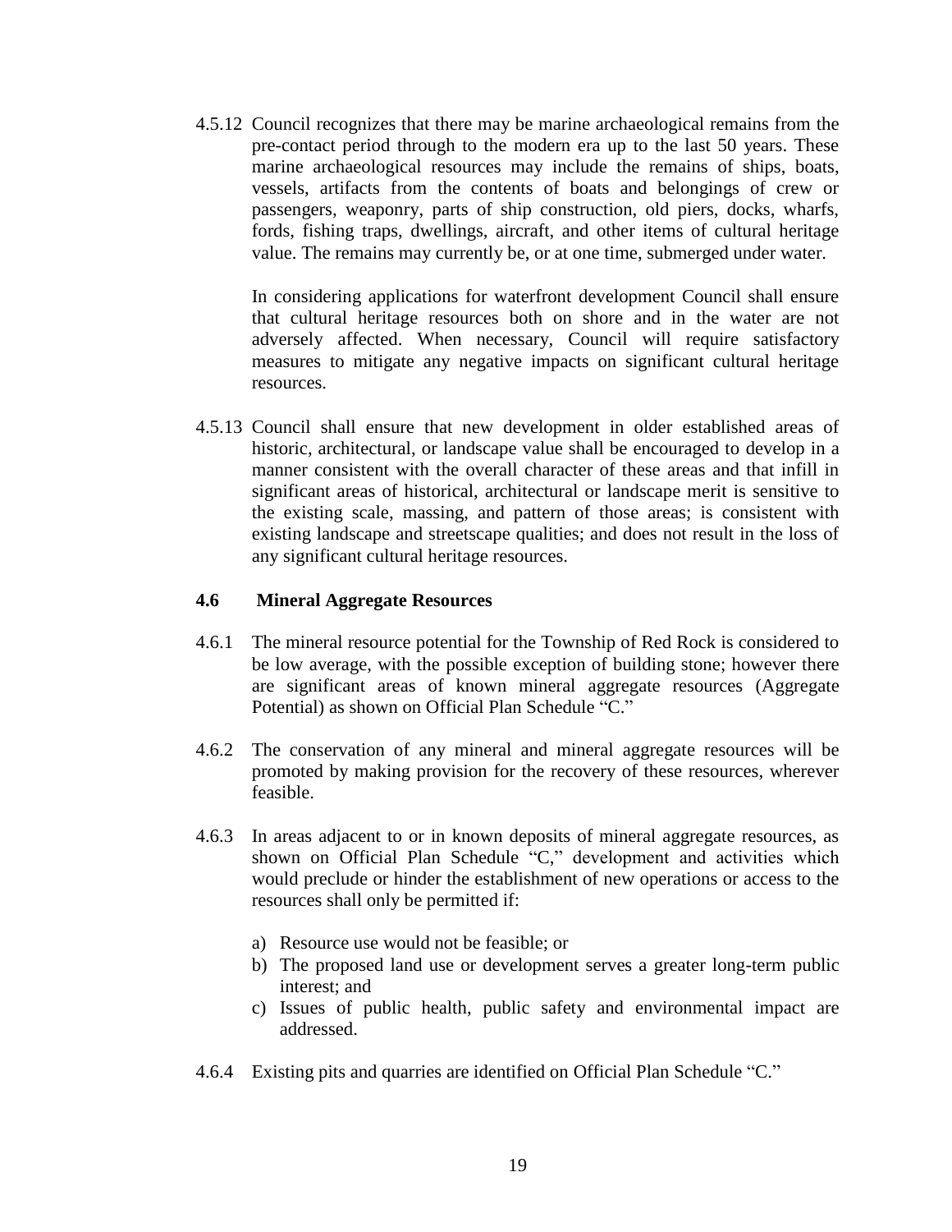4.5.12 Council recognizes that there may be marine archaeological remains from the pre-contact period through to the modern era up to the last 50 years. These marine archaeological resources may include the remains of ships, boats, vessels, artifacts from the contents of boats and belongings of crew or passengers, weaponry, parts of ship construction, old piers, docks, wharfs, fords, fishing traps, dwellings, aircraft, and other items of cultural heritage value. The remains may currently be, or at one time, submerged under water.

In considering applications for waterfront development Council shall ensure that cultural heritage resources both on shore and in the water are not adversely affected. When necessary, Council will require satisfactory measures to mitigate any negative impacts on significant cultural heritage resources.

4.5.13 Council shall ensure that new development in older established areas of historic, architectural, or landscape value shall be encouraged to develop in a manner consistent with the overall character of these areas and that infill in significant areas of historical, architectural or landscape merit is sensitive to the existing scale, massing, and pattern of those areas; is consistent with existing landscape and streetscape qualities; and does not result in the loss of any significant cultural heritage resources.

### 4.6 Mineral Aggregate Resources

4.6.1 The mineral resource potential for the Township of Red Rock is considered to be low average, with the possible exception of building stone; however there are significant areas of known mineral aggregate resources (Aggregate Potential) as shown on Official Plan Schedule "C."

4.6.2 The conservation of any mineral and mineral aggregate resources will be promoted by making provision for the recovery of these resources, wherever feasible.

4.6.3 In areas adjacent to or in known deposits of mineral aggregate resources, as shown on Official Plan Schedule "C," development and activities which would preclude or hinder the establishment of new operations or access to the resources shall only be permitted if:

a) Resource use would not be feasible; or
b) The proposed land use or development serves a greater long-term public interest; and
c) Issues of public health, public safety and environmental impact are addressed.

4.6.4 Existing pits and quarries are identified on Official Plan Schedule "C."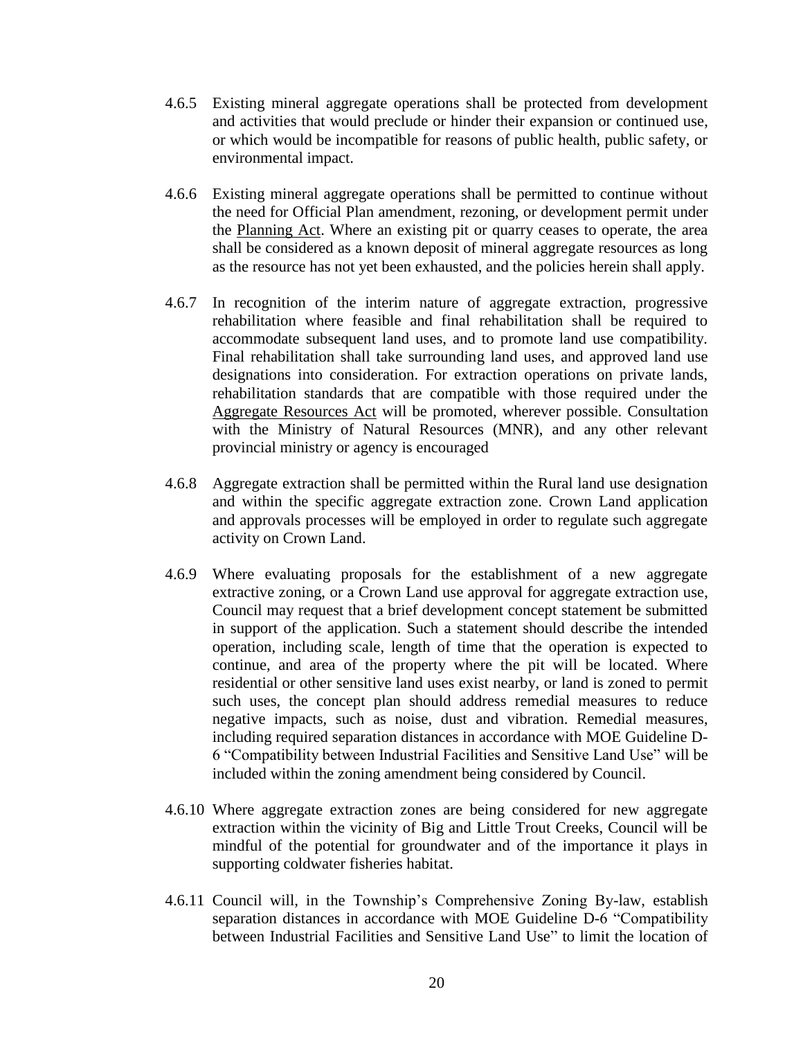4.6.5 Existing mineral aggregate operations shall be protected from development and activities that would preclude or hinder their expansion or continued use, or which would be incompatible for reasons of public health, public safety, or environmental impact.

4.6.6 Existing mineral aggregate operations shall be permitted to continue without the need for Official Plan amendment, rezoning, or development permit under the Planning Act. Where an existing pit or quarry ceases to operate, the area shall be considered as a known deposit of mineral aggregate resources as long as the resource has not yet been exhausted, and the policies herein shall apply.

4.6.7 In recognition of the interim nature of aggregate extraction, progressive rehabilitation where feasible and final rehabilitation shall be required to accommodate subsequent land uses, and to promote land use compatibility. Final rehabilitation shall take surrounding land uses, and approved land use designations into consideration. For extraction operations on private lands, rehabilitation standards that are compatible with those required under the Aggregate Resources Act will be promoted, wherever possible. Consultation with the Ministry of Natural Resources (MNR), and any other relevant provincial ministry or agency is encouraged

4.6.8 Aggregate extraction shall be permitted within the Rural land use designation and within the specific aggregate extraction zone. Crown Land application and approvals processes will be employed in order to regulate such aggregate activity on Crown Land.

4.6.9 Where evaluating proposals for the establishment of a new aggregate extractive zoning, or a Crown Land use approval for aggregate extraction use, Council may request that a brief development concept statement be submitted in support of the application. Such a statement should describe the intended operation, including scale, length of time that the operation is expected to continue, and area of the property where the pit will be located. Where residential or other sensitive land uses exist nearby, or land is zoned to permit such uses, the concept plan should address remedial measures to reduce negative impacts, such as noise, dust and vibration. Remedial measures, including required separation distances in accordance with MOE Guideline D-6 "Compatibility between Industrial Facilities and Sensitive Land Use" will be included within the zoning amendment being considered by Council.

4.6.10 Where aggregate extraction zones are being considered for new aggregate extraction within the vicinity of Big and Little Trout Creeks, Council will be mindful of the potential for groundwater and of the importance it plays in supporting coldwater fisheries habitat.

4.6.11 Council will, in the Township's Comprehensive Zoning By-law, establish separation distances in accordance with MOE Guideline D-6 "Compatibility between Industrial Facilities and Sensitive Land Use" to limit the location of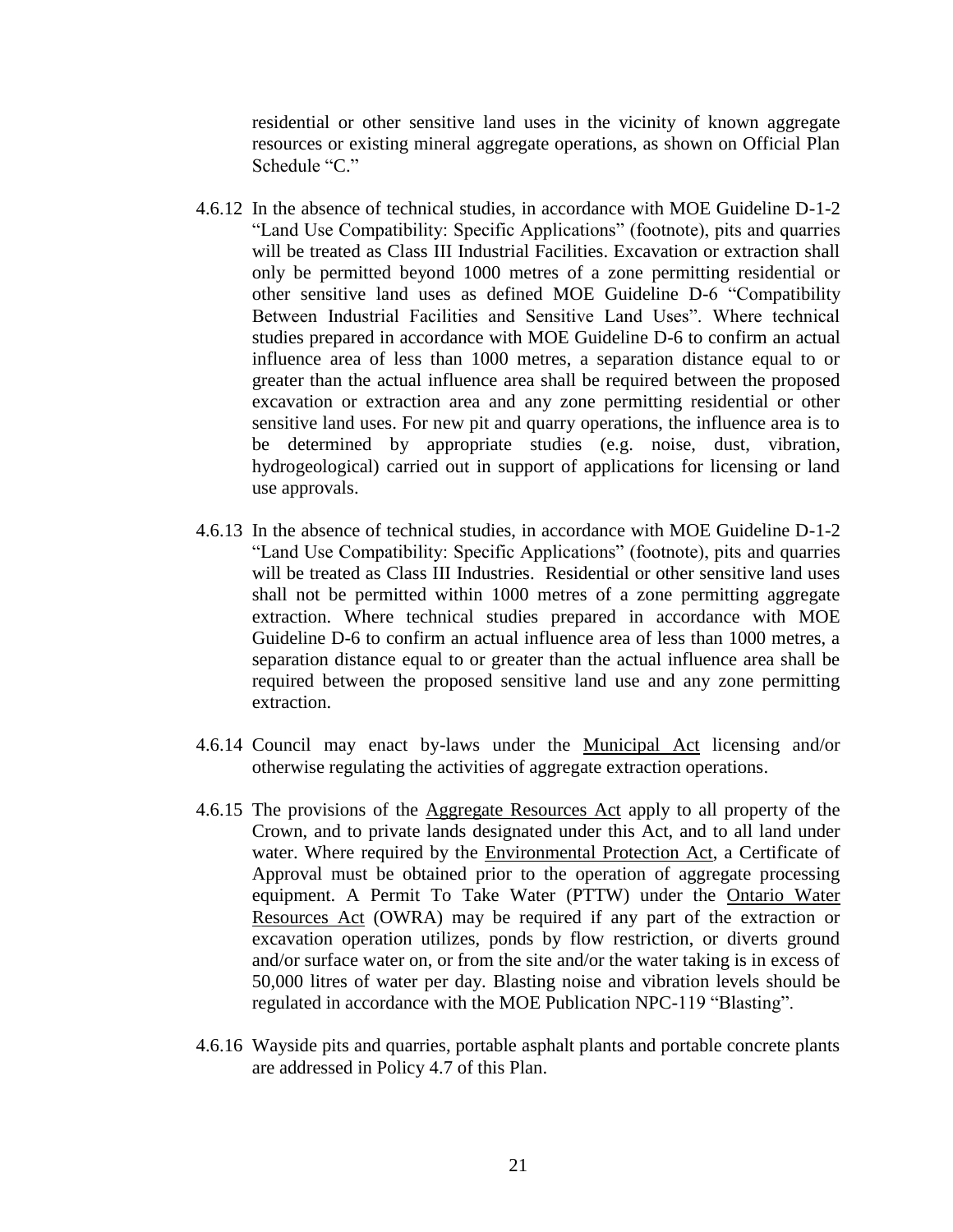residential or other sensitive land uses in the vicinity of known aggregate resources or existing mineral aggregate operations, as shown on Official Plan Schedule "C."

4.6.12 In the absence of technical studies, in accordance with MOE Guideline D-1-2 "Land Use Compatibility: Specific Applications" (footnote), pits and quarries will be treated as Class III Industrial Facilities. Excavation or extraction shall only be permitted beyond 1000 metres of a zone permitting residential or other sensitive land uses as defined MOE Guideline D-6 "Compatibility Between Industrial Facilities and Sensitive Land Uses". Where technical studies prepared in accordance with MOE Guideline D-6 to confirm an actual influence area of less than 1000 metres, a separation distance equal to or greater than the actual influence area shall be required between the proposed excavation or extraction area and any zone permitting residential or other sensitive land uses. For new pit and quarry operations, the influence area is to be determined by appropriate studies (e.g. noise, dust, vibration, hydrogeological) carried out in support of applications for licensing or land use approvals.

4.6.13 In the absence of technical studies, in accordance with MOE Guideline D-1-2 "Land Use Compatibility: Specific Applications" (footnote), pits and quarries will be treated as Class III Industries. Residential or other sensitive land uses shall not be permitted within 1000 metres of a zone permitting aggregate extraction. Where technical studies prepared in accordance with MOE Guideline D-6 to confirm an actual influence area of less than 1000 metres, a separation distance equal to or greater than the actual influence area shall be required between the proposed sensitive land use and any zone permitting extraction.

4.6.14 Council may enact by-laws under the Municipal Act licensing and/or otherwise regulating the activities of aggregate extraction operations.

4.6.15 The provisions of the Aggregate Resources Act apply to all property of the Crown, and to private lands designated under this Act, and to all land under water. Where required by the Environmental Protection Act, a Certificate of Approval must be obtained prior to the operation of aggregate processing equipment. A Permit To Take Water (PTTW) under the Ontario Water Resources Act (OWRA) may be required if any part of the extraction or excavation operation utilizes, ponds by flow restriction, or diverts ground and/or surface water on, or from the site and/or the water taking is in excess of 50,000 litres of water per day. Blasting noise and vibration levels should be regulated in accordance with the MOE Publication NPC-119 "Blasting".

4.6.16 Wayside pits and quarries, portable asphalt plants and portable concrete plants are addressed in Policy 4.7 of this Plan.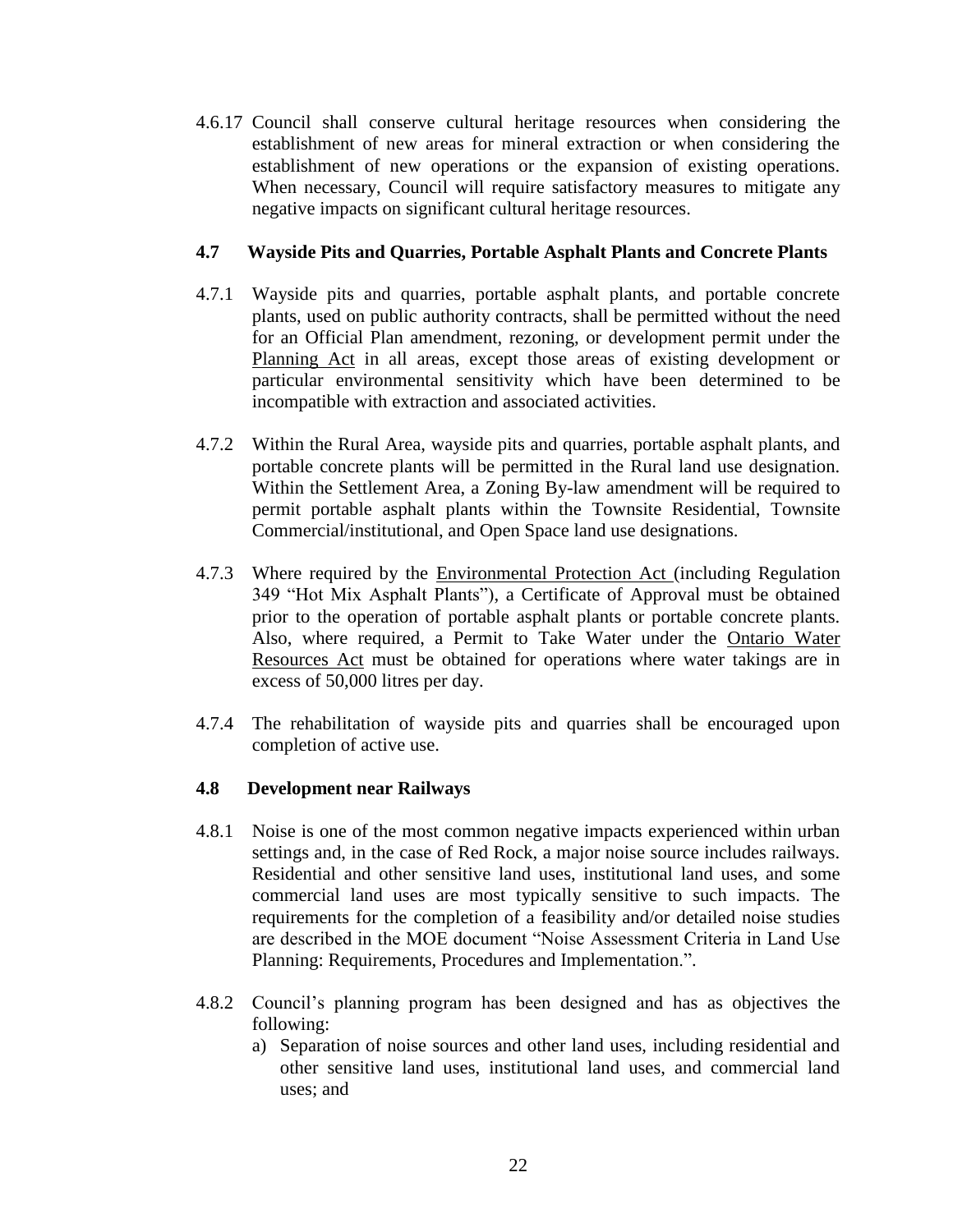4.6.17 Council shall conserve cultural heritage resources when considering the establishment of new areas for mineral extraction or when considering the establishment of new operations or the expansion of existing operations. When necessary, Council will require satisfactory measures to mitigate any negative impacts on significant cultural heritage resources.

### 4.7 Wayside Pits and Quarries, Portable Asphalt Plants and Concrete Plants

4.7.1 Wayside pits and quarries, portable asphalt plants, and portable concrete plants, used on public authority contracts, shall be permitted without the need for an Official Plan amendment, rezoning, or development permit under the Planning Act in all areas, except those areas of existing development or particular environmental sensitivity which have been determined to be incompatible with extraction and associated activities.

4.7.2 Within the Rural Area, wayside pits and quarries, portable asphalt plants, and portable concrete plants will be permitted in the Rural land use designation. Within the Settlement Area, a Zoning By-law amendment will be required to permit portable asphalt plants within the Townsite Residential, Townsite Commercial/institutional, and Open Space land use designations.

4.7.3 Where required by the Environmental Protection Act (including Regulation 349 "Hot Mix Asphalt Plants"), a Certificate of Approval must be obtained prior to the operation of portable asphalt plants or portable concrete plants. Also, where required, a Permit to Take Water under the Ontario Water Resources Act must be obtained for operations where water takings are in excess of 50,000 litres per day.

4.7.4 The rehabilitation of wayside pits and quarries shall be encouraged upon completion of active use.

### 4.8 Development near Railways

4.8.1 Noise is one of the most common negative impacts experienced within urban settings and, in the case of Red Rock, a major noise source includes railways. Residential and other sensitive land uses, institutional land uses, and some commercial land uses are most typically sensitive to such impacts. The requirements for the completion of a feasibility and/or detailed noise studies are described in the MOE document "Noise Assessment Criteria in Land Use Planning: Requirements, Procedures and Implementation.".

4.8.2 Council's planning program has been designed and has as objectives the following:

a) Separation of noise sources and other land uses, including residential and other sensitive land uses, institutional land uses, and commercial land uses; and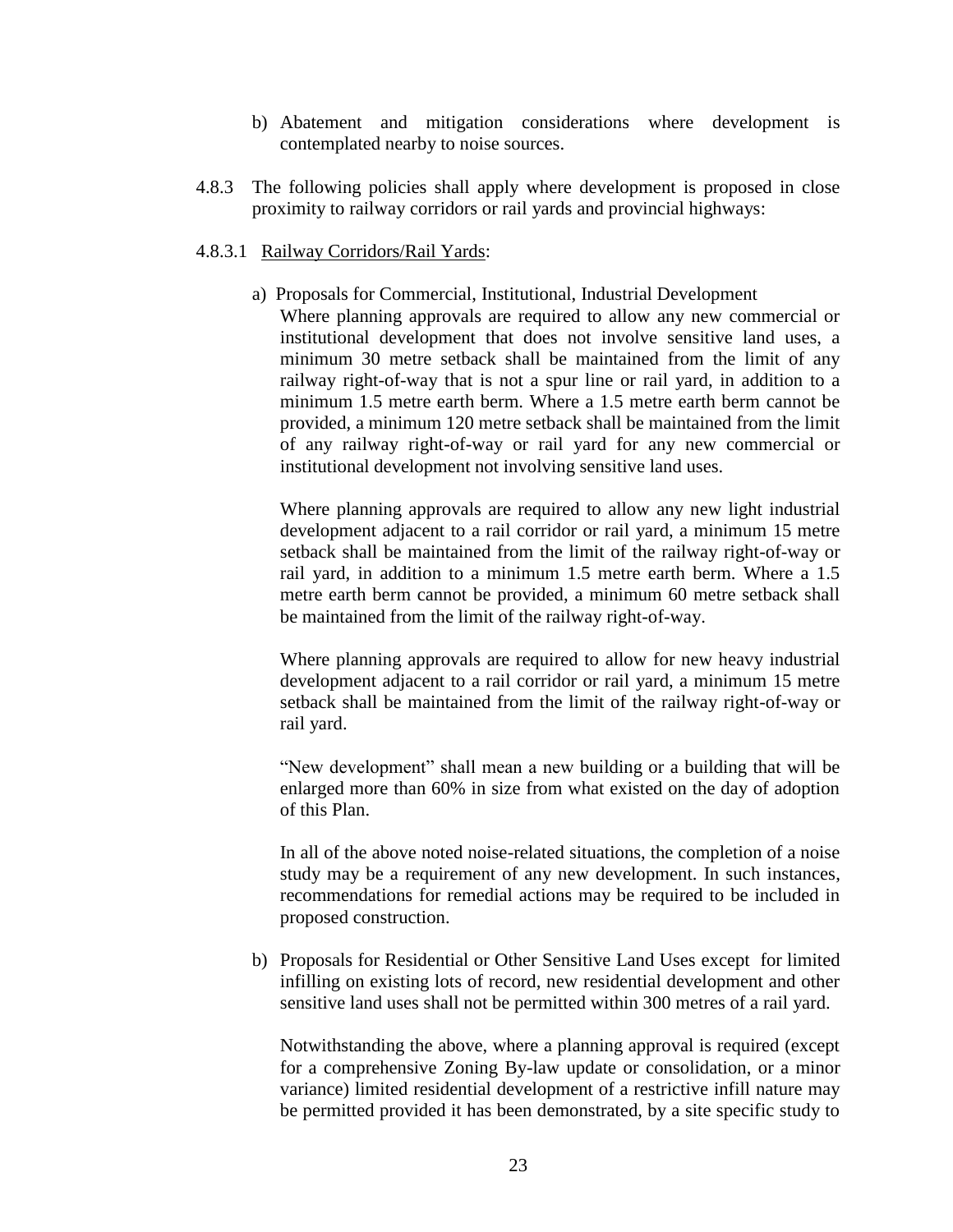b) Abatement and mitigation considerations where development is contemplated nearby to noise sources.

4.8.3 The following policies shall apply where development is proposed in close proximity to railway corridors or rail yards and provincial highways:

4.8.3.1 Railway Corridors/Rail Yards:

a) Proposals for Commercial, Institutional, Industrial Development

Where planning approvals are required to allow any new commercial or institutional development that does not involve sensitive land uses, a minimum 30 metre setback shall be maintained from the limit of any railway right-of-way that is not a spur line or rail yard, in addition to a minimum 1.5 metre earth berm. Where a 1.5 metre earth berm cannot be provided, a minimum 120 metre setback shall be maintained from the limit of any railway right-of-way or rail yard for any new commercial or institutional development not involving sensitive land uses.

Where planning approvals are required to allow any new light industrial development adjacent to a rail corridor or rail yard, a minimum 15 metre setback shall be maintained from the limit of the railway right-of-way or rail yard, in addition to a minimum 1.5 metre earth berm. Where a 1.5 metre earth berm cannot be provided, a minimum 60 metre setback shall be maintained from the limit of the railway right-of-way.

Where planning approvals are required to allow for new heavy industrial development adjacent to a rail corridor or rail yard, a minimum 15 metre setback shall be maintained from the limit of the railway right-of-way or rail yard.

"New development" shall mean a new building or a building that will be enlarged more than 60% in size from what existed on the day of adoption of this Plan.

In all of the above noted noise-related situations, the completion of a noise study may be a requirement of any new development. In such instances, recommendations for remedial actions may be required to be included in proposed construction.

b) Proposals for Residential or Other Sensitive Land Uses except for limited infilling on existing lots of record, new residential development and other sensitive land uses shall not be permitted within 300 metres of a rail yard.

Notwithstanding the above, where a planning approval is required (except for a comprehensive Zoning By-law update or consolidation, or a minor variance) limited residential development of a restrictive infill nature may be permitted provided it has been demonstrated, by a site specific study to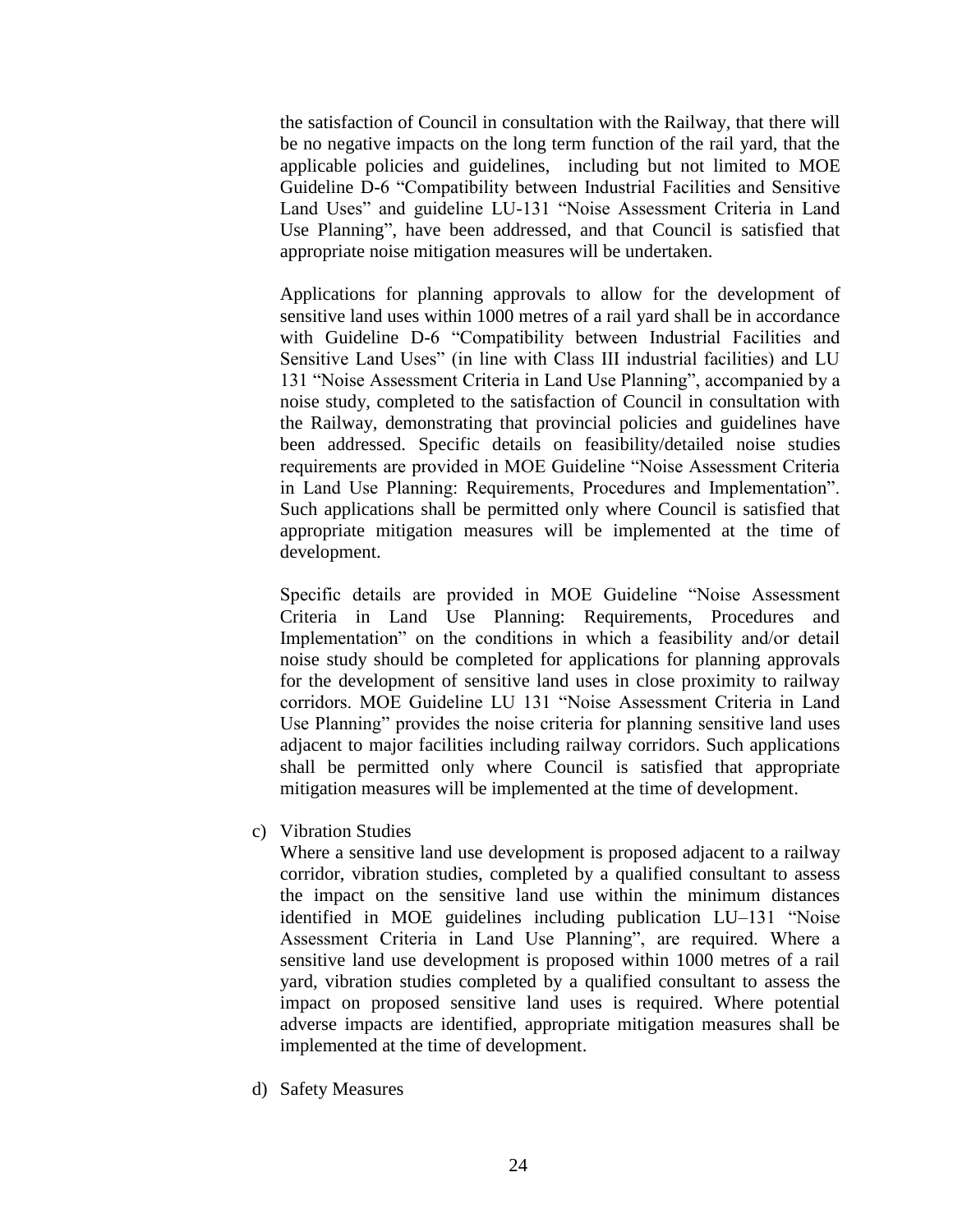the satisfaction of Council in consultation with the Railway, that there will be no negative impacts on the long term function of the rail yard, that the applicable policies and guidelines, including but not limited to MOE Guideline D-6 “Compatibility between Industrial Facilities and Sensitive Land Uses” and guideline LU-131 “Noise Assessment Criteria in Land Use Planning”, have been addressed, and that Council is satisfied that appropriate noise mitigation measures will be undertaken.

Applications for planning approvals to allow for the development of sensitive land uses within 1000 metres of a rail yard shall be in accordance with Guideline D-6 “Compatibility between Industrial Facilities and Sensitive Land Uses” (in line with Class III industrial facilities) and LU 131 “Noise Assessment Criteria in Land Use Planning”, accompanied by a noise study, completed to the satisfaction of Council in consultation with the Railway, demonstrating that provincial policies and guidelines have been addressed. Specific details on feasibility/detailed noise studies requirements are provided in MOE Guideline “Noise Assessment Criteria in Land Use Planning: Requirements, Procedures and Implementation”. Such applications shall be permitted only where Council is satisfied that appropriate mitigation measures will be implemented at the time of development.

Specific details are provided in MOE Guideline “Noise Assessment Criteria in Land Use Planning: Requirements, Procedures and Implementation” on the conditions in which a feasibility and/or detail noise study should be completed for applications for planning approvals for the development of sensitive land uses in close proximity to railway corridors. MOE Guideline LU 131 “Noise Assessment Criteria in Land Use Planning” provides the noise criteria for planning sensitive land uses adjacent to major facilities including railway corridors. Such applications shall be permitted only where Council is satisfied that appropriate mitigation measures will be implemented at the time of development.

c) Vibration Studies
Where a sensitive land use development is proposed adjacent to a railway corridor, vibration studies, completed by a qualified consultant to assess the impact on the sensitive land use within the minimum distances identified in MOE guidelines including publication LU–131 “Noise Assessment Criteria in Land Use Planning”, are required. Where a sensitive land use development is proposed within 1000 metres of a rail yard, vibration studies completed by a qualified consultant to assess the impact on proposed sensitive land uses is required. Where potential adverse impacts are identified, appropriate mitigation measures shall be implemented at the time of development.

d) Safety Measures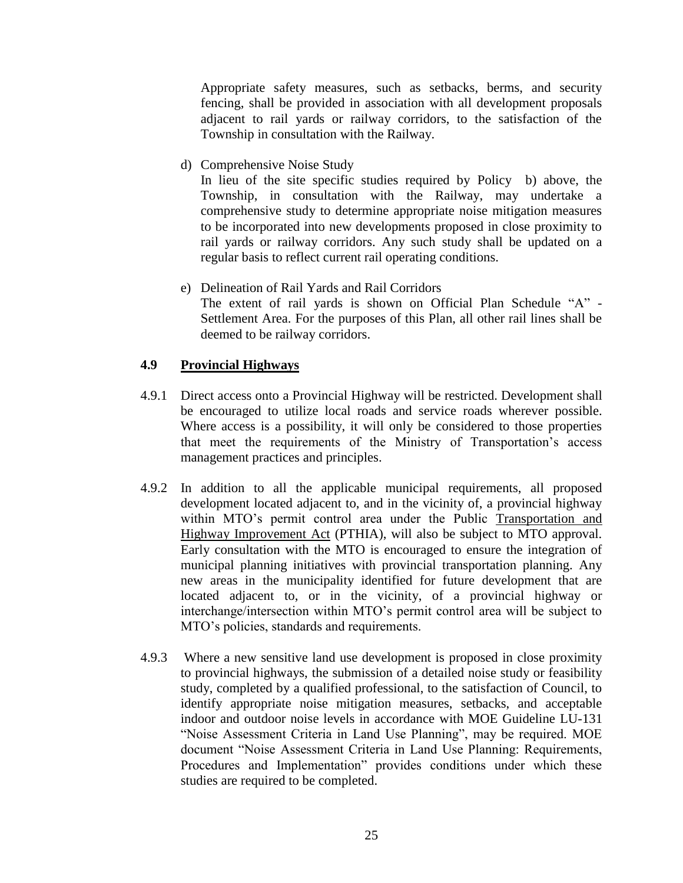Appropriate safety measures, such as setbacks, berms, and security fencing, shall be provided in association with all development proposals adjacent to rail yards or railway corridors, to the satisfaction of the Township in consultation with the Railway.

d) Comprehensive Noise Study
In lieu of the site specific studies required by Policy b) above, the Township, in consultation with the Railway, may undertake a comprehensive study to determine appropriate noise mitigation measures to be incorporated into new developments proposed in close proximity to rail yards or railway corridors. Any such study shall be updated on a regular basis to reflect current rail operating conditions.

e) Delineation of Rail Yards and Rail Corridors
The extent of rail yards is shown on Official Plan Schedule "A" - Settlement Area. For the purposes of this Plan, all other rail lines shall be deemed to be railway corridors.

## 4.9 Provincial Highways

4.9.1 Direct access onto a Provincial Highway will be restricted. Development shall be encouraged to utilize local roads and service roads wherever possible. Where access is a possibility, it will only be considered to those properties that meet the requirements of the Ministry of Transportation's access management practices and principles.

4.9.2 In addition to all the applicable municipal requirements, all proposed development located adjacent to, and in the vicinity of, a provincial highway within MTO's permit control area under the Public Transportation and Highway Improvement Act (PTHIA), will also be subject to MTO approval. Early consultation with the MTO is encouraged to ensure the integration of municipal planning initiatives with provincial transportation planning. Any new areas in the municipality identified for future development that are located adjacent to, or in the vicinity, of a provincial highway or interchange/intersection within MTO's permit control area will be subject to MTO's policies, standards and requirements.

4.9.3 Where a new sensitive land use development is proposed in close proximity to provincial highways, the submission of a detailed noise study or feasibility study, completed by a qualified professional, to the satisfaction of Council, to identify appropriate noise mitigation measures, setbacks, and acceptable indoor and outdoor noise levels in accordance with MOE Guideline LU-131 "Noise Assessment Criteria in Land Use Planning", may be required. MOE document "Noise Assessment Criteria in Land Use Planning: Requirements, Procedures and Implementation" provides conditions under which these studies are required to be completed.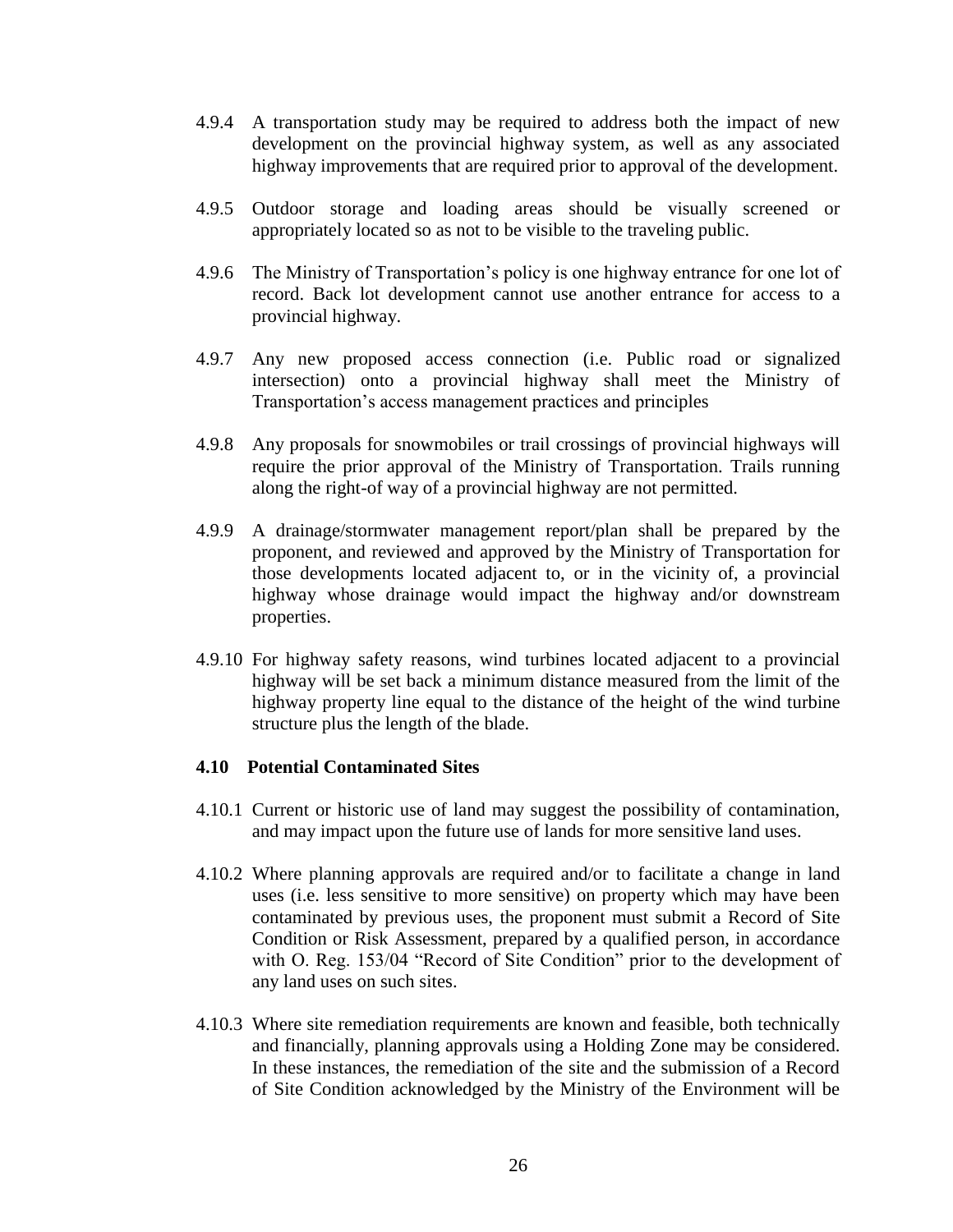4.9.4 A transportation study may be required to address both the impact of new development on the provincial highway system, as well as any associated highway improvements that are required prior to approval of the development.

4.9.5 Outdoor storage and loading areas should be visually screened or appropriately located so as not to be visible to the traveling public.

4.9.6 The Ministry of Transportation's policy is one highway entrance for one lot of record. Back lot development cannot use another entrance for access to a provincial highway.

4.9.7 Any new proposed access connection (i.e. Public road or signalized intersection) onto a provincial highway shall meet the Ministry of Transportation's access management practices and principles

4.9.8 Any proposals for snowmobiles or trail crossings of provincial highways will require the prior approval of the Ministry of Transportation. Trails running along the right-of way of a provincial highway are not permitted.

4.9.9 A drainage/stormwater management report/plan shall be prepared by the proponent, and reviewed and approved by the Ministry of Transportation for those developments located adjacent to, or in the vicinity of, a provincial highway whose drainage would impact the highway and/or downstream properties.

4.9.10 For highway safety reasons, wind turbines located adjacent to a provincial highway will be set back a minimum distance measured from the limit of the highway property line equal to the distance of the height of the wind turbine structure plus the length of the blade.

### 4.10 Potential Contaminated Sites

4.10.1 Current or historic use of land may suggest the possibility of contamination, and may impact upon the future use of lands for more sensitive land uses.

4.10.2 Where planning approvals are required and/or to facilitate a change in land uses (i.e. less sensitive to more sensitive) on property which may have been contaminated by previous uses, the proponent must submit a Record of Site Condition or Risk Assessment, prepared by a qualified person, in accordance with O. Reg. 153/04 "Record of Site Condition" prior to the development of any land uses on such sites.

4.10.3 Where site remediation requirements are known and feasible, both technically and financially, planning approvals using a Holding Zone may be considered. In these instances, the remediation of the site and the submission of a Record of Site Condition acknowledged by the Ministry of the Environment will be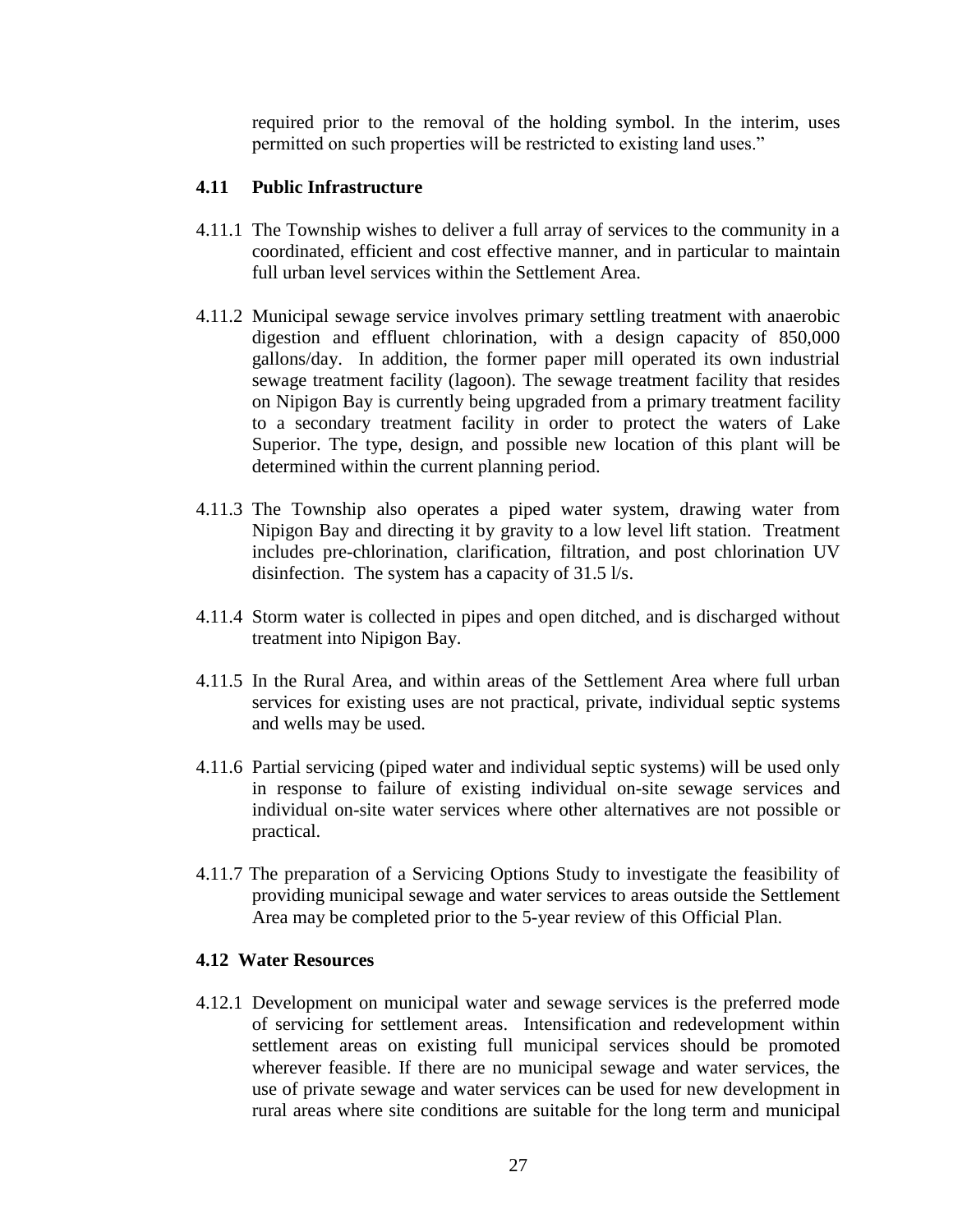required prior to the removal of the holding symbol. In the interim, uses permitted on such properties will be restricted to existing land uses."

### 4.11 Public Infrastructure

4.11.1 The Township wishes to deliver a full array of services to the community in a coordinated, efficient and cost effective manner, and in particular to maintain full urban level services within the Settlement Area.

4.11.2 Municipal sewage service involves primary settling treatment with anaerobic digestion and effluent chlorination, with a design capacity of 850,000 gallons/day. In addition, the former paper mill operated its own industrial sewage treatment facility (lagoon). The sewage treatment facility that resides on Nipigon Bay is currently being upgraded from a primary treatment facility to a secondary treatment facility in order to protect the waters of Lake Superior. The type, design, and possible new location of this plant will be determined within the current planning period.

4.11.3 The Township also operates a piped water system, drawing water from Nipigon Bay and directing it by gravity to a low level lift station. Treatment includes pre-chlorination, clarification, filtration, and post chlorination UV disinfection. The system has a capacity of 31.5 l/s.

4.11.4 Storm water is collected in pipes and open ditched, and is discharged without treatment into Nipigon Bay.

4.11.5 In the Rural Area, and within areas of the Settlement Area where full urban services for existing uses are not practical, private, individual septic systems and wells may be used.

4.11.6 Partial servicing (piped water and individual septic systems) will be used only in response to failure of existing individual on-site sewage services and individual on-site water services where other alternatives are not possible or practical.

4.11.7 The preparation of a Servicing Options Study to investigate the feasibility of providing municipal sewage and water services to areas outside the Settlement Area may be completed prior to the 5-year review of this Official Plan.

### 4.12 Water Resources

4.12.1 Development on municipal water and sewage services is the preferred mode of servicing for settlement areas. Intensification and redevelopment within settlement areas on existing full municipal services should be promoted wherever feasible. If there are no municipal sewage and water services, the use of private sewage and water services can be used for new development in rural areas where site conditions are suitable for the long term and municipal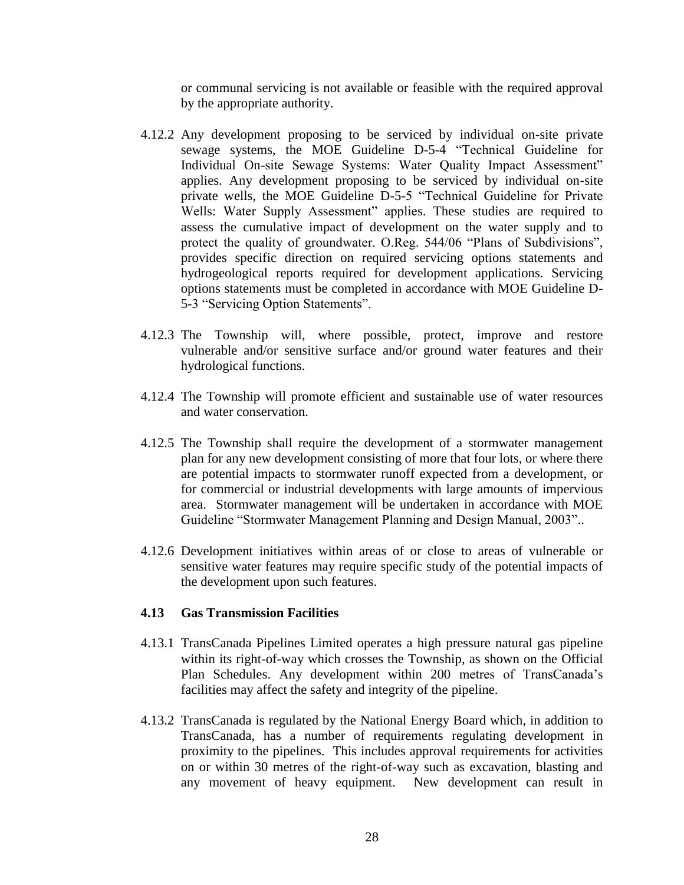or communal servicing is not available or feasible with the required approval by the appropriate authority.

4.12.2 Any development proposing to be serviced by individual on-site private sewage systems, the MOE Guideline D-5-4 "Technical Guideline for Individual On-site Sewage Systems: Water Quality Impact Assessment" applies. Any development proposing to be serviced by individual on-site private wells, the MOE Guideline D-5-5 "Technical Guideline for Private Wells: Water Supply Assessment" applies. These studies are required to assess the cumulative impact of development on the water supply and to protect the quality of groundwater. O.Reg. 544/06 "Plans of Subdivisions", provides specific direction on required servicing options statements and hydrogeological reports required for development applications. Servicing options statements must be completed in accordance with MOE Guideline D-5-3 "Servicing Option Statements".

4.12.3 The Township will, where possible, protect, improve and restore vulnerable and/or sensitive surface and/or ground water features and their hydrological functions.

4.12.4 The Township will promote efficient and sustainable use of water resources and water conservation.

4.12.5 The Township shall require the development of a stormwater management plan for any new development consisting of more that four lots, or where there are potential impacts to stormwater runoff expected from a development, or for commercial or industrial developments with large amounts of impervious area. Stormwater management will be undertaken in accordance with MOE Guideline "Stormwater Management Planning and Design Manual, 2003"..

4.12.6 Development initiatives within areas of or close to areas of vulnerable or sensitive water features may require specific study of the potential impacts of the development upon such features.

### 4.13 Gas Transmission Facilities

4.13.1 TransCanada Pipelines Limited operates a high pressure natural gas pipeline within its right-of-way which crosses the Township, as shown on the Official Plan Schedules. Any development within 200 metres of TransCanada's facilities may affect the safety and integrity of the pipeline.

4.13.2 TransCanada is regulated by the National Energy Board which, in addition to TransCanada, has a number of requirements regulating development in proximity to the pipelines. This includes approval requirements for activities on or within 30 metres of the right-of-way such as excavation, blasting and any movement of heavy equipment. New development can result in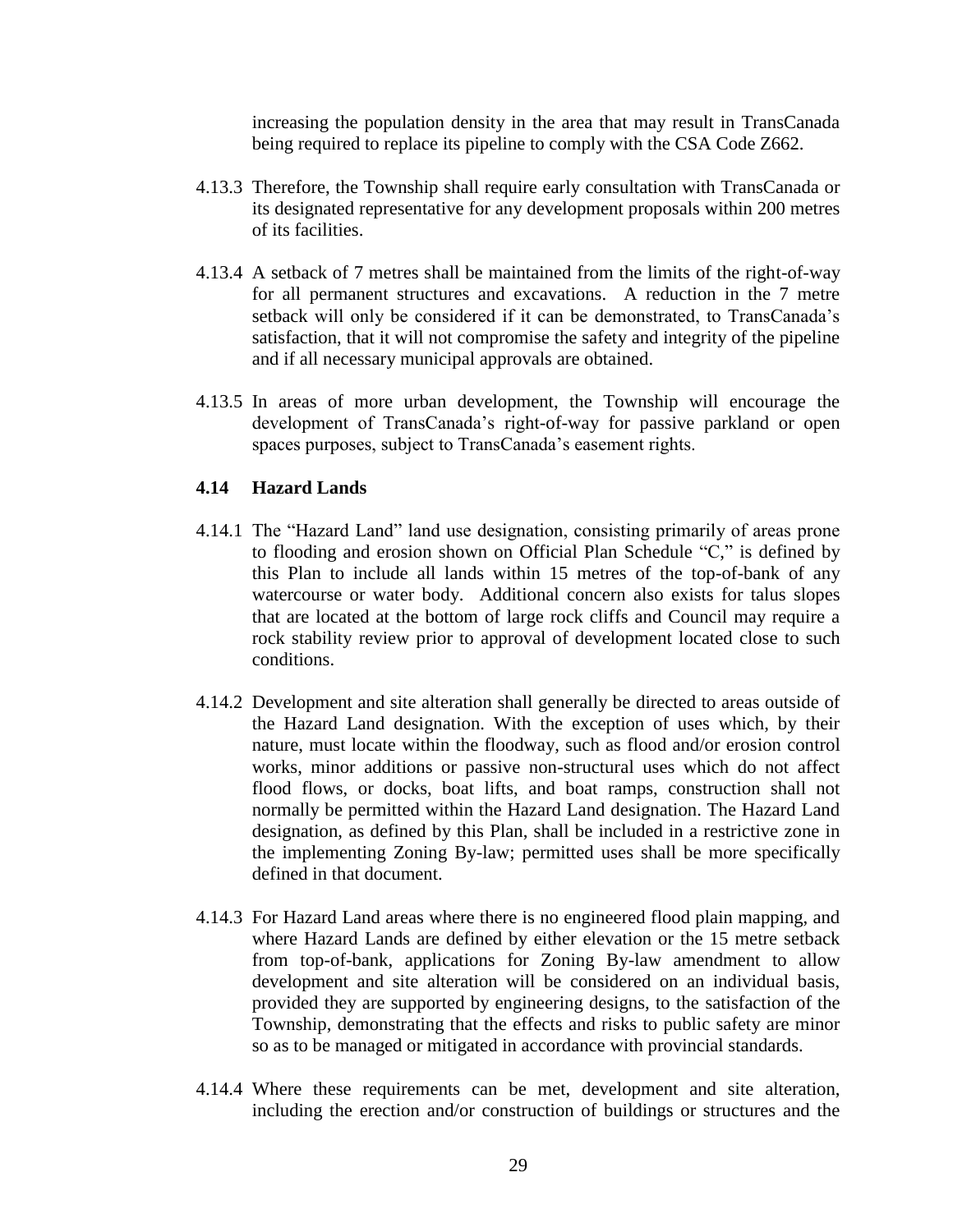increasing the population density in the area that may result in TransCanada being required to replace its pipeline to comply with the CSA Code Z662.

4.13.3 Therefore, the Township shall require early consultation with TransCanada or its designated representative for any development proposals within 200 metres of its facilities.

4.13.4 A setback of 7 metres shall be maintained from the limits of the right-of-way for all permanent structures and excavations. A reduction in the 7 metre setback will only be considered if it can be demonstrated, to TransCanada's satisfaction, that it will not compromise the safety and integrity of the pipeline and if all necessary municipal approvals are obtained.

4.13.5 In areas of more urban development, the Township will encourage the development of TransCanada's right-of-way for passive parkland or open spaces purposes, subject to TransCanada's easement rights.

### 4.14 Hazard Lands

4.14.1 The "Hazard Land" land use designation, consisting primarily of areas prone to flooding and erosion shown on Official Plan Schedule "C," is defined by this Plan to include all lands within 15 metres of the top-of-bank of any watercourse or water body. Additional concern also exists for talus slopes that are located at the bottom of large rock cliffs and Council may require a rock stability review prior to approval of development located close to such conditions.

4.14.2 Development and site alteration shall generally be directed to areas outside of the Hazard Land designation. With the exception of uses which, by their nature, must locate within the floodway, such as flood and/or erosion control works, minor additions or passive non-structural uses which do not affect flood flows, or docks, boat lifts, and boat ramps, construction shall not normally be permitted within the Hazard Land designation. The Hazard Land designation, as defined by this Plan, shall be included in a restrictive zone in the implementing Zoning By-law; permitted uses shall be more specifically defined in that document.

4.14.3 For Hazard Land areas where there is no engineered flood plain mapping, and where Hazard Lands are defined by either elevation or the 15 metre setback from top-of-bank, applications for Zoning By-law amendment to allow development and site alteration will be considered on an individual basis, provided they are supported by engineering designs, to the satisfaction of the Township, demonstrating that the effects and risks to public safety are minor so as to be managed or mitigated in accordance with provincial standards.

4.14.4 Where these requirements can be met, development and site alteration, including the erection and/or construction of buildings or structures and the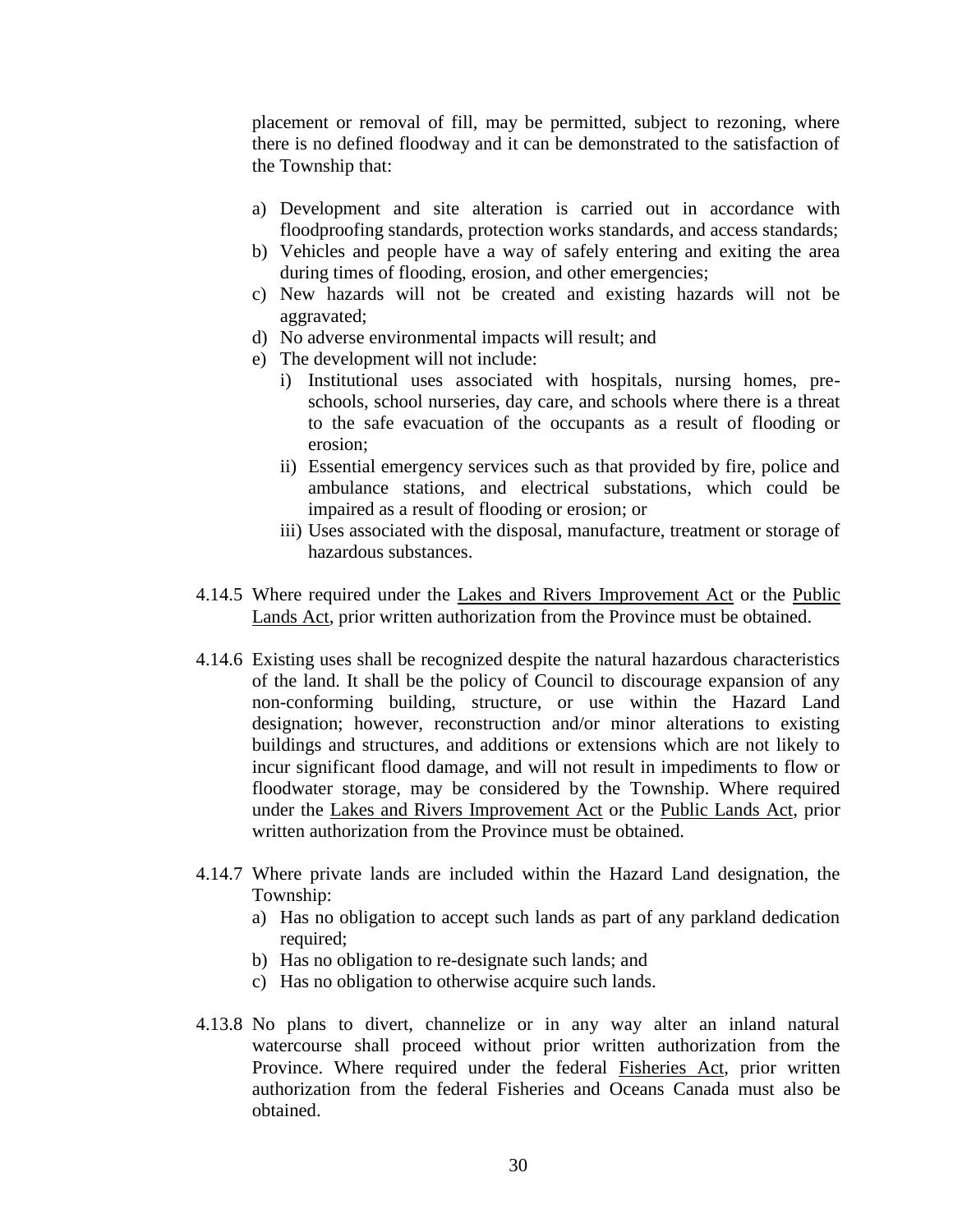placement or removal of fill, may be permitted, subject to rezoning, where there is no defined floodway and it can be demonstrated to the satisfaction of the Township that:

a) Development and site alteration is carried out in accordance with floodproofing standards, protection works standards, and access standards;
b) Vehicles and people have a way of safely entering and exiting the area during times of flooding, erosion, and other emergencies;
c) New hazards will not be created and existing hazards will not be aggravated;
d) No adverse environmental impacts will result; and
e) The development will not include:
   i) Institutional uses associated with hospitals, nursing homes, pre-schools, school nurseries, day care, and schools where there is a threat to the safe evacuation of the occupants as a result of flooding or erosion;
   ii) Essential emergency services such as that provided by fire, police and ambulance stations, and electrical substations, which could be impaired as a result of flooding or erosion; or
   iii) Uses associated with the disposal, manufacture, treatment or storage of hazardous substances.

4.14.5 Where required under the Lakes and Rivers Improvement Act or the Public Lands Act, prior written authorization from the Province must be obtained.

4.14.6 Existing uses shall be recognized despite the natural hazardous characteristics of the land. It shall be the policy of Council to discourage expansion of any non-conforming building, structure, or use within the Hazard Land designation; however, reconstruction and/or minor alterations to existing buildings and structures, and additions or extensions which are not likely to incur significant flood damage, and will not result in impediments to flow or floodwater storage, may be considered by the Township. Where required under the Lakes and Rivers Improvement Act or the Public Lands Act, prior written authorization from the Province must be obtained.

4.14.7 Where private lands are included within the Hazard Land designation, the Township:

a) Has no obligation to accept such lands as part of any parkland dedication required;
b) Has no obligation to re-designate such lands; and
c) Has no obligation to otherwise acquire such lands.

4.13.8 No plans to divert, channelize or in any way alter an inland natural watercourse shall proceed without prior written authorization from the Province. Where required under the federal Fisheries Act, prior written authorization from the federal Fisheries and Oceans Canada must also be obtained.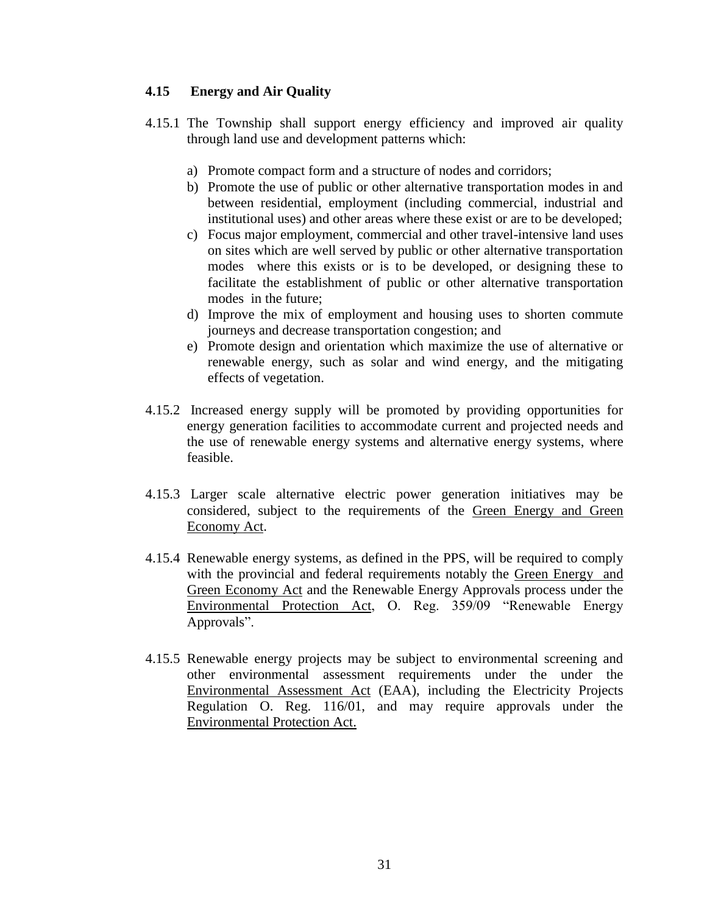### 4.15 Energy and Air Quality

4.15.1 The Township shall support energy efficiency and improved air quality through land use and development patterns which:

a) Promote compact form and a structure of nodes and corridors;
b) Promote the use of public or other alternative transportation modes in and between residential, employment (including commercial, industrial and institutional uses) and other areas where these exist or are to be developed;
c) Focus major employment, commercial and other travel-intensive land uses on sites which are well served by public or other alternative transportation modes where this exists or is to be developed, or designing these to facilitate the establishment of public or other alternative transportation modes in the future;
d) Improve the mix of employment and housing uses to shorten commute journeys and decrease transportation congestion; and
e) Promote design and orientation which maximize the use of alternative or renewable energy, such as solar and wind energy, and the mitigating effects of vegetation.

4.15.2 Increased energy supply will be promoted by providing opportunities for energy generation facilities to accommodate current and projected needs and the use of renewable energy systems and alternative energy systems, where feasible.

4.15.3 Larger scale alternative electric power generation initiatives may be considered, subject to the requirements of the Green Energy and Green Economy Act.

4.15.4 Renewable energy systems, as defined in the PPS, will be required to comply with the provincial and federal requirements notably the Green Energy and Green Economy Act and the Renewable Energy Approvals process under the Environmental Protection Act, O. Reg. 359/09 "Renewable Energy Approvals".

4.15.5 Renewable energy projects may be subject to environmental screening and other environmental assessment requirements under the under the Environmental Assessment Act (EAA), including the Electricity Projects Regulation O. Reg. 116/01, and may require approvals under the Environmental Protection Act.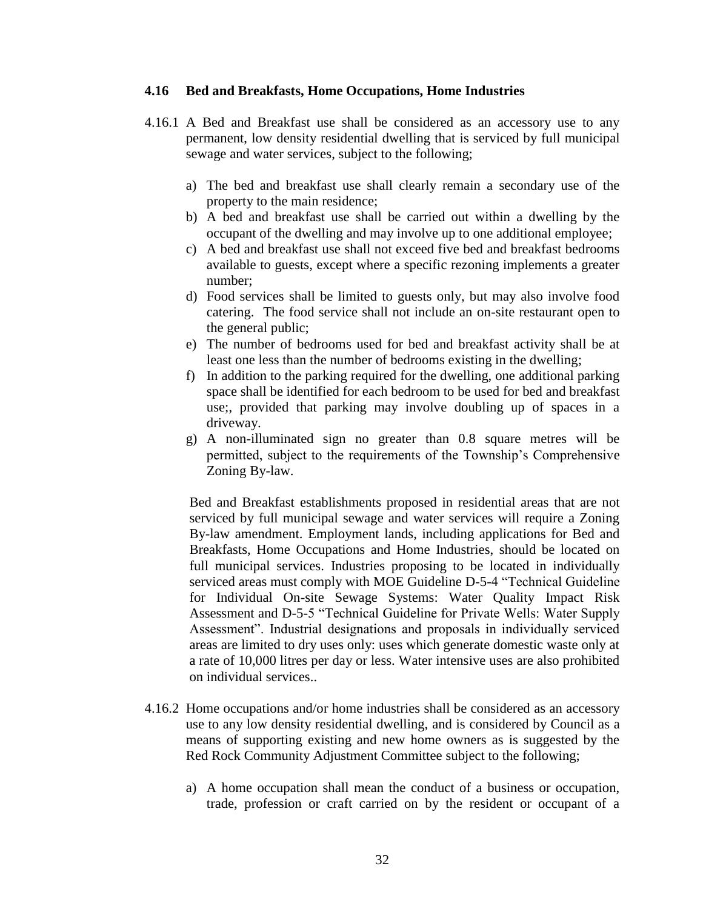### 4.16 Bed and Breakfasts, Home Occupations, Home Industries

4.16.1 A Bed and Breakfast use shall be considered as an accessory use to any permanent, low density residential dwelling that is serviced by full municipal sewage and water services, subject to the following;

a) The bed and breakfast use shall clearly remain a secondary use of the property to the main residence;
b) A bed and breakfast use shall be carried out within a dwelling by the occupant of the dwelling and may involve up to one additional employee;
c) A bed and breakfast use shall not exceed five bed and breakfast bedrooms available to guests, except where a specific rezoning implements a greater number;
d) Food services shall be limited to guests only, but may also involve food catering. The food service shall not include an on-site restaurant open to the general public;
e) The number of bedrooms used for bed and breakfast activity shall be at least one less than the number of bedrooms existing in the dwelling;
f) In addition to the parking required for the dwelling, one additional parking space shall be identified for each bedroom to be used for bed and breakfast use;, provided that parking may involve doubling up of spaces in a driveway.
g) A non-illuminated sign no greater than 0.8 square metres will be permitted, subject to the requirements of the Township's Comprehensive Zoning By-law.

Bed and Breakfast establishments proposed in residential areas that are not serviced by full municipal sewage and water services will require a Zoning By-law amendment. Employment lands, including applications for Bed and Breakfasts, Home Occupations and Home Industries, should be located on full municipal services. Industries proposing to be located in individually serviced areas must comply with MOE Guideline D-5-4 "Technical Guideline for Individual On-site Sewage Systems: Water Quality Impact Risk Assessment and D-5-5 "Technical Guideline for Private Wells: Water Supply Assessment". Industrial designations and proposals in individually serviced areas are limited to dry uses only: uses which generate domestic waste only at a rate of 10,000 litres per day or less. Water intensive uses are also prohibited on individual services..

4.16.2 Home occupations and/or home industries shall be considered as an accessory use to any low density residential dwelling, and is considered by Council as a means of supporting existing and new home owners as is suggested by the Red Rock Community Adjustment Committee subject to the following;

a) A home occupation shall mean the conduct of a business or occupation, trade, profession or craft carried on by the resident or occupant of a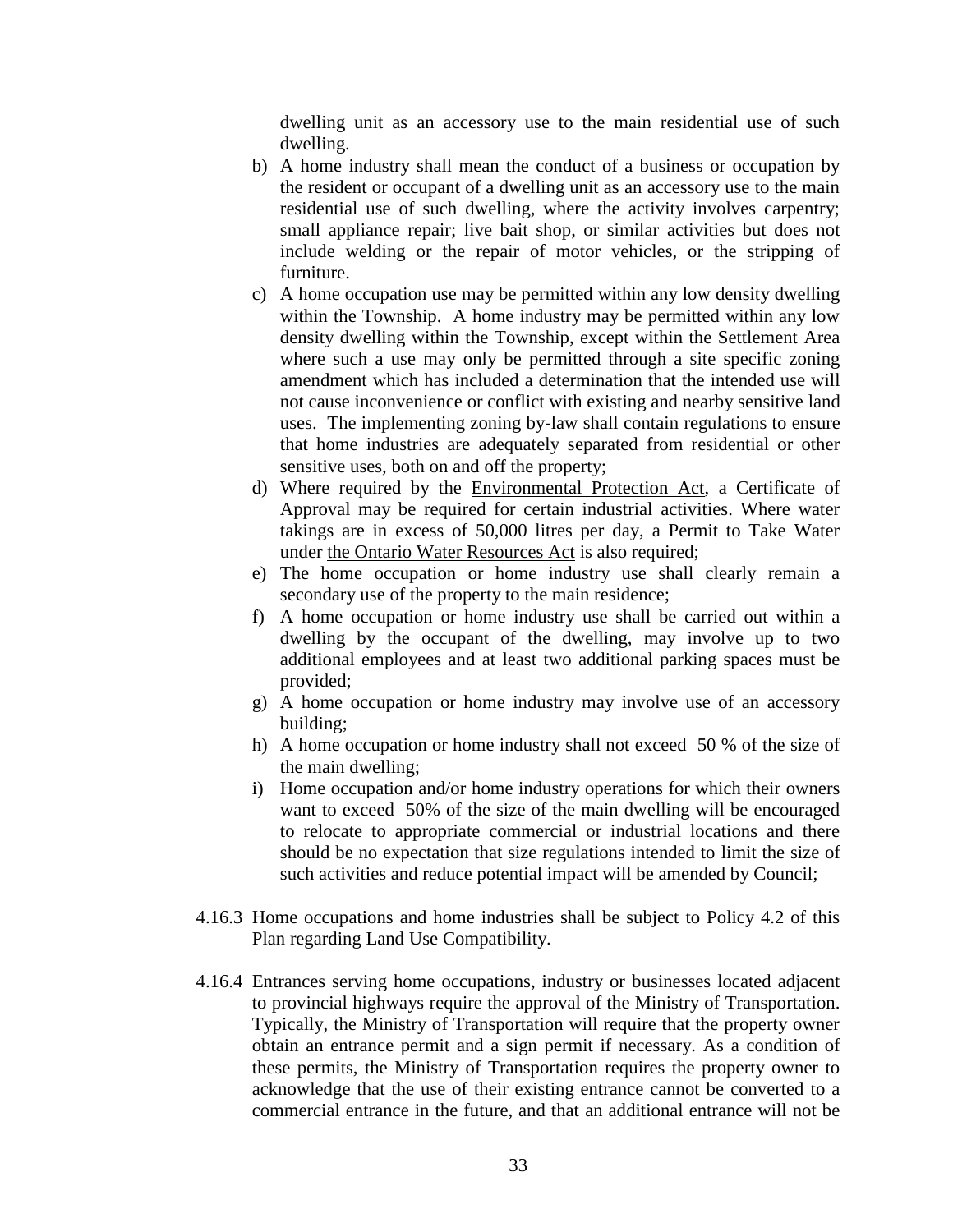dwelling unit as an accessory use to the main residential use of such dwelling.

b) A home industry shall mean the conduct of a business or occupation by the resident or occupant of a dwelling unit as an accessory use to the main residential use of such dwelling, where the activity involves carpentry; small appliance repair; live bait shop, or similar activities but does not include welding or the repair of motor vehicles, or the stripping of furniture.

c) A home occupation use may be permitted within any low density dwelling within the Township. A home industry may be permitted within any low density dwelling within the Township, except within the Settlement Area where such a use may only be permitted through a site specific zoning amendment which has included a determination that the intended use will not cause inconvenience or conflict with existing and nearby sensitive land uses. The implementing zoning by-law shall contain regulations to ensure that home industries are adequately separated from residential or other sensitive uses, both on and off the property;

d) Where required by the <u>Environmental Protection Act</u>, a Certificate of Approval may be required for certain industrial activities. Where water takings are in excess of 50,000 litres per day, a Permit to Take Water under <u>the Ontario Water Resources Act</u> is also required;

e) The home occupation or home industry use shall clearly remain a secondary use of the property to the main residence;

f) A home occupation or home industry use shall be carried out within a dwelling by the occupant of the dwelling, may involve up to two additional employees and at least two additional parking spaces must be provided;

g) A home occupation or home industry may involve use of an accessory building;

h) A home occupation or home industry shall not exceed 50 % of the size of the main dwelling;

i) Home occupation and/or home industry operations for which their owners want to exceed 50% of the size of the main dwelling will be encouraged to relocate to appropriate commercial or industrial locations and there should be no expectation that size regulations intended to limit the size of such activities and reduce potential impact will be amended by Council;

4.16.3 Home occupations and home industries shall be subject to Policy 4.2 of this Plan regarding Land Use Compatibility.

4.16.4 Entrances serving home occupations, industry or businesses located adjacent to provincial highways require the approval of the Ministry of Transportation. Typically, the Ministry of Transportation will require that the property owner obtain an entrance permit and a sign permit if necessary. As a condition of these permits, the Ministry of Transportation requires the property owner to acknowledge that the use of their existing entrance cannot be converted to a commercial entrance in the future, and that an additional entrance will not be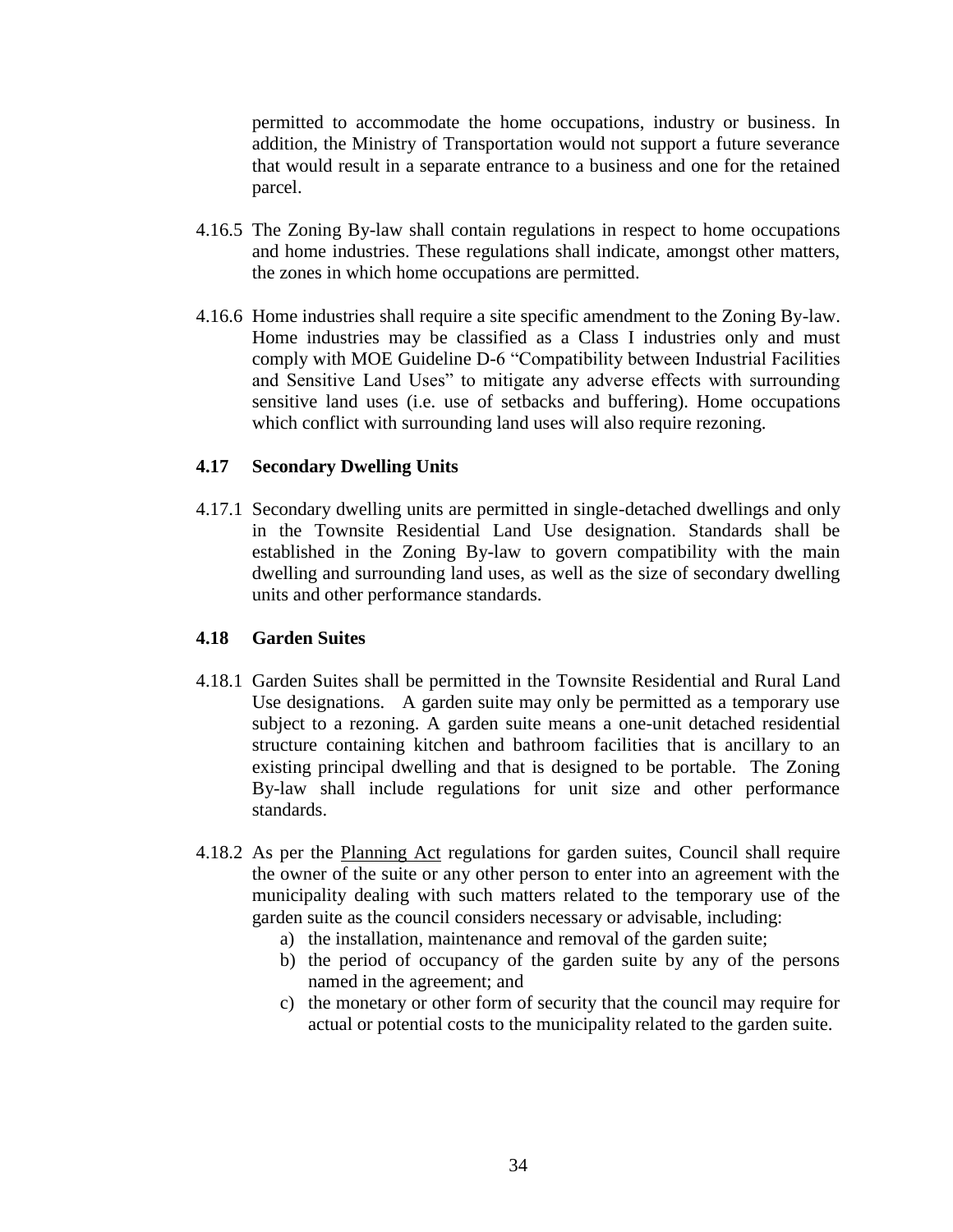permitted to accommodate the home occupations, industry or business. In addition, the Ministry of Transportation would not support a future severance that would result in a separate entrance to a business and one for the retained parcel.

4.16.5 The Zoning By-law shall contain regulations in respect to home occupations and home industries. These regulations shall indicate, amongst other matters, the zones in which home occupations are permitted.

4.16.6 Home industries shall require a site specific amendment to the Zoning By-law. Home industries may be classified as a Class I industries only and must comply with MOE Guideline D-6 "Compatibility between Industrial Facilities and Sensitive Land Uses" to mitigate any adverse effects with surrounding sensitive land uses (i.e. use of setbacks and buffering). Home occupations which conflict with surrounding land uses will also require rezoning.

### 4.17 Secondary Dwelling Units

4.17.1 Secondary dwelling units are permitted in single-detached dwellings and only in the Townsite Residential Land Use designation. Standards shall be established in the Zoning By-law to govern compatibility with the main dwelling and surrounding land uses, as well as the size of secondary dwelling units and other performance standards.

### 4.18 Garden Suites

4.18.1 Garden Suites shall be permitted in the Townsite Residential and Rural Land Use designations. A garden suite may only be permitted as a temporary use subject to a rezoning. A garden suite means a one-unit detached residential structure containing kitchen and bathroom facilities that is ancillary to an existing principal dwelling and that is designed to be portable. The Zoning By-law shall include regulations for unit size and other performance standards.

4.18.2 As per the Planning Act regulations for garden suites, Council shall require the owner of the suite or any other person to enter into an agreement with the municipality dealing with such matters related to the temporary use of the garden suite as the council considers necessary or advisable, including:

a) the installation, maintenance and removal of the garden suite;
b) the period of occupancy of the garden suite by any of the persons named in the agreement; and
c) the monetary or other form of security that the council may require for actual or potential costs to the municipality related to the garden suite.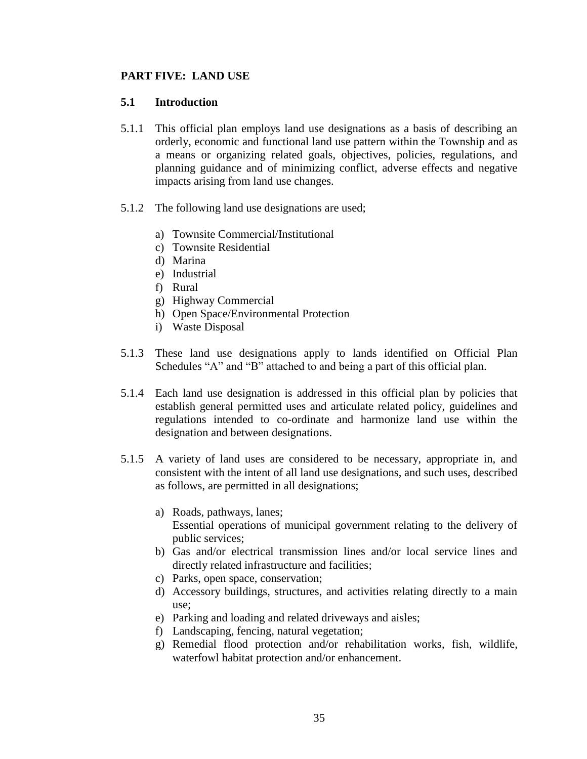## PART FIVE: LAND USE

### 5.1 Introduction

5.1.1 This official plan employs land use designations as a basis of describing an orderly, economic and functional land use pattern within the Township and as a means or organizing related goals, objectives, policies, regulations, and planning guidance and of minimizing conflict, adverse effects and negative impacts arising from land use changes.

5.1.2 The following land use designations are used;

a) Townsite Commercial/Institutional
c) Townsite Residential
d) Marina
e) Industrial
f) Rural
g) Highway Commercial
h) Open Space/Environmental Protection
i) Waste Disposal

5.1.3 These land use designations apply to lands identified on Official Plan Schedules "A" and "B" attached to and being a part of this official plan.

5.1.4 Each land use designation is addressed in this official plan by policies that establish general permitted uses and articulate related policy, guidelines and regulations intended to co-ordinate and harmonize land use within the designation and between designations.

5.1.5 A variety of land uses are considered to be necessary, appropriate in, and consistent with the intent of all land use designations, and such uses, described as follows, are permitted in all designations;

a) Roads, pathways, lanes;
   Essential operations of municipal government relating to the delivery of public services;
b) Gas and/or electrical transmission lines and/or local service lines and directly related infrastructure and facilities;
c) Parks, open space, conservation;
d) Accessory buildings, structures, and activities relating directly to a main use;
e) Parking and loading and related driveways and aisles;
f) Landscaping, fencing, natural vegetation;
g) Remedial flood protection and/or rehabilitation works, fish, wildlife, waterfowl habitat protection and/or enhancement.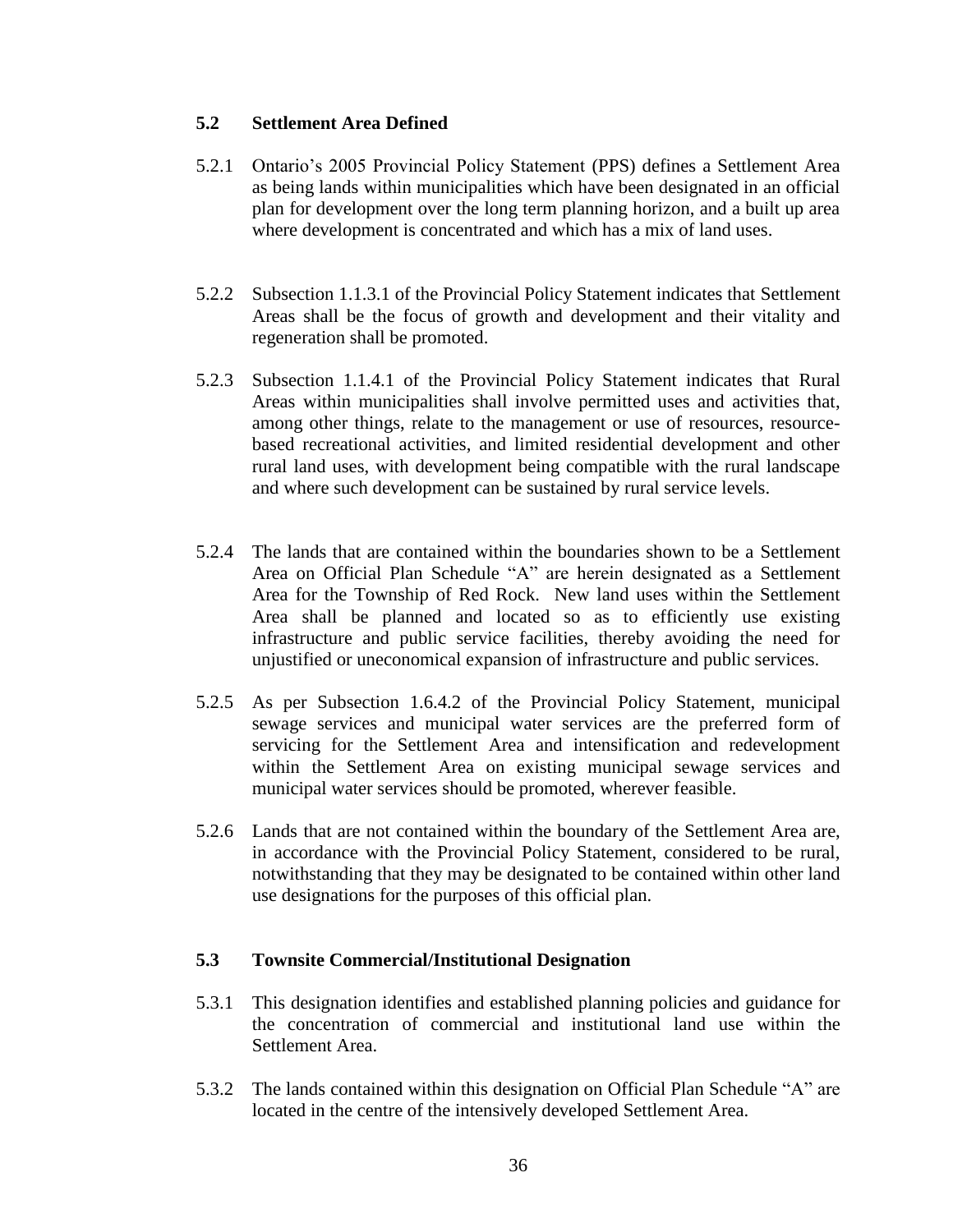### 5.2 Settlement Area Defined

5.2.1 Ontario's 2005 Provincial Policy Statement (PPS) defines a Settlement Area as being lands within municipalities which have been designated in an official plan for development over the long term planning horizon, and a built up area where development is concentrated and which has a mix of land uses.

5.2.2 Subsection 1.1.3.1 of the Provincial Policy Statement indicates that Settlement Areas shall be the focus of growth and development and their vitality and regeneration shall be promoted.

5.2.3 Subsection 1.1.4.1 of the Provincial Policy Statement indicates that Rural Areas within municipalities shall involve permitted uses and activities that, among other things, relate to the management or use of resources, resource-based recreational activities, and limited residential development and other rural land uses, with development being compatible with the rural landscape and where such development can be sustained by rural service levels.

5.2.4 The lands that are contained within the boundaries shown to be a Settlement Area on Official Plan Schedule "A" are herein designated as a Settlement Area for the Township of Red Rock. New land uses within the Settlement Area shall be planned and located so as to efficiently use existing infrastructure and public service facilities, thereby avoiding the need for unjustified or uneconomical expansion of infrastructure and public services.

5.2.5 As per Subsection 1.6.4.2 of the Provincial Policy Statement, municipal sewage services and municipal water services are the preferred form of servicing for the Settlement Area and intensification and redevelopment within the Settlement Area on existing municipal sewage services and municipal water services should be promoted, wherever feasible.

5.2.6 Lands that are not contained within the boundary of the Settlement Area are, in accordance with the Provincial Policy Statement, considered to be rural, notwithstanding that they may be designated to be contained within other land use designations for the purposes of this official plan.

### 5.3 Townsite Commercial/Institutional Designation

5.3.1 This designation identifies and established planning policies and guidance for the concentration of commercial and institutional land use within the Settlement Area.

5.3.2 The lands contained within this designation on Official Plan Schedule "A" are located in the centre of the intensively developed Settlement Area.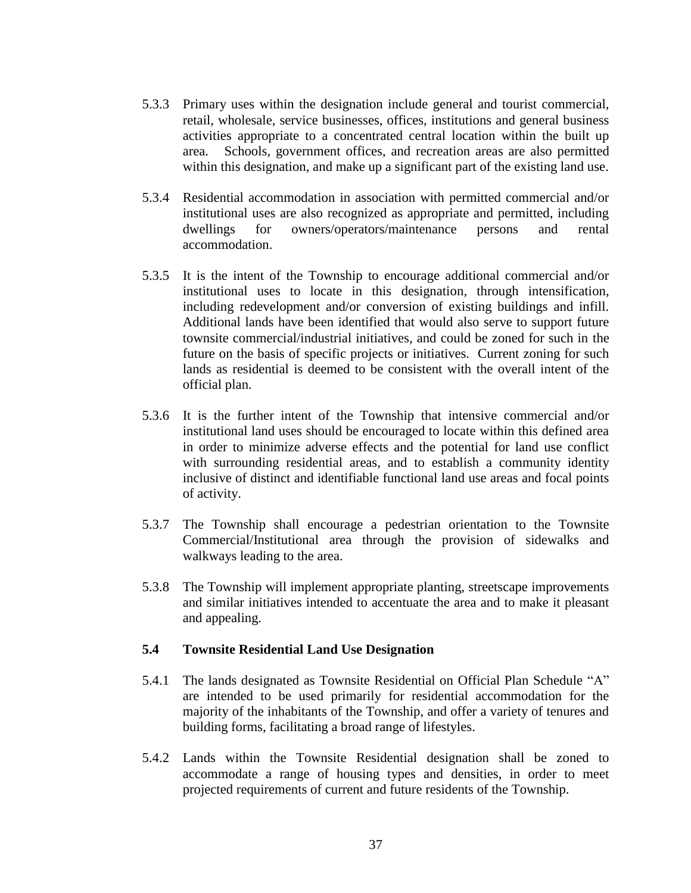5.3.3 Primary uses within the designation include general and tourist commercial, retail, wholesale, service businesses, offices, institutions and general business activities appropriate to a concentrated central location within the built up area. Schools, government offices, and recreation areas are also permitted within this designation, and make up a significant part of the existing land use.

5.3.4 Residential accommodation in association with permitted commercial and/or institutional uses are also recognized as appropriate and permitted, including dwellings for owners/operators/maintenance persons and rental accommodation.

5.3.5 It is the intent of the Township to encourage additional commercial and/or institutional uses to locate in this designation, through intensification, including redevelopment and/or conversion of existing buildings and infill. Additional lands have been identified that would also serve to support future townsite commercial/industrial initiatives, and could be zoned for such in the future on the basis of specific projects or initiatives. Current zoning for such lands as residential is deemed to be consistent with the overall intent of the official plan.

5.3.6 It is the further intent of the Township that intensive commercial and/or institutional land uses should be encouraged to locate within this defined area in order to minimize adverse effects and the potential for land use conflict with surrounding residential areas, and to establish a community identity inclusive of distinct and identifiable functional land use areas and focal points of activity.

5.3.7 The Township shall encourage a pedestrian orientation to the Townsite Commercial/Institutional area through the provision of sidewalks and walkways leading to the area.

5.3.8 The Township will implement appropriate planting, streetscape improvements and similar initiatives intended to accentuate the area and to make it pleasant and appealing.

### 5.4 Townsite Residential Land Use Designation

5.4.1 The lands designated as Townsite Residential on Official Plan Schedule "A" are intended to be used primarily for residential accommodation for the majority of the inhabitants of the Township, and offer a variety of tenures and building forms, facilitating a broad range of lifestyles.

5.4.2 Lands within the Townsite Residential designation shall be zoned to accommodate a range of housing types and densities, in order to meet projected requirements of current and future residents of the Township.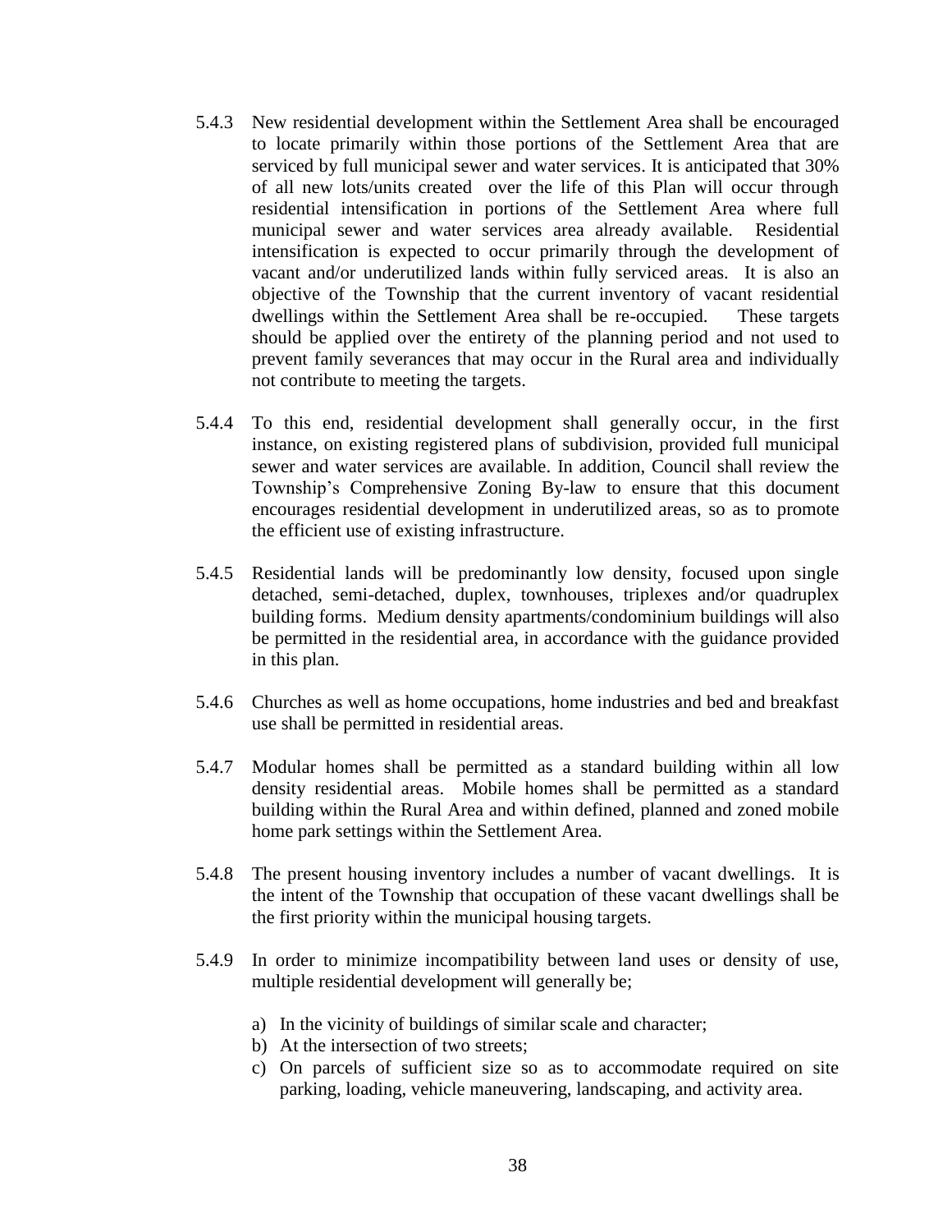5.4.3 New residential development within the Settlement Area shall be encouraged to locate primarily within those portions of the Settlement Area that are serviced by full municipal sewer and water services. It is anticipated that 30% of all new lots/units created over the life of this Plan will occur through residential intensification in portions of the Settlement Area where full municipal sewer and water services area already available. Residential intensification is expected to occur primarily through the development of vacant and/or underutilized lands within fully serviced areas. It is also an objective of the Township that the current inventory of vacant residential dwellings within the Settlement Area shall be re-occupied. These targets should be applied over the entirety of the planning period and not used to prevent family severances that may occur in the Rural area and individually not contribute to meeting the targets.

5.4.4 To this end, residential development shall generally occur, in the first instance, on existing registered plans of subdivision, provided full municipal sewer and water services are available. In addition, Council shall review the Township's Comprehensive Zoning By-law to ensure that this document encourages residential development in underutilized areas, so as to promote the efficient use of existing infrastructure.

5.4.5 Residential lands will be predominantly low density, focused upon single detached, semi-detached, duplex, townhouses, triplexes and/or quadruplex building forms. Medium density apartments/condominium buildings will also be permitted in the residential area, in accordance with the guidance provided in this plan.

5.4.6 Churches as well as home occupations, home industries and bed and breakfast use shall be permitted in residential areas.

5.4.7 Modular homes shall be permitted as a standard building within all low density residential areas. Mobile homes shall be permitted as a standard building within the Rural Area and within defined, planned and zoned mobile home park settings within the Settlement Area.

5.4.8 The present housing inventory includes a number of vacant dwellings. It is the intent of the Township that occupation of these vacant dwellings shall be the first priority within the municipal housing targets.

5.4.9 In order to minimize incompatibility between land uses or density of use, multiple residential development will generally be;

a) In the vicinity of buildings of similar scale and character;
b) At the intersection of two streets;
c) On parcels of sufficient size so as to accommodate required on site parking, loading, vehicle maneuvering, landscaping, and activity area.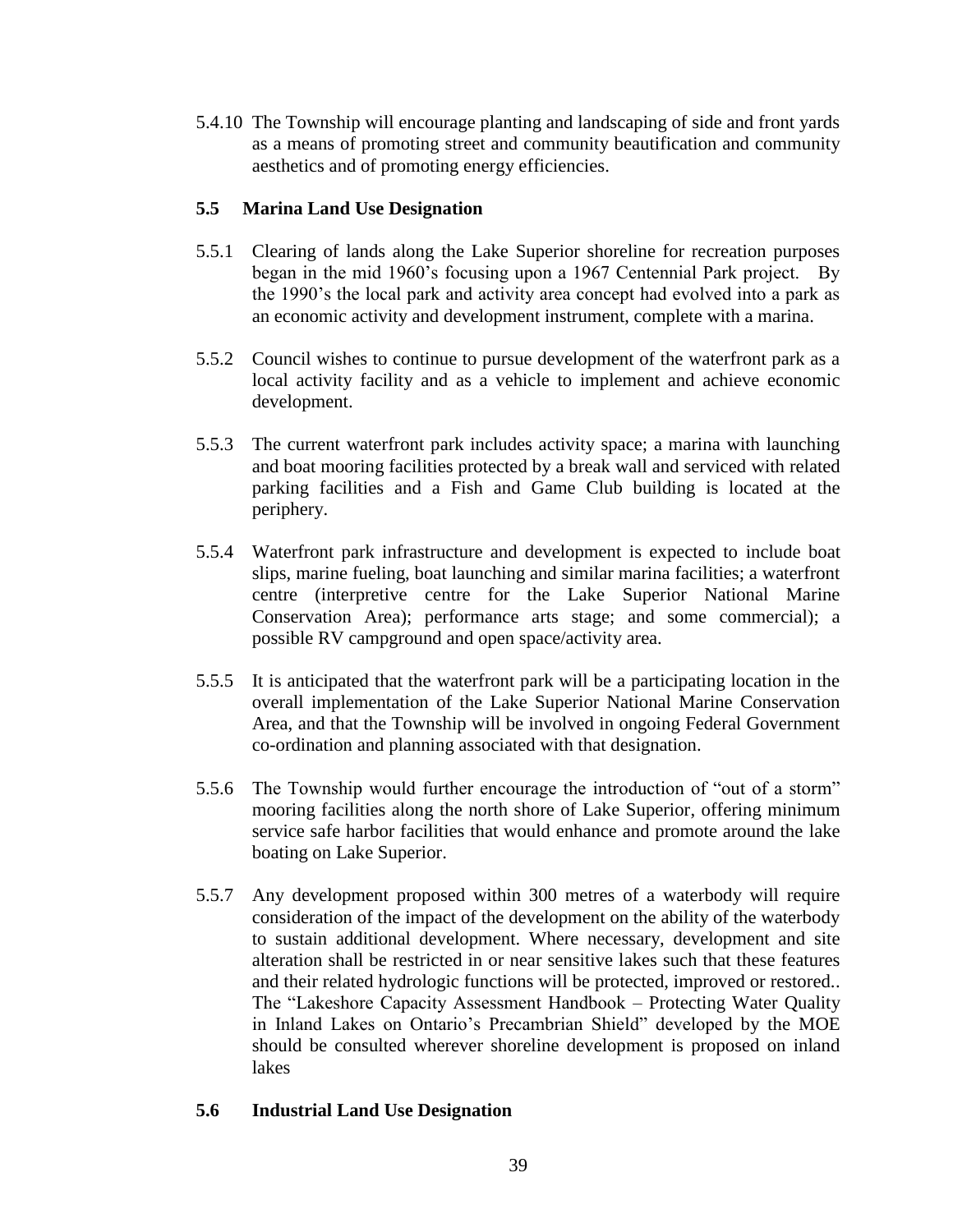5.4.10 The Township will encourage planting and landscaping of side and front yards as a means of promoting street and community beautification and community aesthetics and of promoting energy efficiencies.

## 5.5 Marina Land Use Designation

5.5.1 Clearing of lands along the Lake Superior shoreline for recreation purposes began in the mid 1960's focusing upon a 1967 Centennial Park project. By the 1990's the local park and activity area concept had evolved into a park as an economic activity and development instrument, complete with a marina.

5.5.2 Council wishes to continue to pursue development of the waterfront park as a local activity facility and as a vehicle to implement and achieve economic development.

5.5.3 The current waterfront park includes activity space; a marina with launching and boat mooring facilities protected by a break wall and serviced with related parking facilities and a Fish and Game Club building is located at the periphery.

5.5.4 Waterfront park infrastructure and development is expected to include boat slips, marine fueling, boat launching and similar marina facilities; a waterfront centre (interpretive centre for the Lake Superior National Marine Conservation Area); performance arts stage; and some commercial); a possible RV campground and open space/activity area.

5.5.5 It is anticipated that the waterfront park will be a participating location in the overall implementation of the Lake Superior National Marine Conservation Area, and that the Township will be involved in ongoing Federal Government co-ordination and planning associated with that designation.

5.5.6 The Township would further encourage the introduction of "out of a storm" mooring facilities along the north shore of Lake Superior, offering minimum service safe harbor facilities that would enhance and promote around the lake boating on Lake Superior.

5.5.7 Any development proposed within 300 metres of a waterbody will require consideration of the impact of the development on the ability of the waterbody to sustain additional development. Where necessary, development and site alteration shall be restricted in or near sensitive lakes such that these features and their related hydrologic functions will be protected, improved or restored.. The "Lakeshore Capacity Assessment Handbook – Protecting Water Quality in Inland Lakes on Ontario's Precambrian Shield" developed by the MOE should be consulted wherever shoreline development is proposed on inland lakes

## 5.6 Industrial Land Use Designation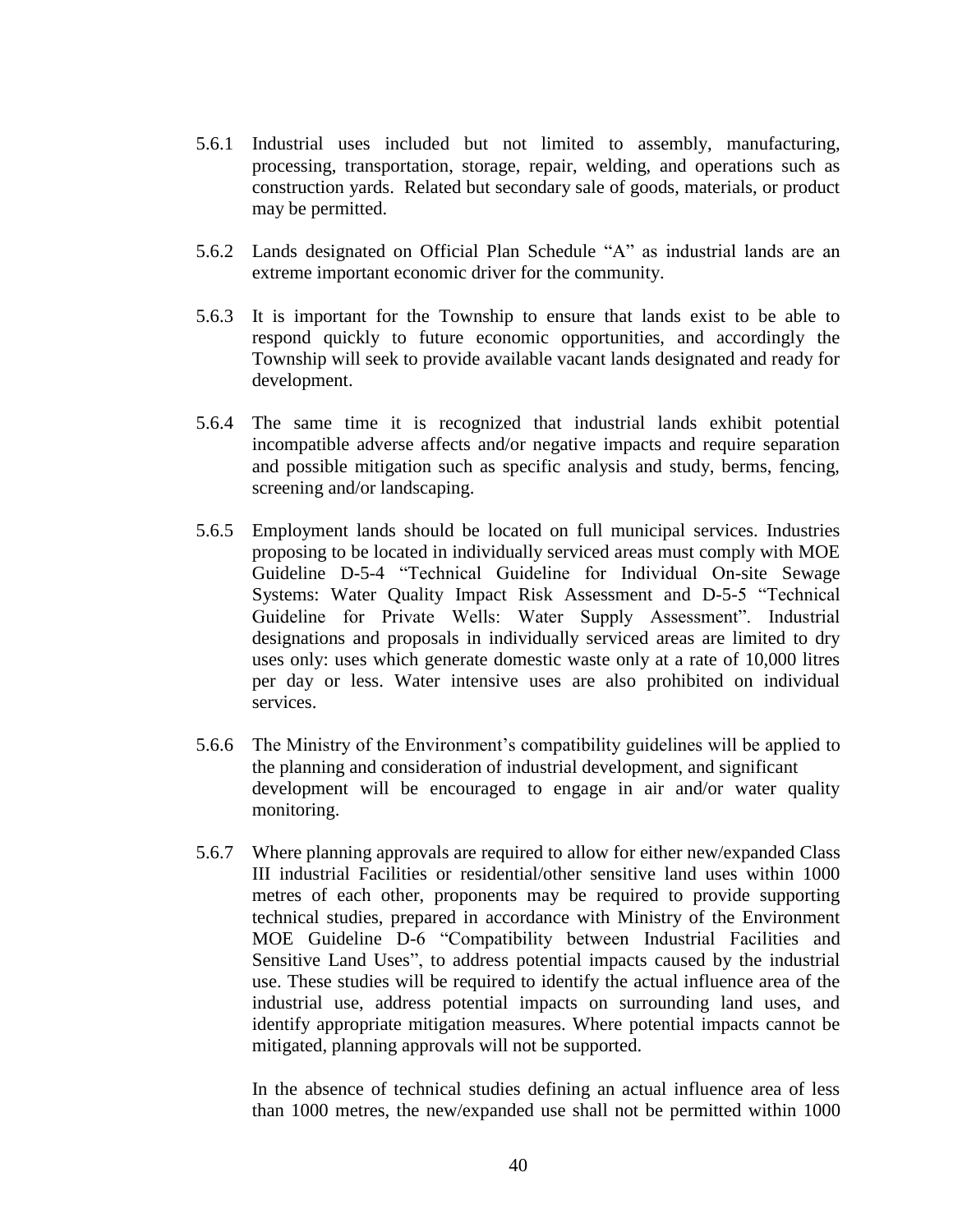5.6.1 Industrial uses included but not limited to assembly, manufacturing, processing, transportation, storage, repair, welding, and operations such as construction yards. Related but secondary sale of goods, materials, or product may be permitted.

5.6.2 Lands designated on Official Plan Schedule "A" as industrial lands are an extreme important economic driver for the community.

5.6.3 It is important for the Township to ensure that lands exist to be able to respond quickly to future economic opportunities, and accordingly the Township will seek to provide available vacant lands designated and ready for development.

5.6.4 The same time it is recognized that industrial lands exhibit potential incompatible adverse affects and/or negative impacts and require separation and possible mitigation such as specific analysis and study, berms, fencing, screening and/or landscaping.

5.6.5 Employment lands should be located on full municipal services. Industries proposing to be located in individually serviced areas must comply with MOE Guideline D-5-4 "Technical Guideline for Individual On-site Sewage Systems: Water Quality Impact Risk Assessment and D-5-5 "Technical Guideline for Private Wells: Water Supply Assessment". Industrial designations and proposals in individually serviced areas are limited to dry uses only: uses which generate domestic waste only at a rate of 10,000 litres per day or less. Water intensive uses are also prohibited on individual services.

5.6.6 The Ministry of the Environment's compatibility guidelines will be applied to the planning and consideration of industrial development, and significant development will be encouraged to engage in air and/or water quality monitoring.

5.6.7 Where planning approvals are required to allow for either new/expanded Class III industrial Facilities or residential/other sensitive land uses within 1000 metres of each other, proponents may be required to provide supporting technical studies, prepared in accordance with Ministry of the Environment MOE Guideline D-6 "Compatibility between Industrial Facilities and Sensitive Land Uses", to address potential impacts caused by the industrial use. These studies will be required to identify the actual influence area of the industrial use, address potential impacts on surrounding land uses, and identify appropriate mitigation measures. Where potential impacts cannot be mitigated, planning approvals will not be supported.

In the absence of technical studies defining an actual influence area of less than 1000 metres, the new/expanded use shall not be permitted within 1000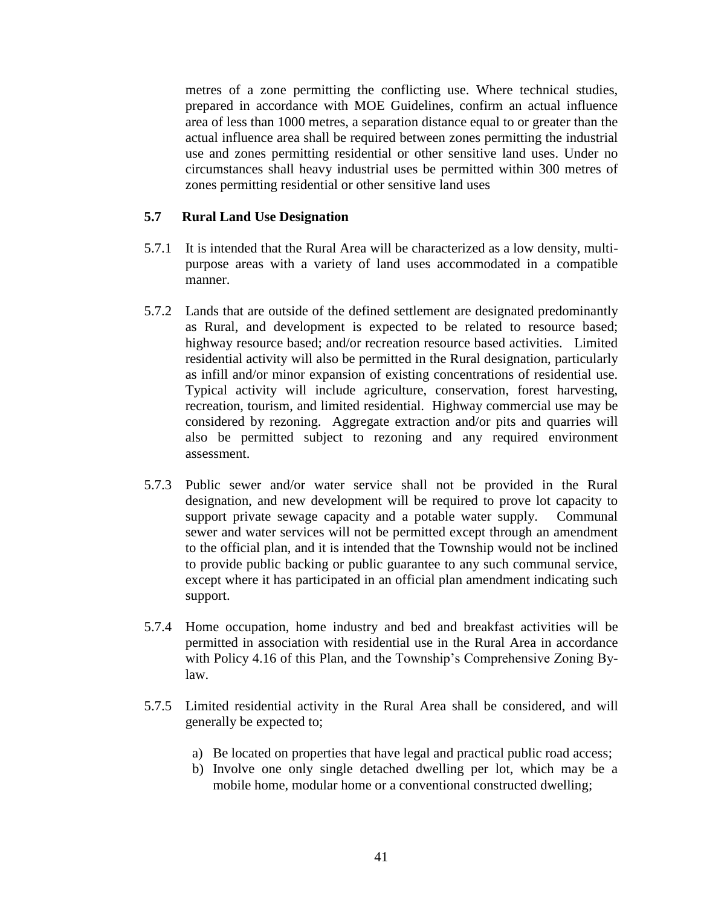metres of a zone permitting the conflicting use. Where technical studies, prepared in accordance with MOE Guidelines, confirm an actual influence area of less than 1000 metres, a separation distance equal to or greater than the actual influence area shall be required between zones permitting the industrial use and zones permitting residential or other sensitive land uses. Under no circumstances shall heavy industrial uses be permitted within 300 metres of zones permitting residential or other sensitive land uses

### 5.7 Rural Land Use Designation

5.7.1 It is intended that the Rural Area will be characterized as a low density, multi-purpose areas with a variety of land uses accommodated in a compatible manner.

5.7.2 Lands that are outside of the defined settlement are designated predominantly as Rural, and development is expected to be related to resource based; highway resource based; and/or recreation resource based activities. Limited residential activity will also be permitted in the Rural designation, particularly as infill and/or minor expansion of existing concentrations of residential use. Typical activity will include agriculture, conservation, forest harvesting, recreation, tourism, and limited residential. Highway commercial use may be considered by rezoning. Aggregate extraction and/or pits and quarries will also be permitted subject to rezoning and any required environment assessment.

5.7.3 Public sewer and/or water service shall not be provided in the Rural designation, and new development will be required to prove lot capacity to support private sewage capacity and a potable water supply. Communal sewer and water services will not be permitted except through an amendment to the official plan, and it is intended that the Township would not be inclined to provide public backing or public guarantee to any such communal service, except where it has participated in an official plan amendment indicating such support.

5.7.4 Home occupation, home industry and bed and breakfast activities will be permitted in association with residential use in the Rural Area in accordance with Policy 4.16 of this Plan, and the Township's Comprehensive Zoning By-law.

5.7.5 Limited residential activity in the Rural Area shall be considered, and will generally be expected to;

a) Be located on properties that have legal and practical public road access;
b) Involve one only single detached dwelling per lot, which may be a mobile home, modular home or a conventional constructed dwelling;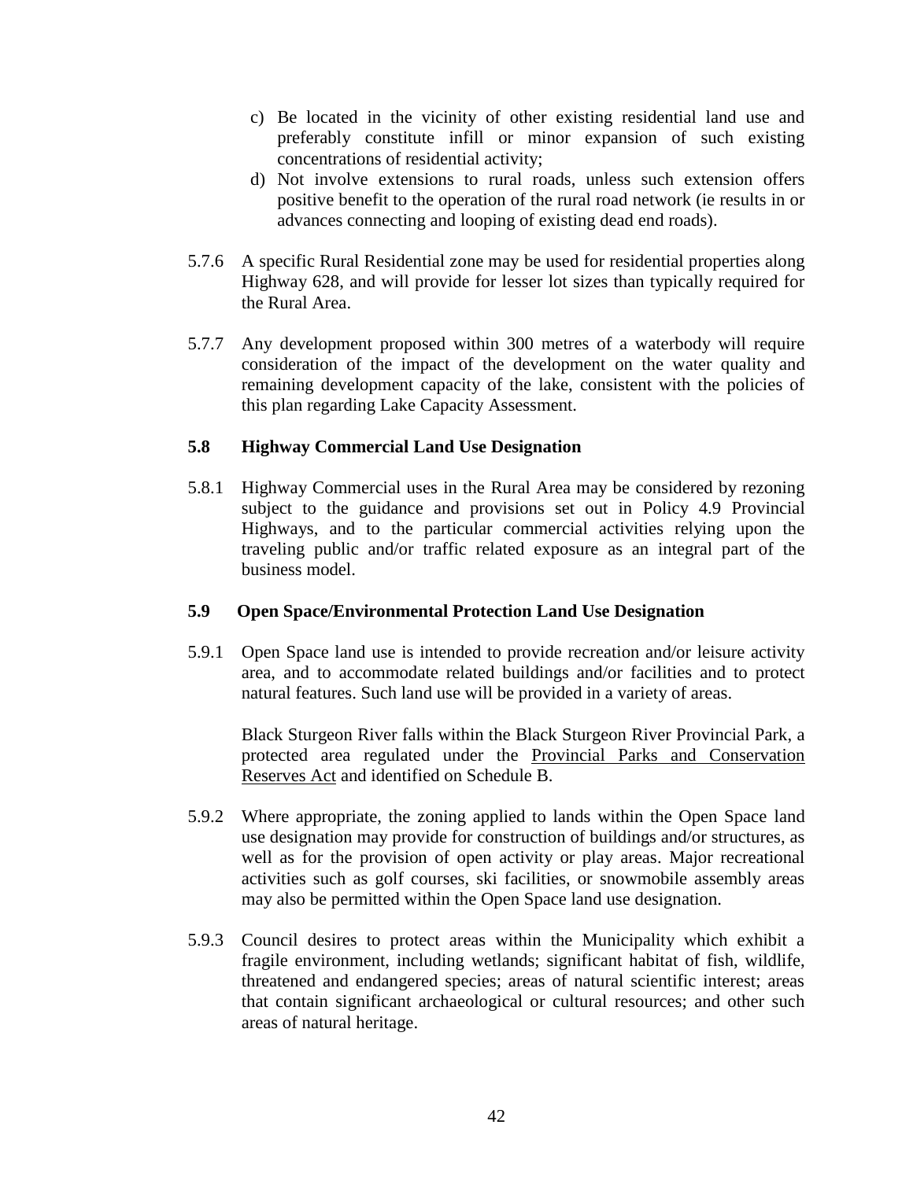c) Be located in the vicinity of other existing residential land use and preferably constitute infill or minor expansion of such existing concentrations of residential activity;
d) Not involve extensions to rural roads, unless such extension offers positive benefit to the operation of the rural road network (ie results in or advances connecting and looping of existing dead end roads).

5.7.6 A specific Rural Residential zone may be used for residential properties along Highway 628, and will provide for lesser lot sizes than typically required for the Rural Area.

5.7.7 Any development proposed within 300 metres of a waterbody will require consideration of the impact of the development on the water quality and remaining development capacity of the lake, consistent with the policies of this plan regarding Lake Capacity Assessment.

## 5.8 Highway Commercial Land Use Designation

5.8.1 Highway Commercial uses in the Rural Area may be considered by rezoning subject to the guidance and provisions set out in Policy 4.9 Provincial Highways, and to the particular commercial activities relying upon the traveling public and/or traffic related exposure as an integral part of the business model.

## 5.9 Open Space/Environmental Protection Land Use Designation

5.9.1 Open Space land use is intended to provide recreation and/or leisure activity area, and to accommodate related buildings and/or facilities and to protect natural features. Such land use will be provided in a variety of areas.

Black Sturgeon River falls within the Black Sturgeon River Provincial Park, a protected area regulated under the Provincial Parks and Conservation Reserves Act and identified on Schedule B.

5.9.2 Where appropriate, the zoning applied to lands within the Open Space land use designation may provide for construction of buildings and/or structures, as well as for the provision of open activity or play areas. Major recreational activities such as golf courses, ski facilities, or snowmobile assembly areas may also be permitted within the Open Space land use designation.

5.9.3 Council desires to protect areas within the Municipality which exhibit a fragile environment, including wetlands; significant habitat of fish, wildlife, threatened and endangered species; areas of natural scientific interest; areas that contain significant archaeological or cultural resources; and other such areas of natural heritage.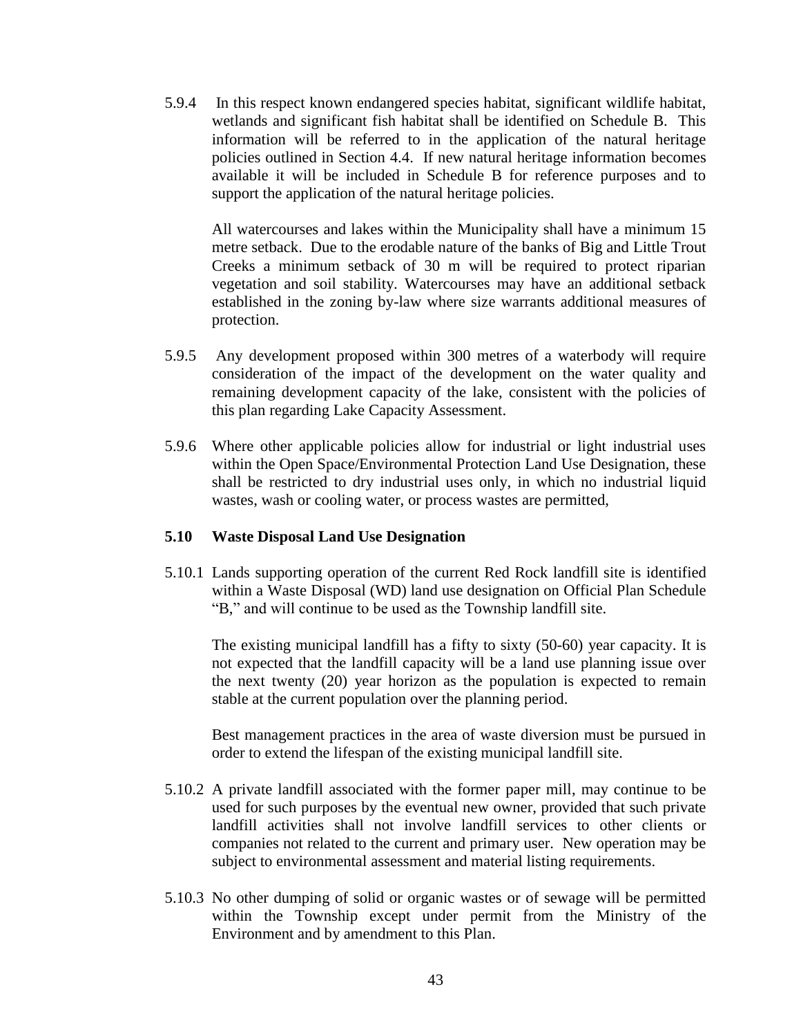5.9.4 In this respect known endangered species habitat, significant wildlife habitat, wetlands and significant fish habitat shall be identified on Schedule B. This information will be referred to in the application of the natural heritage policies outlined in Section 4.4. If new natural heritage information becomes available it will be included in Schedule B for reference purposes and to support the application of the natural heritage policies.

All watercourses and lakes within the Municipality shall have a minimum 15 metre setback. Due to the erodable nature of the banks of Big and Little Trout Creeks a minimum setback of 30 m will be required to protect riparian vegetation and soil stability. Watercourses may have an additional setback established in the zoning by-law where size warrants additional measures of protection.

5.9.5 Any development proposed within 300 metres of a waterbody will require consideration of the impact of the development on the water quality and remaining development capacity of the lake, consistent with the policies of this plan regarding Lake Capacity Assessment.

5.9.6 Where other applicable policies allow for industrial or light industrial uses within the Open Space/Environmental Protection Land Use Designation, these shall be restricted to dry industrial uses only, in which no industrial liquid wastes, wash or cooling water, or process wastes are permitted,

### 5.10 Waste Disposal Land Use Designation

5.10.1 Lands supporting operation of the current Red Rock landfill site is identified within a Waste Disposal (WD) land use designation on Official Plan Schedule "B," and will continue to be used as the Township landfill site.

The existing municipal landfill has a fifty to sixty (50-60) year capacity. It is not expected that the landfill capacity will be a land use planning issue over the next twenty (20) year horizon as the population is expected to remain stable at the current population over the planning period.

Best management practices in the area of waste diversion must be pursued in order to extend the lifespan of the existing municipal landfill site.

5.10.2 A private landfill associated with the former paper mill, may continue to be used for such purposes by the eventual new owner, provided that such private landfill activities shall not involve landfill services to other clients or companies not related to the current and primary user. New operation may be subject to environmental assessment and material listing requirements.

5.10.3 No other dumping of solid or organic wastes or of sewage will be permitted within the Township except under permit from the Ministry of the Environment and by amendment to this Plan.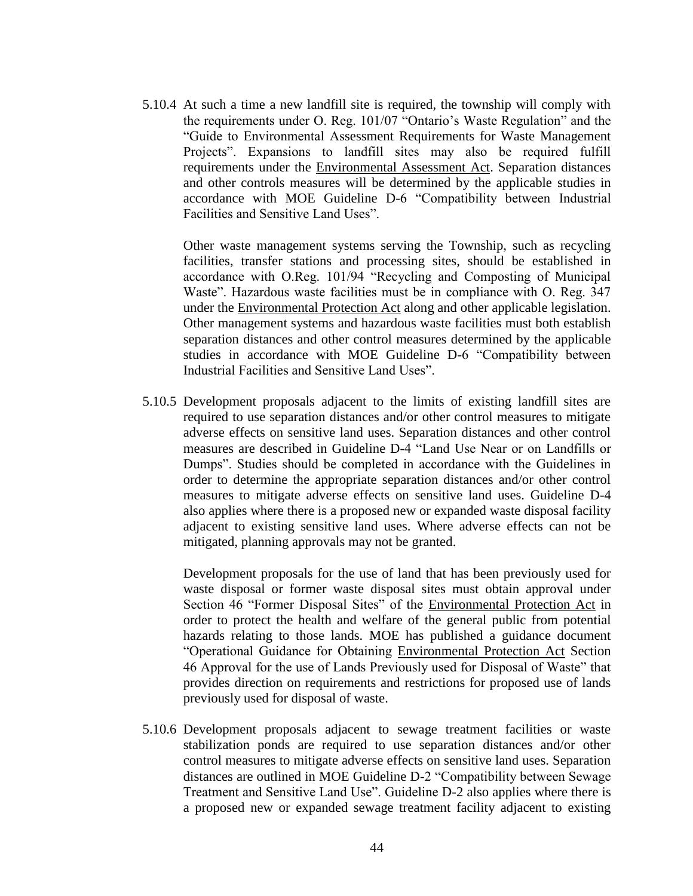5.10.4 At such a time a new landfill site is required, the township will comply with the requirements under O. Reg. 101/07 "Ontario's Waste Regulation" and the "Guide to Environmental Assessment Requirements for Waste Management Projects". Expansions to landfill sites may also be required fulfill requirements under the Environmental Assessment Act. Separation distances and other controls measures will be determined by the applicable studies in accordance with MOE Guideline D-6 "Compatibility between Industrial Facilities and Sensitive Land Uses".

Other waste management systems serving the Township, such as recycling facilities, transfer stations and processing sites, should be established in accordance with O.Reg. 101/94 "Recycling and Composting of Municipal Waste". Hazardous waste facilities must be in compliance with O. Reg. 347 under the Environmental Protection Act along and other applicable legislation. Other management systems and hazardous waste facilities must both establish separation distances and other control measures determined by the applicable studies in accordance with MOE Guideline D-6 "Compatibility between Industrial Facilities and Sensitive Land Uses".

5.10.5 Development proposals adjacent to the limits of existing landfill sites are required to use separation distances and/or other control measures to mitigate adverse effects on sensitive land uses. Separation distances and other control measures are described in Guideline D-4 "Land Use Near or on Landfills or Dumps". Studies should be completed in accordance with the Guidelines in order to determine the appropriate separation distances and/or other control measures to mitigate adverse effects on sensitive land uses. Guideline D-4 also applies where there is a proposed new or expanded waste disposal facility adjacent to existing sensitive land uses. Where adverse effects can not be mitigated, planning approvals may not be granted.

Development proposals for the use of land that has been previously used for waste disposal or former waste disposal sites must obtain approval under Section 46 "Former Disposal Sites" of the Environmental Protection Act in order to protect the health and welfare of the general public from potential hazards relating to those lands. MOE has published a guidance document "Operational Guidance for Obtaining Environmental Protection Act Section 46 Approval for the use of Lands Previously used for Disposal of Waste" that provides direction on requirements and restrictions for proposed use of lands previously used for disposal of waste.

5.10.6 Development proposals adjacent to sewage treatment facilities or waste stabilization ponds are required to use separation distances and/or other control measures to mitigate adverse effects on sensitive land uses. Separation distances are outlined in MOE Guideline D-2 "Compatibility between Sewage Treatment and Sensitive Land Use". Guideline D-2 also applies where there is a proposed new or expanded sewage treatment facility adjacent to existing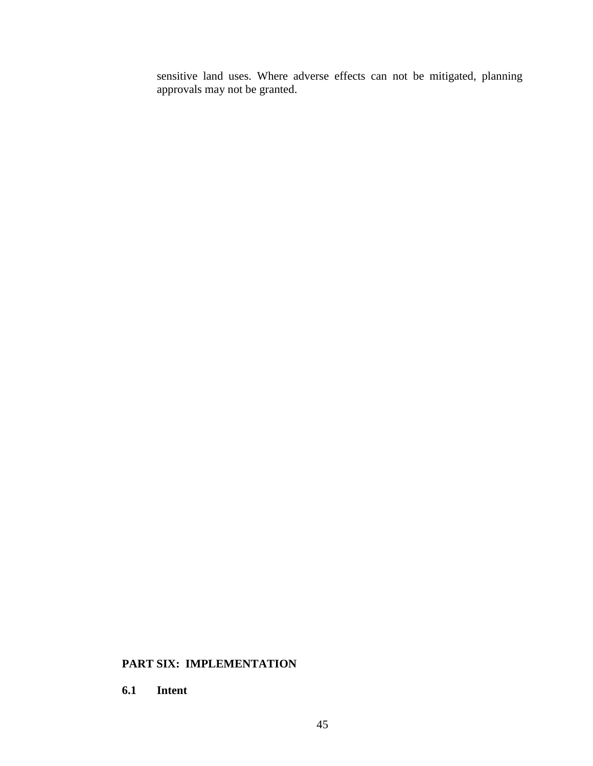sensitive land uses. Where adverse effects can not be mitigated, planning approvals may not be granted.

## PART SIX: IMPLEMENTATION

### 6.1 Intent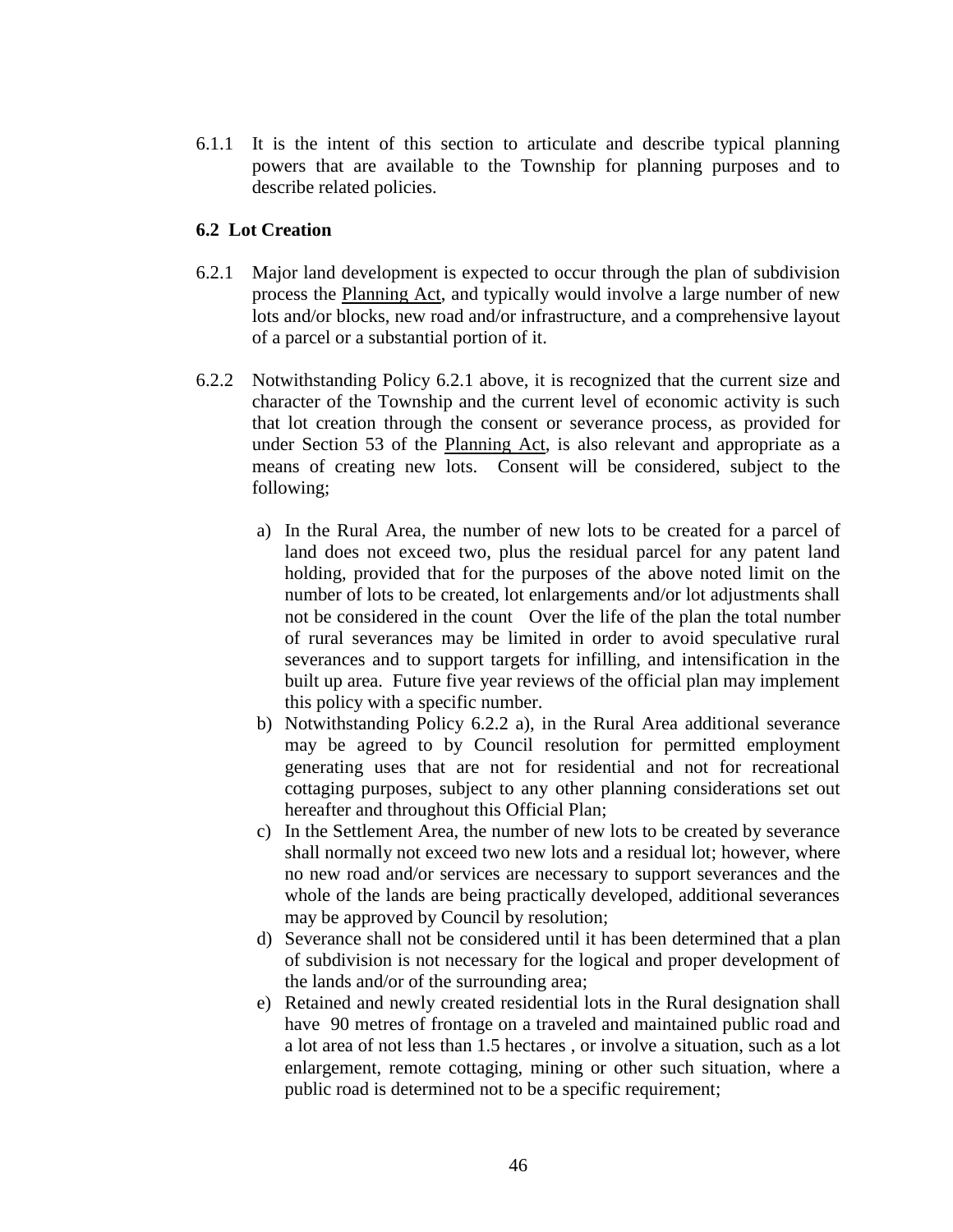6.1.1 It is the intent of this section to articulate and describe typical planning powers that are available to the Township for planning purposes and to describe related policies.

### 6.2 Lot Creation

6.2.1 Major land development is expected to occur through the plan of subdivision process the Planning Act, and typically would involve a large number of new lots and/or blocks, new road and/or infrastructure, and a comprehensive layout of a parcel or a substantial portion of it.

6.2.2 Notwithstanding Policy 6.2.1 above, it is recognized that the current size and character of the Township and the current level of economic activity is such that lot creation through the consent or severance process, as provided for under Section 53 of the Planning Act, is also relevant and appropriate as a means of creating new lots. Consent will be considered, subject to the following;

a) In the Rural Area, the number of new lots to be created for a parcel of land does not exceed two, plus the residual parcel for any patent land holding, provided that for the purposes of the above noted limit on the number of lots to be created, lot enlargements and/or lot adjustments shall not be considered in the count Over the life of the plan the total number of rural severances may be limited in order to avoid speculative rural severances and to support targets for infilling, and intensification in the built up area. Future five year reviews of the official plan may implement this policy with a specific number.

b) Notwithstanding Policy 6.2.2 a), in the Rural Area additional severance may be agreed to by Council resolution for permitted employment generating uses that are not for residential and not for recreational cottaging purposes, subject to any other planning considerations set out hereafter and throughout this Official Plan;

c) In the Settlement Area, the number of new lots to be created by severance shall normally not exceed two new lots and a residual lot; however, where no new road and/or services are necessary to support severances and the whole of the lands are being practically developed, additional severances may be approved by Council by resolution;

d) Severance shall not be considered until it has been determined that a plan of subdivision is not necessary for the logical and proper development of the lands and/or of the surrounding area;

e) Retained and newly created residential lots in the Rural designation shall have 90 metres of frontage on a traveled and maintained public road and a lot area of not less than 1.5 hectares , or involve a situation, such as a lot enlargement, remote cottaging, mining or other such situation, where a public road is determined not to be a specific requirement;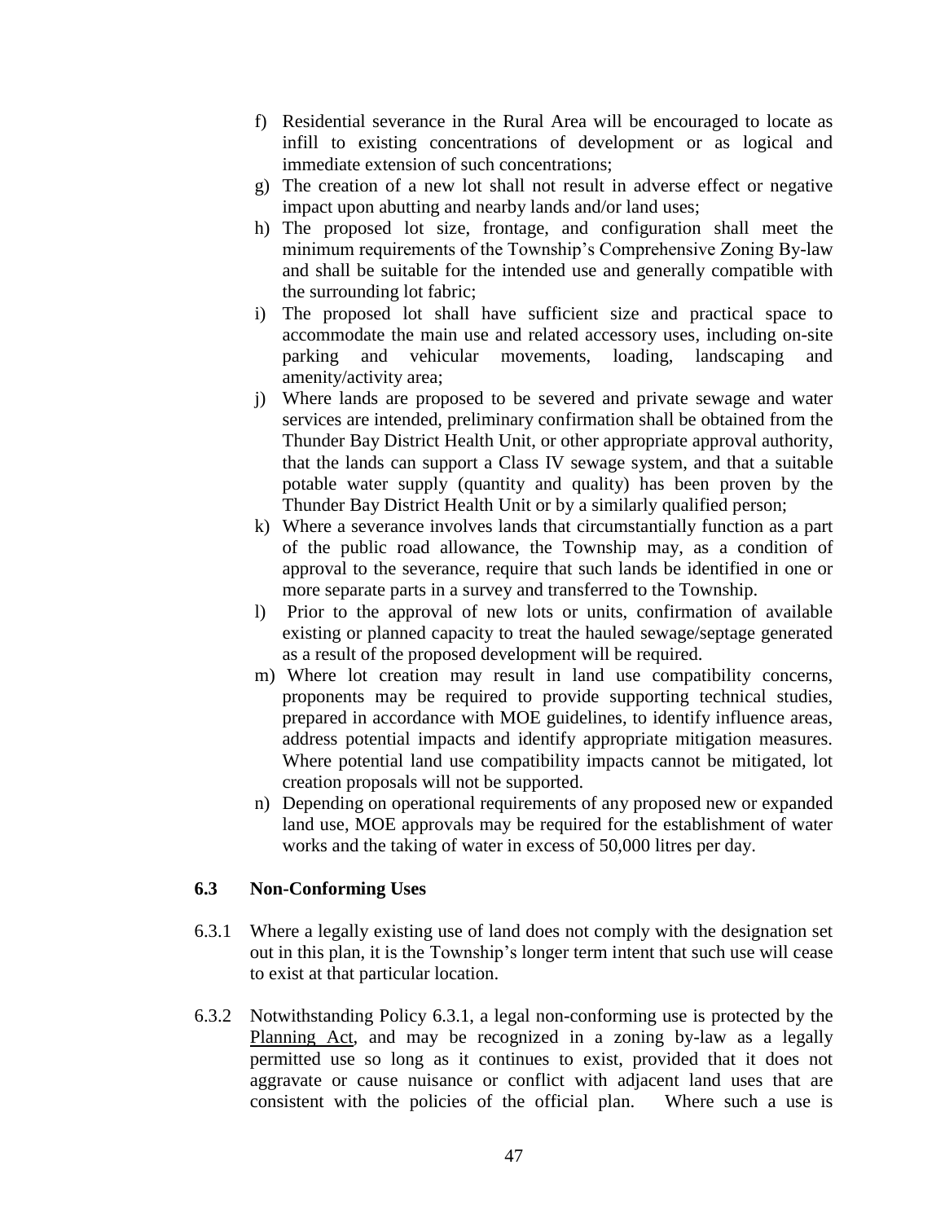f) Residential severance in the Rural Area will be encouraged to locate as infill to existing concentrations of development or as logical and immediate extension of such concentrations;
g) The creation of a new lot shall not result in adverse effect or negative impact upon abutting and nearby lands and/or land uses;
h) The proposed lot size, frontage, and configuration shall meet the minimum requirements of the Township's Comprehensive Zoning By-law and shall be suitable for the intended use and generally compatible with the surrounding lot fabric;
i) The proposed lot shall have sufficient size and practical space to accommodate the main use and related accessory uses, including on-site parking and vehicular movements, loading, landscaping and amenity/activity area;
j) Where lands are proposed to be severed and private sewage and water services are intended, preliminary confirmation shall be obtained from the Thunder Bay District Health Unit, or other appropriate approval authority, that the lands can support a Class IV sewage system, and that a suitable potable water supply (quantity and quality) has been proven by the Thunder Bay District Health Unit or by a similarly qualified person;
k) Where a severance involves lands that circumstantially function as a part of the public road allowance, the Township may, as a condition of approval to the severance, require that such lands be identified in one or more separate parts in a survey and transferred to the Township.
l) Prior to the approval of new lots or units, confirmation of available existing or planned capacity to treat the hauled sewage/septage generated as a result of the proposed development will be required.
m) Where lot creation may result in land use compatibility concerns, proponents may be required to provide supporting technical studies, prepared in accordance with MOE guidelines, to identify influence areas, address potential impacts and identify appropriate mitigation measures. Where potential land use compatibility impacts cannot be mitigated, lot creation proposals will not be supported.
n) Depending on operational requirements of any proposed new or expanded land use, MOE approvals may be required for the establishment of water works and the taking of water in excess of 50,000 litres per day.

### 6.3 Non-Conforming Uses

6.3.1 Where a legally existing use of land does not comply with the designation set out in this plan, it is the Township's longer term intent that such use will cease to exist at that particular location.

6.3.2 Notwithstanding Policy 6.3.1, a legal non-conforming use is protected by the Planning Act, and may be recognized in a zoning by-law as a legally permitted use so long as it continues to exist, provided that it does not aggravate or cause nuisance or conflict with adjacent land uses that are consistent with the policies of the official plan. Where such a use is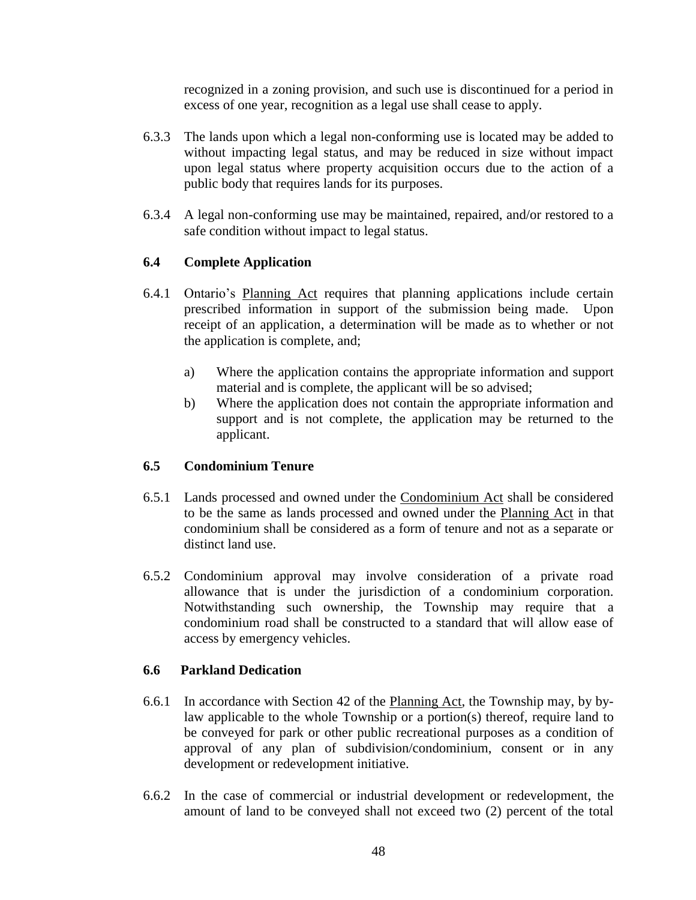recognized in a zoning provision, and such use is discontinued for a period in excess of one year, recognition as a legal use shall cease to apply.

6.3.3 The lands upon which a legal non-conforming use is located may be added to without impacting legal status, and may be reduced in size without impact upon legal status where property acquisition occurs due to the action of a public body that requires lands for its purposes.

6.3.4 A legal non-conforming use may be maintained, repaired, and/or restored to a safe condition without impact to legal status.

### 6.4 Complete Application

6.4.1 Ontario's Planning Act requires that planning applications include certain prescribed information in support of the submission being made. Upon receipt of an application, a determination will be made as to whether or not the application is complete, and;

a) Where the application contains the appropriate information and support material and is complete, the applicant will be so advised;

b) Where the application does not contain the appropriate information and support and is not complete, the application may be returned to the applicant.

### 6.5 Condominium Tenure

6.5.1 Lands processed and owned under the Condominium Act shall be considered to be the same as lands processed and owned under the Planning Act in that condominium shall be considered as a form of tenure and not as a separate or distinct land use.

6.5.2 Condominium approval may involve consideration of a private road allowance that is under the jurisdiction of a condominium corporation. Notwithstanding such ownership, the Township may require that a condominium road shall be constructed to a standard that will allow ease of access by emergency vehicles.

### 6.6 Parkland Dedication

6.6.1 In accordance with Section 42 of the Planning Act, the Township may, by by-law applicable to the whole Township or a portion(s) thereof, require land to be conveyed for park or other public recreational purposes as a condition of approval of any plan of subdivision/condominium, consent or in any development or redevelopment initiative.

6.6.2 In the case of commercial or industrial development or redevelopment, the amount of land to be conveyed shall not exceed two (2) percent of the total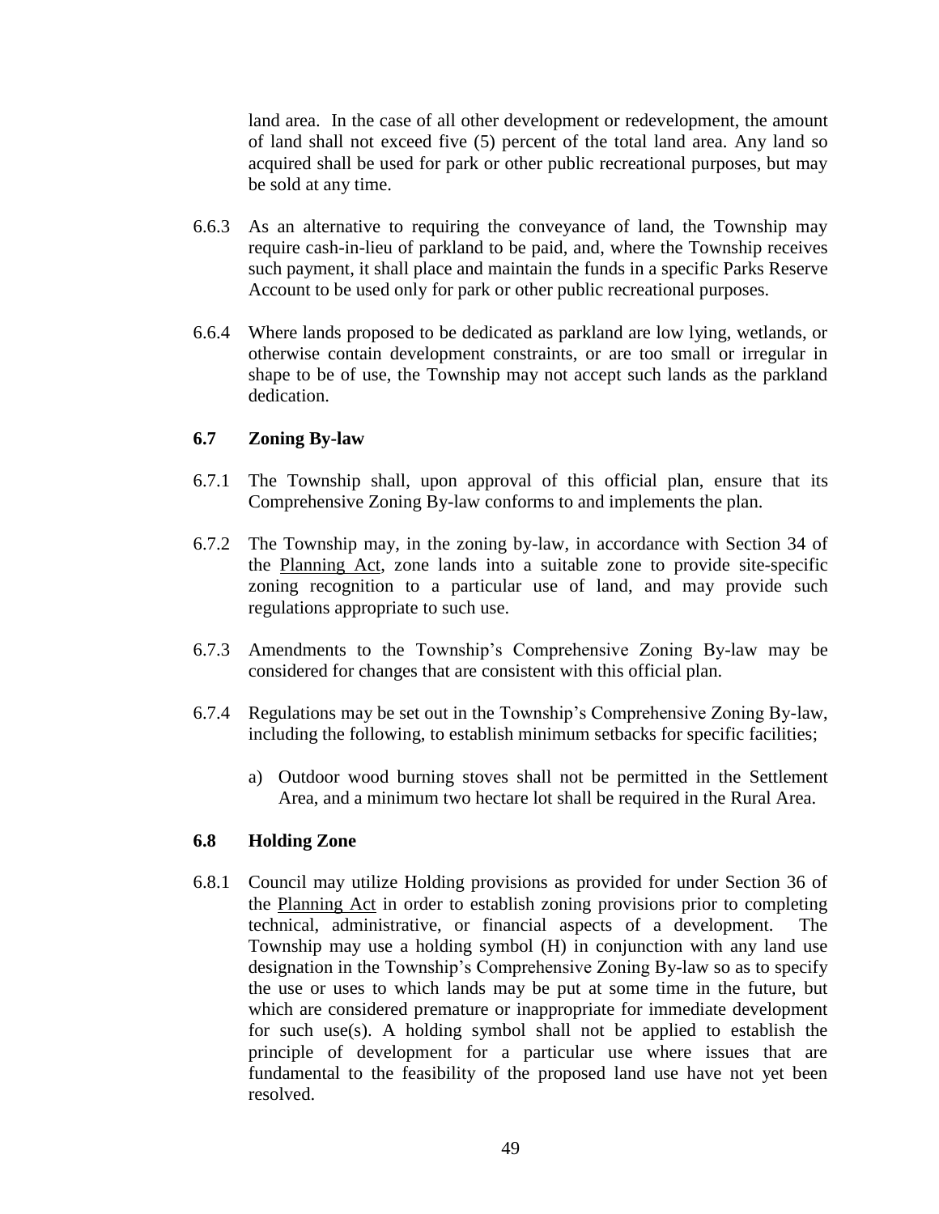land area. In the case of all other development or redevelopment, the amount of land shall not exceed five (5) percent of the total land area. Any land so acquired shall be used for park or other public recreational purposes, but may be sold at any time.

6.6.3 As an alternative to requiring the conveyance of land, the Township may require cash-in-lieu of parkland to be paid, and, where the Township receives such payment, it shall place and maintain the funds in a specific Parks Reserve Account to be used only for park or other public recreational purposes.

6.6.4 Where lands proposed to be dedicated as parkland are low lying, wetlands, or otherwise contain development constraints, or are too small or irregular in shape to be of use, the Township may not accept such lands as the parkland dedication.

### 6.7 Zoning By-law

6.7.1 The Township shall, upon approval of this official plan, ensure that its Comprehensive Zoning By-law conforms to and implements the plan.

6.7.2 The Township may, in the zoning by-law, in accordance with Section 34 of the Planning Act, zone lands into a suitable zone to provide site-specific zoning recognition to a particular use of land, and may provide such regulations appropriate to such use.

6.7.3 Amendments to the Township's Comprehensive Zoning By-law may be considered for changes that are consistent with this official plan.

6.7.4 Regulations may be set out in the Township's Comprehensive Zoning By-law, including the following, to establish minimum setbacks for specific facilities;

a) Outdoor wood burning stoves shall not be permitted in the Settlement Area, and a minimum two hectare lot shall be required in the Rural Area.

### 6.8 Holding Zone

6.8.1 Council may utilize Holding provisions as provided for under Section 36 of the Planning Act in order to establish zoning provisions prior to completing technical, administrative, or financial aspects of a development. The Township may use a holding symbol (H) in conjunction with any land use designation in the Township's Comprehensive Zoning By-law so as to specify the use or uses to which lands may be put at some time in the future, but which are considered premature or inappropriate for immediate development for such use(s). A holding symbol shall not be applied to establish the principle of development for a particular use where issues that are fundamental to the feasibility of the proposed land use have not yet been resolved.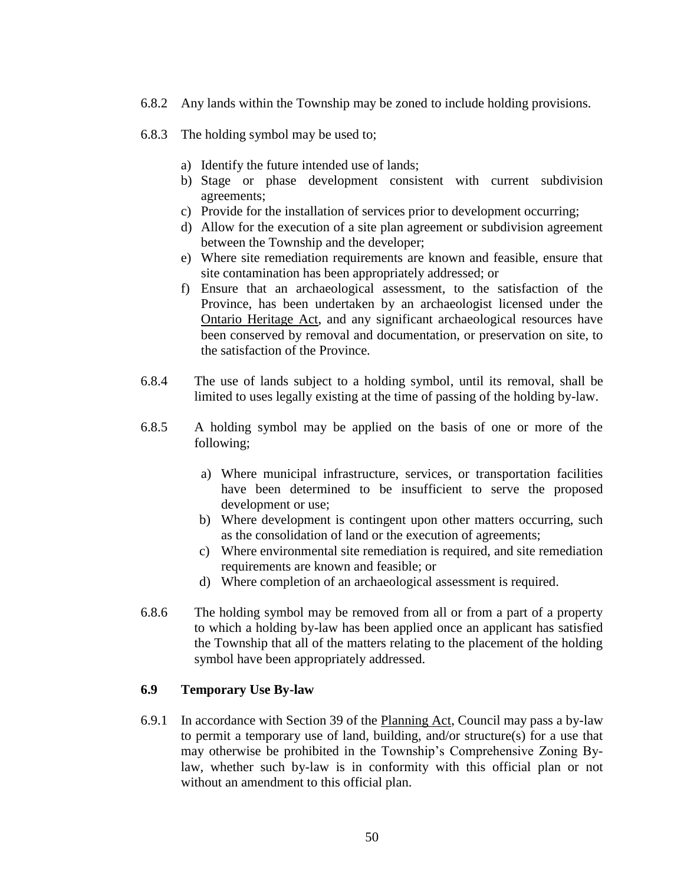6.8.2 Any lands within the Township may be zoned to include holding provisions.

6.8.3 The holding symbol may be used to;

a) Identify the future intended use of lands;
b) Stage or phase development consistent with current subdivision agreements;
c) Provide for the installation of services prior to development occurring;
d) Allow for the execution of a site plan agreement or subdivision agreement between the Township and the developer;
e) Where site remediation requirements are known and feasible, ensure that site contamination has been appropriately addressed; or
f) Ensure that an archaeological assessment, to the satisfaction of the Province, has been undertaken by an archaeologist licensed under the Ontario Heritage Act, and any significant archaeological resources have been conserved by removal and documentation, or preservation on site, to the satisfaction of the Province.

6.8.4 The use of lands subject to a holding symbol, until its removal, shall be limited to uses legally existing at the time of passing of the holding by-law.

6.8.5 A holding symbol may be applied on the basis of one or more of the following;

a) Where municipal infrastructure, services, or transportation facilities have been determined to be insufficient to serve the proposed development or use;
b) Where development is contingent upon other matters occurring, such as the consolidation of land or the execution of agreements;
c) Where environmental site remediation is required, and site remediation requirements are known and feasible; or
d) Where completion of an archaeological assessment is required.

6.8.6 The holding symbol may be removed from all or from a part of a property to which a holding by-law has been applied once an applicant has satisfied the Township that all of the matters relating to the placement of the holding symbol have been appropriately addressed.

### 6.9 Temporary Use By-law

6.9.1 In accordance with Section 39 of the Planning Act, Council may pass a by-law to permit a temporary use of land, building, and/or structure(s) for a use that may otherwise be prohibited in the Township's Comprehensive Zoning By-law, whether such by-law is in conformity with this official plan or not without an amendment to this official plan.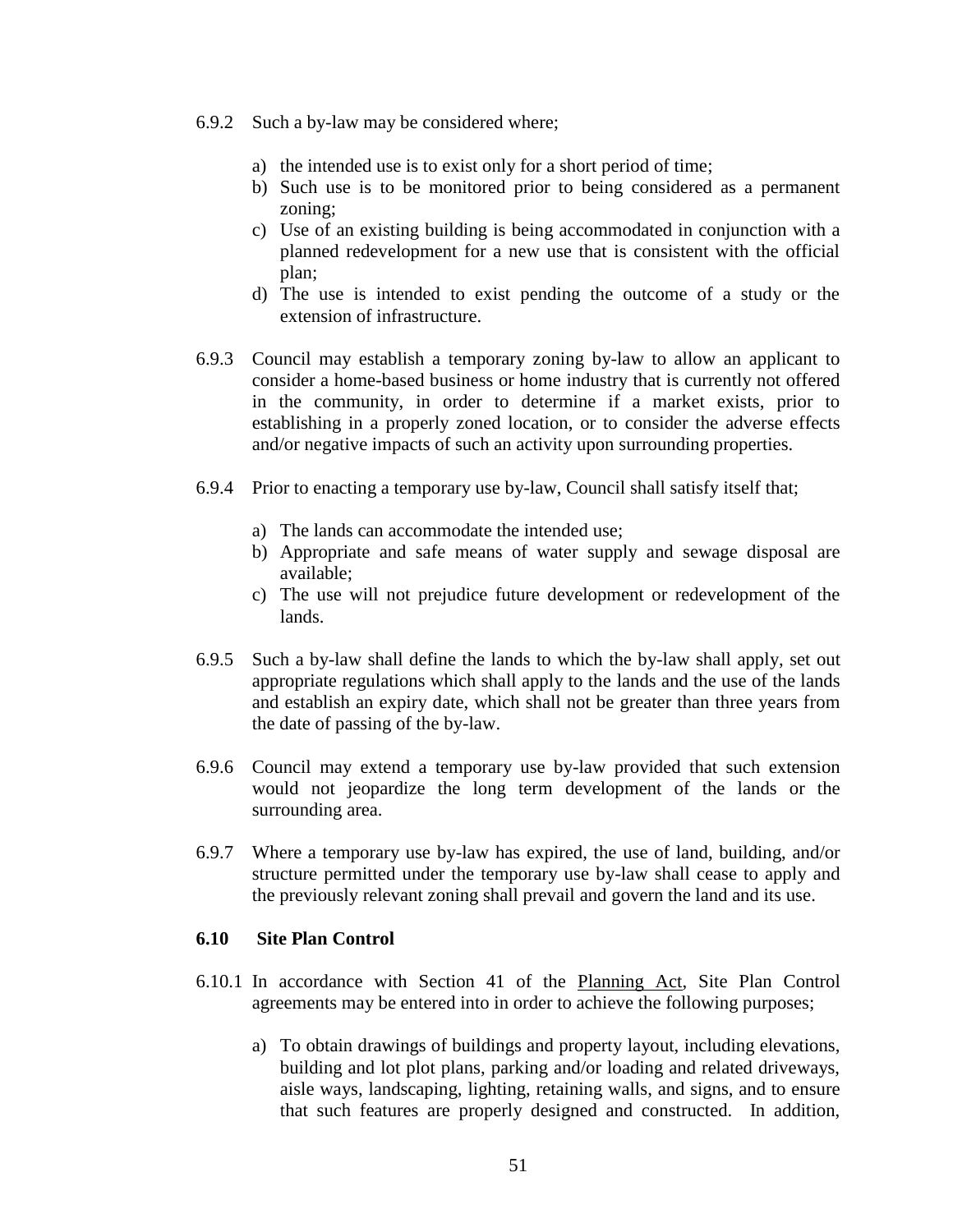6.9.2 Such a by-law may be considered where;

a) the intended use is to exist only for a short period of time;
b) Such use is to be monitored prior to being considered as a permanent zoning;
c) Use of an existing building is being accommodated in conjunction with a planned redevelopment for a new use that is consistent with the official plan;
d) The use is intended to exist pending the outcome of a study or the extension of infrastructure.

6.9.3 Council may establish a temporary zoning by-law to allow an applicant to consider a home-based business or home industry that is currently not offered in the community, in order to determine if a market exists, prior to establishing in a properly zoned location, or to consider the adverse effects and/or negative impacts of such an activity upon surrounding properties.

6.9.4 Prior to enacting a temporary use by-law, Council shall satisfy itself that;

a) The lands can accommodate the intended use;
b) Appropriate and safe means of water supply and sewage disposal are available;
c) The use will not prejudice future development or redevelopment of the lands.

6.9.5 Such a by-law shall define the lands to which the by-law shall apply, set out appropriate regulations which shall apply to the lands and the use of the lands and establish an expiry date, which shall not be greater than three years from the date of passing of the by-law.

6.9.6 Council may extend a temporary use by-law provided that such extension would not jeopardize the long term development of the lands or the surrounding area.

6.9.7 Where a temporary use by-law has expired, the use of land, building, and/or structure permitted under the temporary use by-law shall cease to apply and the previously relevant zoning shall prevail and govern the land and its use.

### 6.10 Site Plan Control

6.10.1 In accordance with Section 41 of the Planning Act, Site Plan Control agreements may be entered into in order to achieve the following purposes;

a) To obtain drawings of buildings and property layout, including elevations, building and lot plot plans, parking and/or loading and related driveways, aisle ways, landscaping, lighting, retaining walls, and signs, and to ensure that such features are properly designed and constructed. In addition,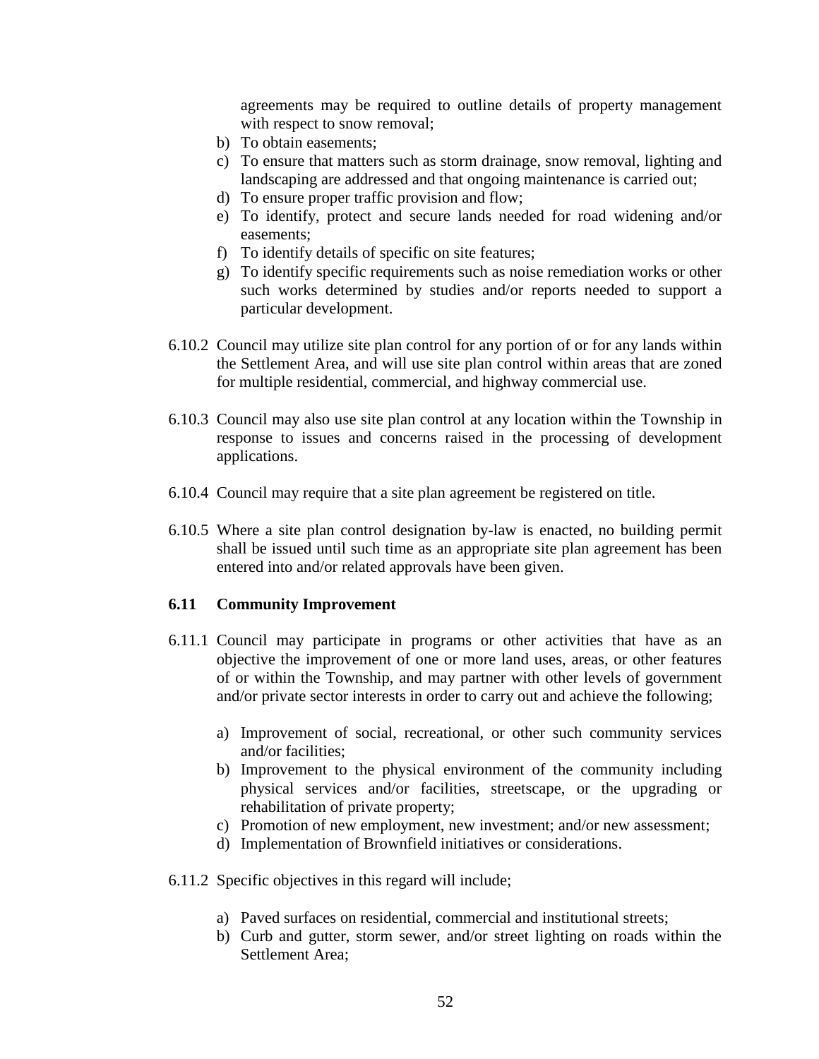agreements may be required to outline details of property management with respect to snow removal;

b) To obtain easements;
c) To ensure that matters such as storm drainage, snow removal, lighting and landscaping are addressed and that ongoing maintenance is carried out;
d) To ensure proper traffic provision and flow;
e) To identify, protect and secure lands needed for road widening and/or easements;
f) To identify details of specific on site features;
g) To identify specific requirements such as noise remediation works or other such works determined by studies and/or reports needed to support a particular development.

6.10.2 Council may utilize site plan control for any portion of or for any lands within the Settlement Area, and will use site plan control within areas that are zoned for multiple residential, commercial, and highway commercial use.

6.10.3 Council may also use site plan control at any location within the Township in response to issues and concerns raised in the processing of development applications.

6.10.4 Council may require that a site plan agreement be registered on title.

6.10.5 Where a site plan control designation by-law is enacted, no building permit shall be issued until such time as an appropriate site plan agreement has been entered into and/or related approvals have been given.

### 6.11 Community Improvement

6.11.1 Council may participate in programs or other activities that have as an objective the improvement of one or more land uses, areas, or other features of or within the Township, and may partner with other levels of government and/or private sector interests in order to carry out and achieve the following;

a) Improvement of social, recreational, or other such community services and/or facilities;
b) Improvement to the physical environment of the community including physical services and/or facilities, streetscape, or the upgrading or rehabilitation of private property;
c) Promotion of new employment, new investment; and/or new assessment;
d) Implementation of Brownfield initiatives or considerations.

6.11.2 Specific objectives in this regard will include;

a) Paved surfaces on residential, commercial and institutional streets;
b) Curb and gutter, storm sewer, and/or street lighting on roads within the Settlement Area;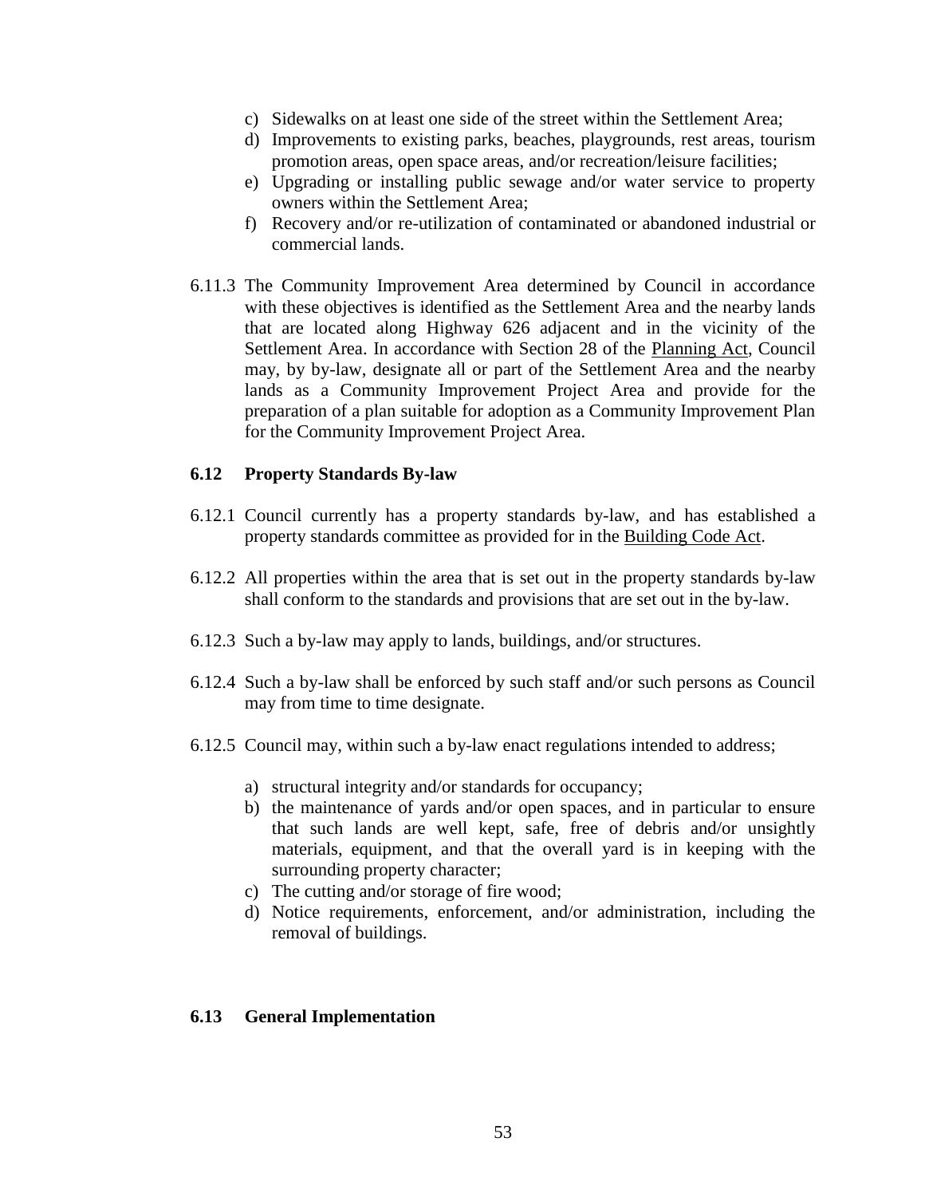c) Sidewalks on at least one side of the street within the Settlement Area;
d) Improvements to existing parks, beaches, playgrounds, rest areas, tourism promotion areas, open space areas, and/or recreation/leisure facilities;
e) Upgrading or installing public sewage and/or water service to property owners within the Settlement Area;
f) Recovery and/or re-utilization of contaminated or abandoned industrial or commercial lands.

6.11.3 The Community Improvement Area determined by Council in accordance with these objectives is identified as the Settlement Area and the nearby lands that are located along Highway 626 adjacent and in the vicinity of the Settlement Area. In accordance with Section 28 of the Planning Act, Council may, by by-law, designate all or part of the Settlement Area and the nearby lands as a Community Improvement Project Area and provide for the preparation of a plan suitable for adoption as a Community Improvement Plan for the Community Improvement Project Area.

### 6.12 Property Standards By-law

6.12.1 Council currently has a property standards by-law, and has established a property standards committee as provided for in the Building Code Act.

6.12.2 All properties within the area that is set out in the property standards by-law shall conform to the standards and provisions that are set out in the by-law.

6.12.3 Such a by-law may apply to lands, buildings, and/or structures.

6.12.4 Such a by-law shall be enforced by such staff and/or such persons as Council may from time to time designate.

6.12.5 Council may, within such a by-law enact regulations intended to address;

a) structural integrity and/or standards for occupancy;
b) the maintenance of yards and/or open spaces, and in particular to ensure that such lands are well kept, safe, free of debris and/or unsightly materials, equipment, and that the overall yard is in keeping with the surrounding property character;
c) The cutting and/or storage of fire wood;
d) Notice requirements, enforcement, and/or administration, including the removal of buildings.

### 6.13 General Implementation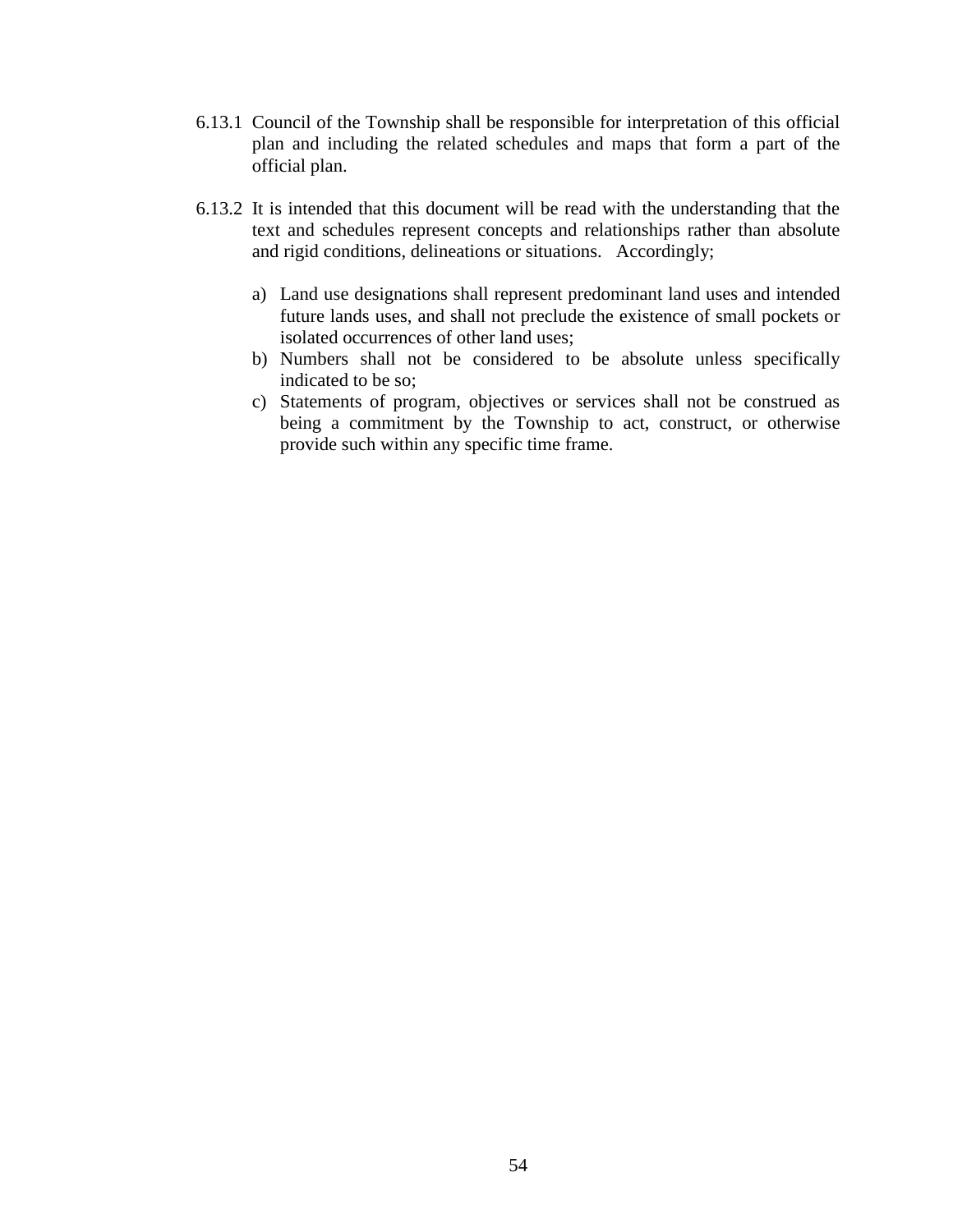6.13.1 Council of the Township shall be responsible for interpretation of this official plan and including the related schedules and maps that form a part of the official plan.

6.13.2 It is intended that this document will be read with the understanding that the text and schedules represent concepts and relationships rather than absolute and rigid conditions, delineations or situations. Accordingly;

a) Land use designations shall represent predominant land uses and intended future lands uses, and shall not preclude the existence of small pockets or isolated occurrences of other land uses;
b) Numbers shall not be considered to be absolute unless specifically indicated to be so;
c) Statements of program, objectives or services shall not be construed as being a commitment by the Township to act, construct, or otherwise provide such within any specific time frame.